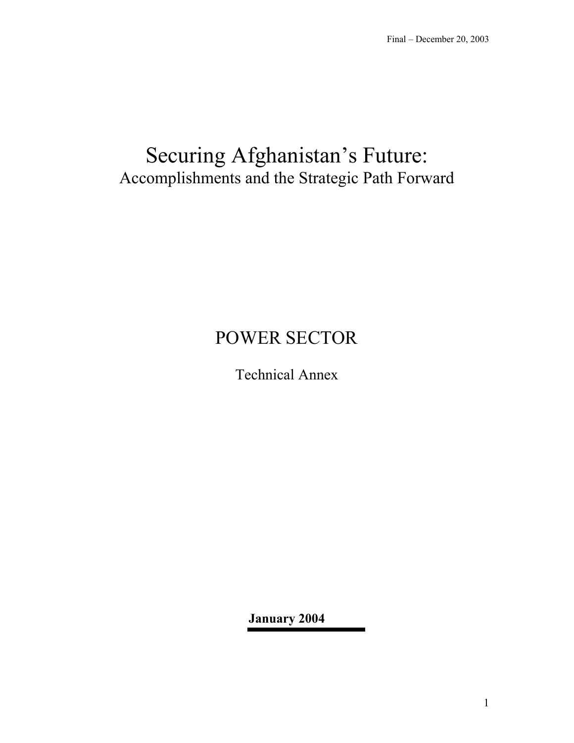Final – December 20, 2003

# Securing Afghanistan's Future:

## Accomplishments and the Strategic Path Forward

# POWER SECTOR

Technical Annex

**January 2004**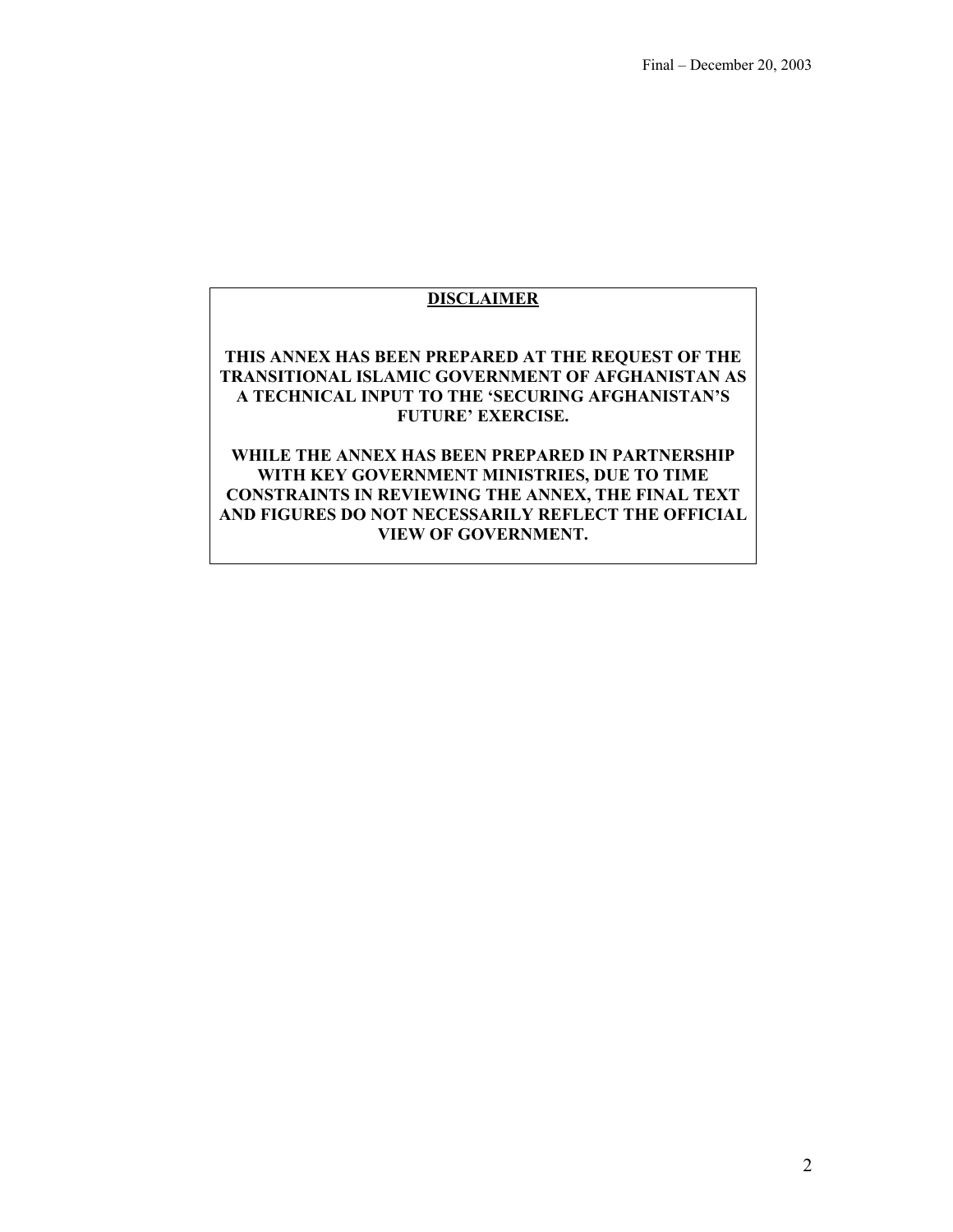**DISCLAIMER**

**THIS ANNEX HAS BEEN PREPARED AT THE REQUEST OF THE TRANSITIONAL ISLAMIC GOVERNMENT OF AFGHANISTAN AS A TECHNICAL INPUT TO THE 'SECURING AFGHANISTAN'S FUTURE' EXERCISE.**

**WHILE THE ANNEX HAS BEEN PREPARED IN PARTNERSHIP WITH KEY GOVERNMENT MINISTRIES, DUE TO TIME CONSTRAINTS IN REVIEWING THE ANNEX, THE FINAL TEXT AND FIGURES DO NOT NECESSARILY REFLECT THE OFFICIAL VIEW OF GOVERNMENT.**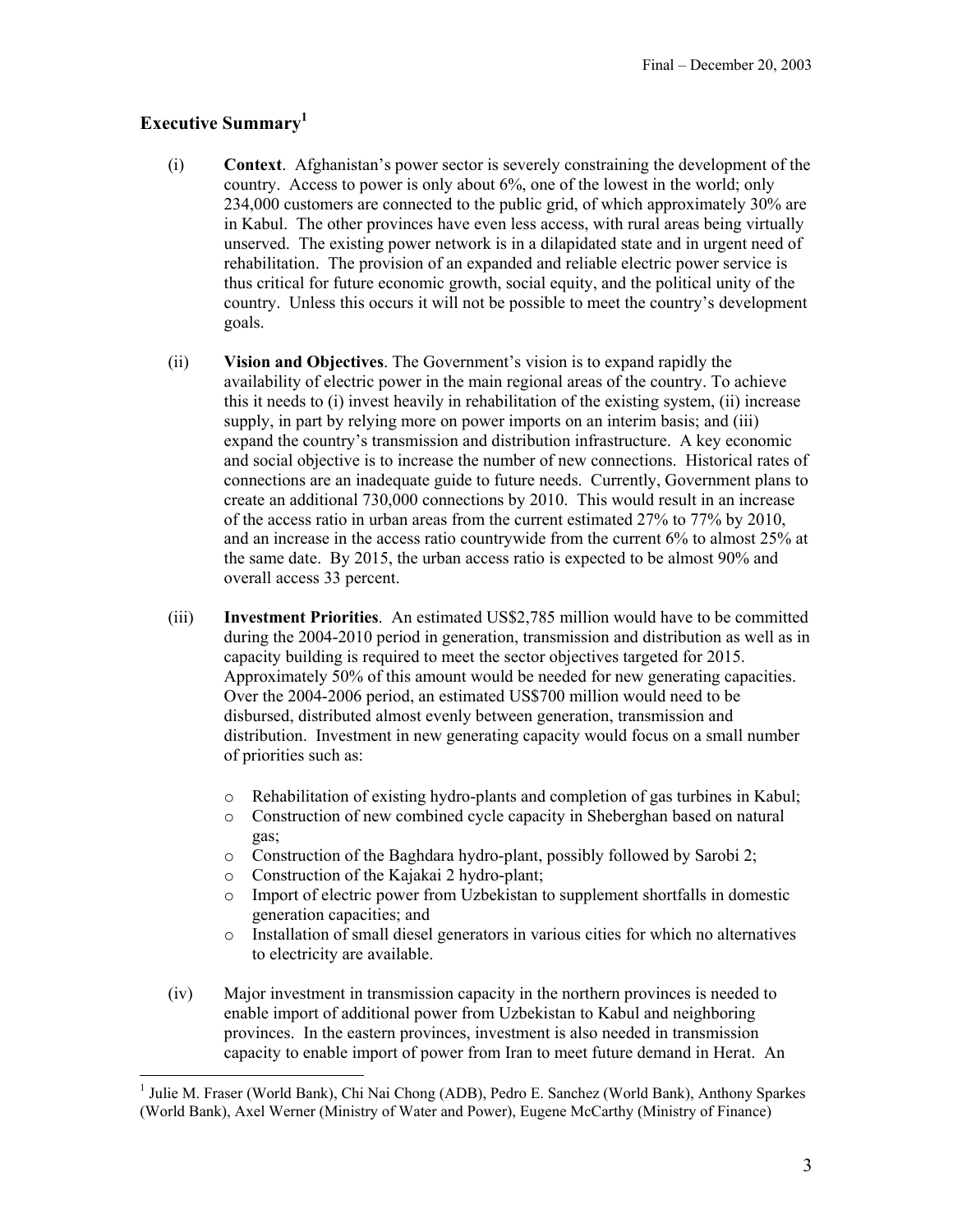# Executive Summary[1]

(i) **Context**. Afghanistan's power sector is severely constraining the development of the country. Access to power is only about 6%, one of the lowest in the world; only 234,000 customers are connected to the public grid, of which approximately 30% are in Kabul. The other provinces have even less access, with rural areas being virtually unserved. The existing power network is in a dilapidated state and in urgent need of rehabilitation. The provision of an expanded and reliable electric power service is thus critical for future economic growth, social equity, and the political unity of the country. Unless this occurs it will not be possible to meet the country's development goals.

(ii) **Vision and Objectives**. The Government's vision is to expand rapidly the availability of electric power in the main regional areas of the country. To achieve this it needs to (i) invest heavily in rehabilitation of the existing system, (ii) increase supply, in part by relying more on power imports on an interim basis; and (iii) expand the country's transmission and distribution infrastructure. A key economic and social objective is to increase the number of new connections. Historical rates of connections are an inadequate guide to future needs. Currently, Government plans to create an additional 730,000 connections by 2010. This would result in an increase of the access ratio in urban areas from the current estimated 27% to 77% by 2010, and an increase in the access ratio countrywide from the current 6% to almost 25% at the same date. By 2015, the urban access ratio is expected to be almost 90% and overall access 33 percent.

(iii) **Investment Priorities**. An estimated US$2,785 million would have to be committed during the 2004-2010 period in generation, transmission and distribution as well as in capacity building is required to meet the sector objectives targeted for 2015. Approximately 50% of this amount would be needed for new generating capacities. Over the 2004-2006 period, an estimated US$700 million would need to be disbursed, distributed almost evenly between generation, transmission and distribution. Investment in new generating capacity would focus on a small number of priorities such as:

- Rehabilitation of existing hydro-plants and completion of gas turbines in Kabul;
- Construction of new combined cycle capacity in Sheberghan based on natural gas;
- Construction of the Baghdara hydro-plant, possibly followed by Sarobi 2;
- Construction of the Kajakai 2 hydro-plant;
- Import of electric power from Uzbekistan to supplement shortfalls in domestic generation capacities; and
- Installation of small diesel generators in various cities for which no alternatives to electricity are available.

(iv) Major investment in transmission capacity in the northern provinces is needed to enable import of additional power from Uzbekistan to Kabul and neighboring provinces. In the eastern provinces, investment is also needed in transmission capacity to enable import of power from Iran to meet future demand in Herat. An

[1] Julie M. Fraser (World Bank), Chi Nai Chong (ADB), Pedro E. Sanchez (World Bank), Anthony Sparkes (World Bank), Axel Werner (Ministry of Water and Power), Eugene McCarthy (Ministry of Finance)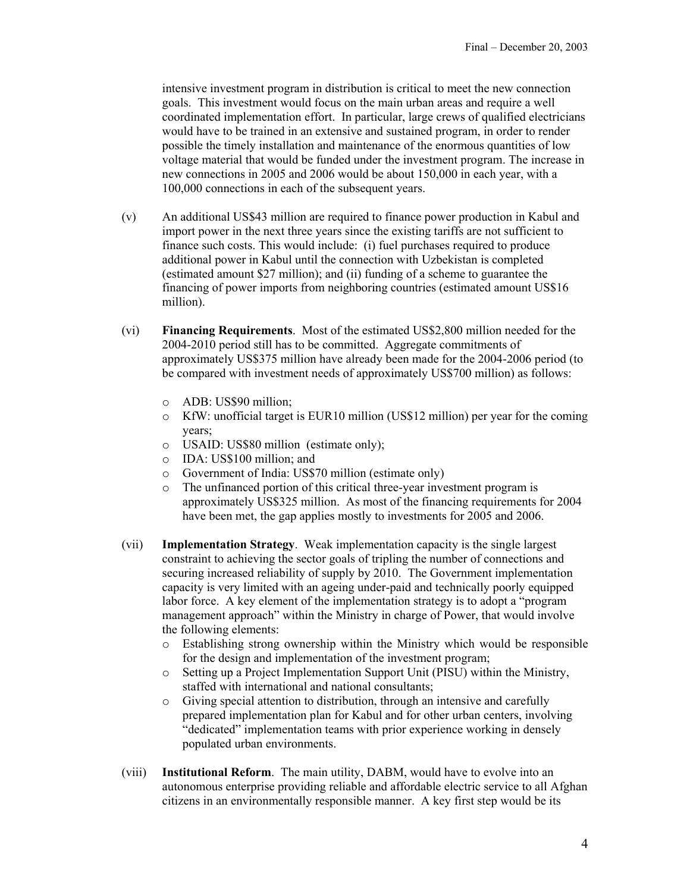intensive investment program in distribution is critical to meet the new connection goals. This investment would focus on the main urban areas and require a well coordinated implementation effort. In particular, large crews of qualified electricians would have to be trained in an extensive and sustained program, in order to render possible the timely installation and maintenance of the enormous quantities of low voltage material that would be funded under the investment program. The increase in new connections in 2005 and 2006 would be about 150,000 in each year, with a 100,000 connections in each of the subsequent years.

(v) An additional US$43 million are required to finance power production in Kabul and import power in the next three years since the existing tariffs are not sufficient to finance such costs. This would include: (i) fuel purchases required to produce additional power in Kabul until the connection with Uzbekistan is completed (estimated amount $27 million); and (ii) funding of a scheme to guarantee the financing of power imports from neighboring countries (estimated amount US$16 million).

(vi) **Financing Requirements**. Most of the estimated US$2,800 million needed for the 2004-2010 period still has to be committed. Aggregate commitments of approximately US$375 million have already been made for the 2004-2006 period (to be compared with investment needs of approximately US$700 million) as follows:

- ADB: US$90 million;
- KfW: unofficial target is EUR10 million (US$12 million) per year for the coming years;
- USAID: US$80 million (estimate only);
- IDA: US$100 million; and
- Government of India: US$70 million (estimate only)
- The unfinanced portion of this critical three-year investment program is approximately US$325 million. As most of the financing requirements for 2004 have been met, the gap applies mostly to investments for 2005 and 2006.

(vii) **Implementation Strategy**. Weak implementation capacity is the single largest constraint to achieving the sector goals of tripling the number of connections and securing increased reliability of supply by 2010. The Government implementation capacity is very limited with an ageing under-paid and technically poorly equipped labor force. A key element of the implementation strategy is to adopt a "program management approach" within the Ministry in charge of Power, that would involve the following elements:

- Establishing strong ownership within the Ministry which would be responsible for the design and implementation of the investment program;
- Setting up a Project Implementation Support Unit (PISU) within the Ministry, staffed with international and national consultants;
- Giving special attention to distribution, through an intensive and carefully prepared implementation plan for Kabul and for other urban centers, involving "dedicated" implementation teams with prior experience working in densely populated urban environments.

(viii) **Institutional Reform**. The main utility, DABM, would have to evolve into an autonomous enterprise providing reliable and affordable electric service to all Afghan citizens in an environmentally responsible manner. A key first step would be its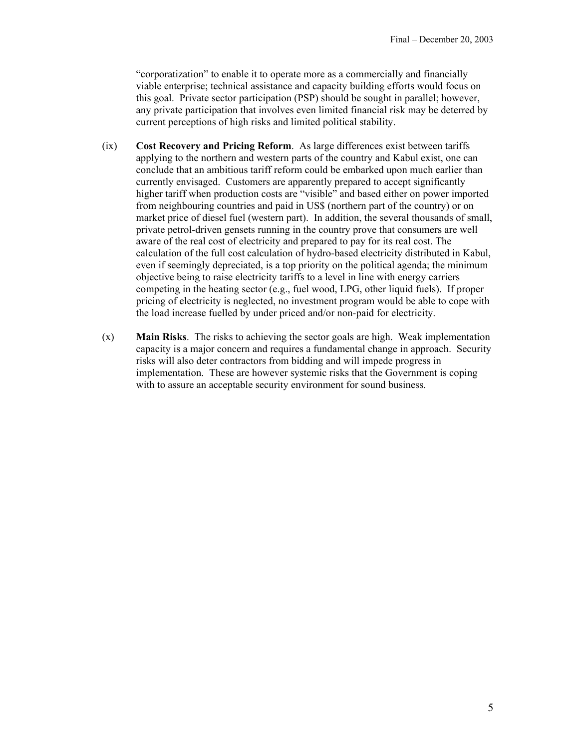"corporatization" to enable it to operate more as a commercially and financially viable enterprise; technical assistance and capacity building efforts would focus on this goal. Private sector participation (PSP) should be sought in parallel; however, any private participation that involves even limited financial risk may be deterred by current perceptions of high risks and limited political stability.

(ix) **Cost Recovery and Pricing Reform**. As large differences exist between tariffs applying to the northern and western parts of the country and Kabul exist, one can conclude that an ambitious tariff reform could be embarked upon much earlier than currently envisaged. Customers are apparently prepared to accept significantly higher tariff when production costs are "visible" and based either on power imported from neighbouring countries and paid in US$ (northern part of the country) or on market price of diesel fuel (western part). In addition, the several thousands of small, private petrol-driven gensets running in the country prove that consumers are well aware of the real cost of electricity and prepared to pay for its real cost. The calculation of the full cost calculation of hydro-based electricity distributed in Kabul, even if seemingly depreciated, is a top priority on the political agenda; the minimum objective being to raise electricity tariffs to a level in line with energy carriers competing in the heating sector (e.g., fuel wood, LPG, other liquid fuels). If proper pricing of electricity is neglected, no investment program would be able to cope with the load increase fuelled by under priced and/or non-paid for electricity.

(x) **Main Risks**. The risks to achieving the sector goals are high. Weak implementation capacity is a major concern and requires a fundamental change in approach. Security risks will also deter contractors from bidding and will impede progress in implementation. These are however systemic risks that the Government is coping with to assure an acceptable security environment for sound business.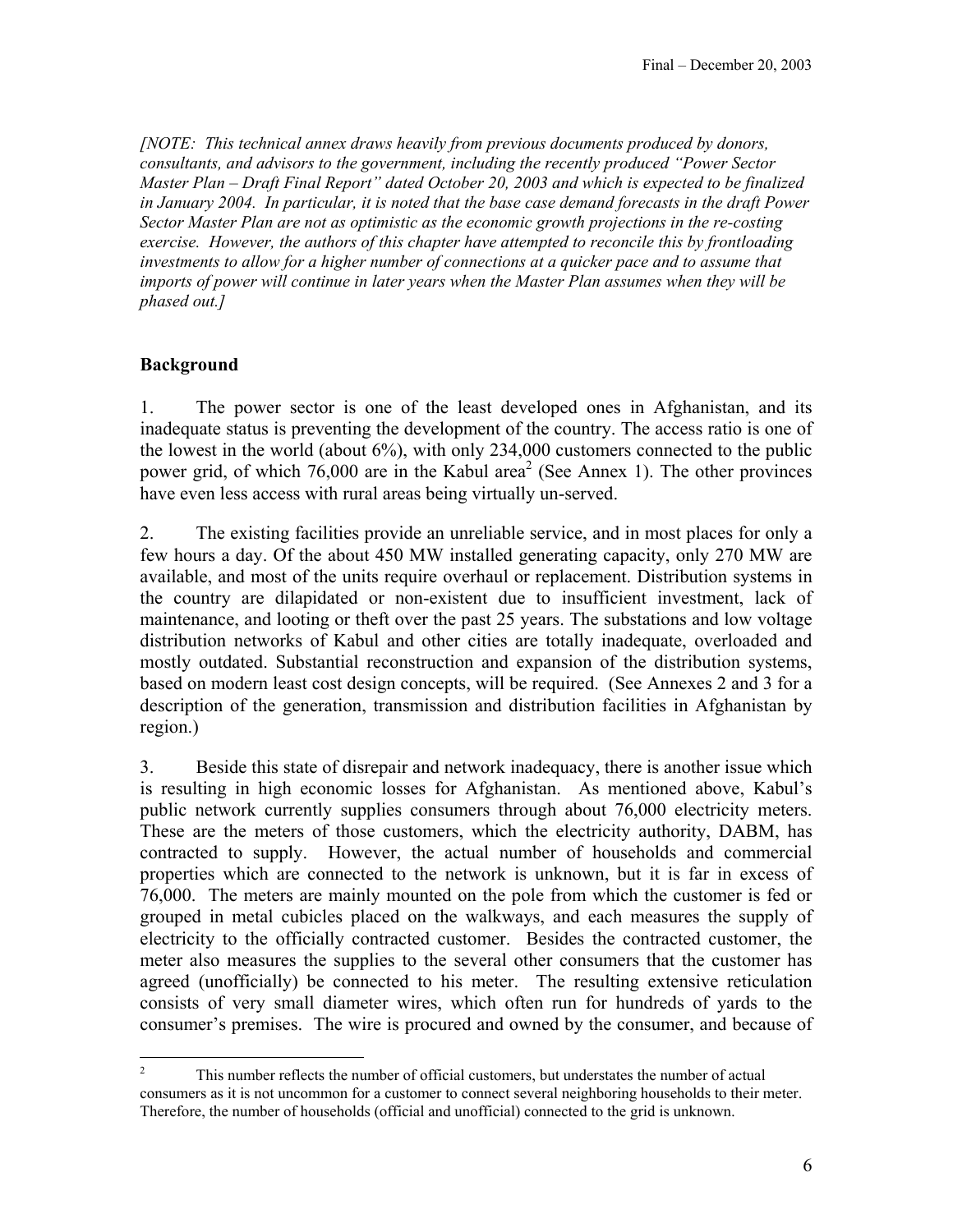*[NOTE: This technical annex draws heavily from previous documents produced by donors, consultants, and advisors to the government, including the recently produced "Power Sector Master Plan – Draft Final Report" dated October 20, 2003 and which is expected to be finalized in January 2004. In particular, it is noted that the base case demand forecasts in the draft Power Sector Master Plan are not as optimistic as the economic growth projections in the re-costing exercise. However, the authors of this chapter have attempted to reconcile this by frontloading investments to allow for a higher number of connections at a quicker pace and to assume that imports of power will continue in later years when the Master Plan assumes when they will be phased out.]*

## Background

1. The power sector is one of the least developed ones in Afghanistan, and its inadequate status is preventing the development of the country. The access ratio is one of the lowest in the world (about 6%), with only 234,000 customers connected to the public power grid, of which 76,000 are in the Kabul area[2] (See Annex 1). The other provinces have even less access with rural areas being virtually un-served.

2. The existing facilities provide an unreliable service, and in most places for only a few hours a day. Of the about 450 MW installed generating capacity, only 270 MW are available, and most of the units require overhaul or replacement. Distribution systems in the country are dilapidated or non-existent due to insufficient investment, lack of maintenance, and looting or theft over the past 25 years. The substations and low voltage distribution networks of Kabul and other cities are totally inadequate, overloaded and mostly outdated. Substantial reconstruction and expansion of the distribution systems, based on modern least cost design concepts, will be required. (See Annexes 2 and 3 for a description of the generation, transmission and distribution facilities in Afghanistan by region.)

3. Beside this state of disrepair and network inadequacy, there is another issue which is resulting in high economic losses for Afghanistan. As mentioned above, Kabul's public network currently supplies consumers through about 76,000 electricity meters. These are the meters of those customers, which the electricity authority, DABM, has contracted to supply. However, the actual number of households and commercial properties which are connected to the network is unknown, but it is far in excess of 76,000. The meters are mainly mounted on the pole from which the customer is fed or grouped in metal cubicles placed on the walkways, and each measures the supply of electricity to the officially contracted customer. Besides the contracted customer, the meter also measures the supplies to the several other consumers that the customer has agreed (unofficially) be connected to his meter. The resulting extensive reticulation consists of very small diameter wires, which often run for hundreds of yards to the consumer's premises. The wire is procured and owned by the consumer, and because of

---

[2] This number reflects the number of official customers, but understates the number of actual consumers as it is not uncommon for a customer to connect several neighboring households to their meter. Therefore, the number of households (official and unofficial) connected to the grid is unknown.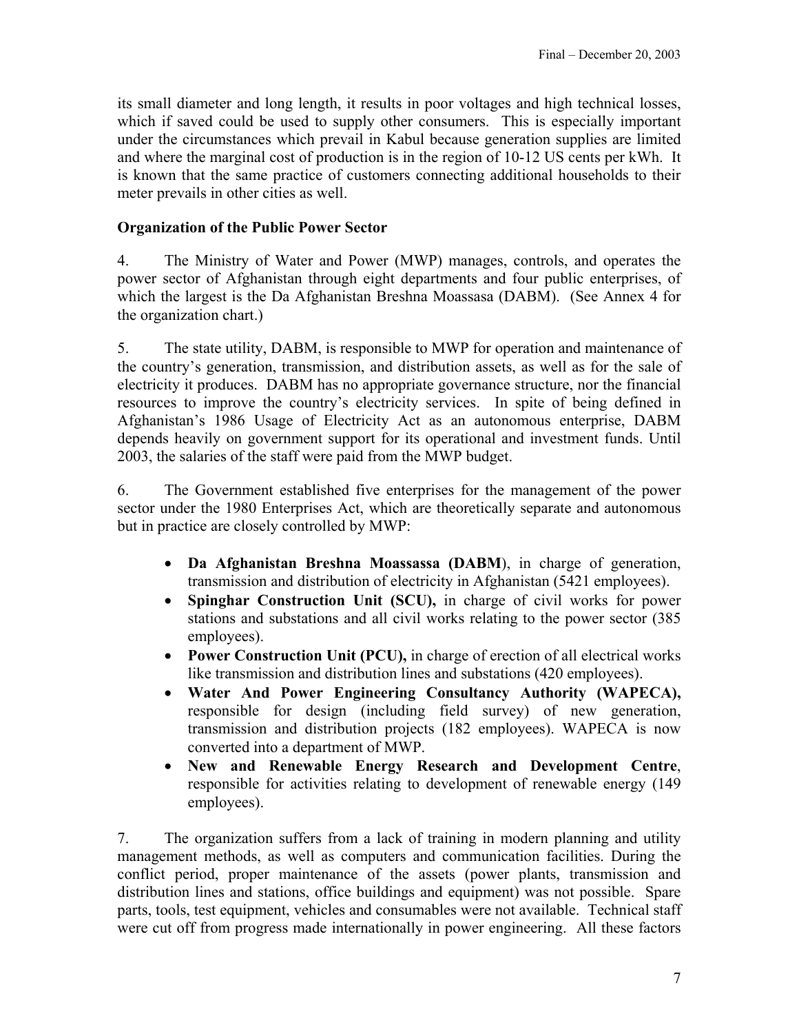its small diameter and long length, it results in poor voltages and high technical losses, which if saved could be used to supply other consumers. This is especially important under the circumstances which prevail in Kabul because generation supplies are limited and where the marginal cost of production is in the region of 10-12 US cents per kWh. It is known that the same practice of customers connecting additional households to their meter prevails in other cities as well.

**Organization of the Public Power Sector**

4. The Ministry of Water and Power (MWP) manages, controls, and operates the power sector of Afghanistan through eight departments and four public enterprises, of which the largest is the Da Afghanistan Breshna Moassasa (DABM). (See Annex 4 for the organization chart.)

5. The state utility, DABM, is responsible to MWP for operation and maintenance of the country's generation, transmission, and distribution assets, as well as for the sale of electricity it produces. DABM has no appropriate governance structure, nor the financial resources to improve the country's electricity services. In spite of being defined in Afghanistan's 1986 Usage of Electricity Act as an autonomous enterprise, DABM depends heavily on government support for its operational and investment funds. Until 2003, the salaries of the staff were paid from the MWP budget.

6. The Government established five enterprises for the management of the power sector under the 1980 Enterprises Act, which are theoretically separate and autonomous but in practice are closely controlled by MWP:

- **Da Afghanistan Breshna Moassassa (DABM**), in charge of generation, transmission and distribution of electricity in Afghanistan (5421 employees).
- **Spinghar Construction Unit (SCU),** in charge of civil works for power stations and substations and all civil works relating to the power sector (385 employees).
- **Power Construction Unit (PCU),** in charge of erection of all electrical works like transmission and distribution lines and substations (420 employees).
- **Water And Power Engineering Consultancy Authority (WAPECA),** responsible for design (including field survey) of new generation, transmission and distribution projects (182 employees). WAPECA is now converted into a department of MWP.
- **New and Renewable Energy Research and Development Centre**, responsible for activities relating to development of renewable energy (149 employees).

7. The organization suffers from a lack of training in modern planning and utility management methods, as well as computers and communication facilities. During the conflict period, proper maintenance of the assets (power plants, transmission and distribution lines and stations, office buildings and equipment) was not possible. Spare parts, tools, test equipment, vehicles and consumables were not available. Technical staff were cut off from progress made internationally in power engineering. All these factors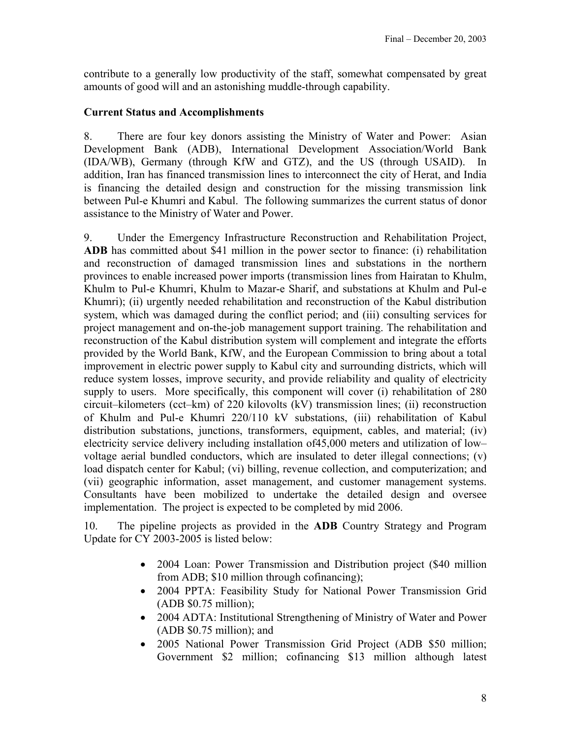contribute to a generally low productivity of the staff, somewhat compensated by great amounts of good will and an astonishing muddle-through capability.

**Current Status and Accomplishments**

8. There are four key donors assisting the Ministry of Water and Power: Asian Development Bank (ADB), International Development Association/World Bank (IDA/WB), Germany (through KfW and GTZ), and the US (through USAID). In addition, Iran has financed transmission lines to interconnect the city of Herat, and India is financing the detailed design and construction for the missing transmission link between Pul-e Khumri and Kabul. The following summarizes the current status of donor assistance to the Ministry of Water and Power.

9. Under the Emergency Infrastructure Reconstruction and Rehabilitation Project, **ADB** has committed about $41 million in the power sector to finance: (i) rehabilitation and reconstruction of damaged transmission lines and substations in the northern provinces to enable increased power imports (transmission lines from Hairatan to Khulm, Khulm to Pul-e Khumri, Khulm to Mazar-e Sharif, and substations at Khulm and Pul-e Khumri); (ii) urgently needed rehabilitation and reconstruction of the Kabul distribution system, which was damaged during the conflict period; and (iii) consulting services for project management and on-the-job management support training. The rehabilitation and reconstruction of the Kabul distribution system will complement and integrate the efforts provided by the World Bank, KfW, and the European Commission to bring about a total improvement in electric power supply to Kabul city and surrounding districts, which will reduce system losses, improve security, and provide reliability and quality of electricity supply to users. More specifically, this component will cover (i) rehabilitation of 280 circuit–kilometers (cct–km) of 220 kilovolts (kV) transmission lines; (ii) reconstruction of Khulm and Pul-e Khumri 220/110 kV substations, (iii) rehabilitation of Kabul distribution substations, junctions, transformers, equipment, cables, and material; (iv) electricity service delivery including installation of45,000 meters and utilization of low–voltage aerial bundled conductors, which are insulated to deter illegal connections; (v) load dispatch center for Kabul; (vi) billing, revenue collection, and computerization; and (vii) geographic information, asset management, and customer management systems. Consultants have been mobilized to undertake the detailed design and oversee implementation. The project is expected to be completed by mid 2006.

10. The pipeline projects as provided in the **ADB** Country Strategy and Program Update for CY 2003-2005 is listed below:

- 2004 Loan: Power Transmission and Distribution project ($40 million from ADB; $10 million through cofinancing);
- 2004 PPTA: Feasibility Study for National Power Transmission Grid (ADB $0.75 million);
- 2004 ADTA: Institutional Strengthening of Ministry of Water and Power (ADB $0.75 million); and
- 2005 National Power Transmission Grid Project (ADB $50 million; Government $2 million; cofinancing $13 million although latest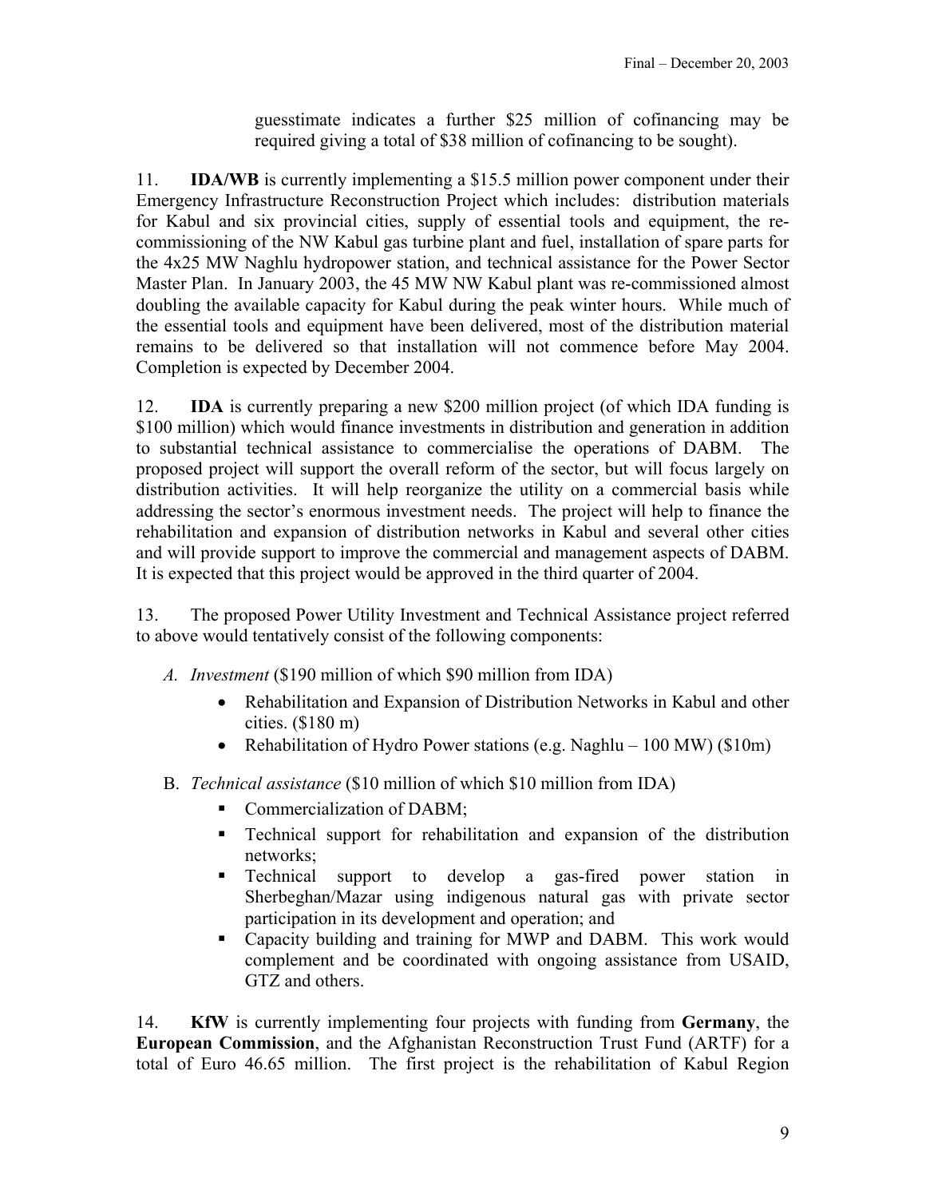guesstimate indicates a further $25 million of cofinancing may be required giving a total of $38 million of cofinancing to be sought).

11. **IDA/WB** is currently implementing a $15.5 million power component under their Emergency Infrastructure Reconstruction Project which includes: distribution materials for Kabul and six provincial cities, supply of essential tools and equipment, the re-commissioning of the NW Kabul gas turbine plant and fuel, installation of spare parts for the 4x25 MW Naghlu hydropower station, and technical assistance for the Power Sector Master Plan. In January 2003, the 45 MW NW Kabul plant was re-commissioned almost doubling the available capacity for Kabul during the peak winter hours. While much of the essential tools and equipment have been delivered, most of the distribution material remains to be delivered so that installation will not commence before May 2004. Completion is expected by December 2004.

12. **IDA** is currently preparing a new $200 million project (of which IDA funding is $100 million) which would finance investments in distribution and generation in addition to substantial technical assistance to commercialise the operations of DABM. The proposed project will support the overall reform of the sector, but will focus largely on distribution activities. It will help reorganize the utility on a commercial basis while addressing the sector's enormous investment needs. The project will help to finance the rehabilitation and expansion of distribution networks in Kabul and several other cities and will provide support to improve the commercial and management aspects of DABM. It is expected that this project would be approved in the third quarter of 2004.

13. The proposed Power Utility Investment and Technical Assistance project referred to above would tentatively consist of the following components:

A. *Investment* ($190 million of which $90 million from IDA)
   - Rehabilitation and Expansion of Distribution Networks in Kabul and other cities. ($180 m)
   - Rehabilitation of Hydro Power stations (e.g. Naghlu – 100 MW) ($10m)

B. *Technical assistance* ($10 million of which $10 million from IDA)
   - Commercialization of DABM;
   - Technical support for rehabilitation and expansion of the distribution networks;
   - Technical support to develop a gas-fired power station in Sherbeghan/Mazar using indigenous natural gas with private sector participation in its development and operation; and
   - Capacity building and training for MWP and DABM. This work would complement and be coordinated with ongoing assistance from USAID, GTZ and others.

14. **KfW** is currently implementing four projects with funding from **Germany**, the **European Commission**, and the Afghanistan Reconstruction Trust Fund (ARTF) for a total of Euro 46.65 million. The first project is the rehabilitation of Kabul Region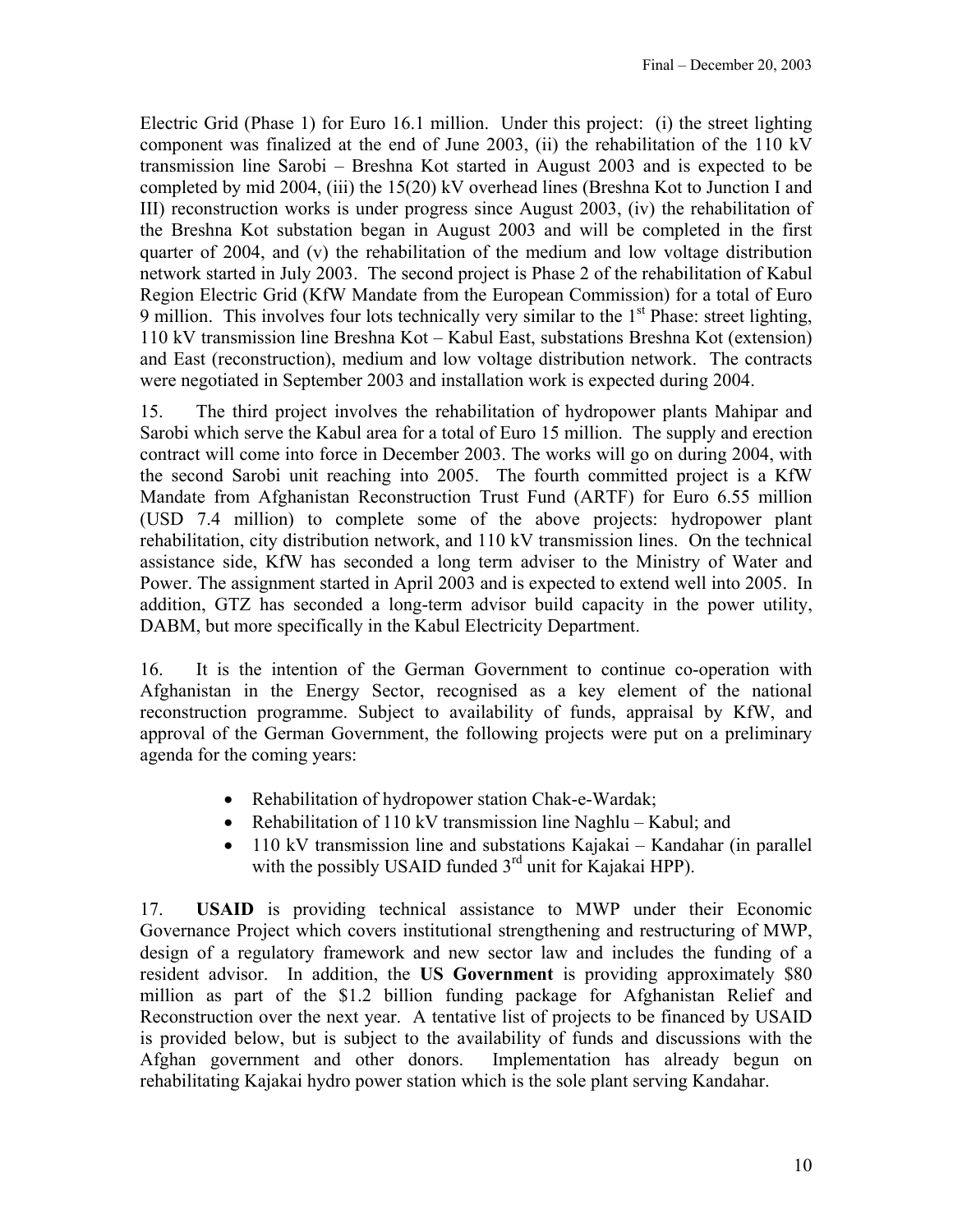Electric Grid (Phase 1) for Euro 16.1 million. Under this project: (i) the street lighting component was finalized at the end of June 2003, (ii) the rehabilitation of the 110 kV transmission line Sarobi – Breshna Kot started in August 2003 and is expected to be completed by mid 2004, (iii) the 15(20) kV overhead lines (Breshna Kot to Junction I and III) reconstruction works is under progress since August 2003, (iv) the rehabilitation of the Breshna Kot substation began in August 2003 and will be completed in the first quarter of 2004, and (v) the rehabilitation of the medium and low voltage distribution network started in July 2003. The second project is Phase 2 of the rehabilitation of Kabul Region Electric Grid (KfW Mandate from the European Commission) for a total of Euro 9 million. This involves four lots technically very similar to the 1st Phase: street lighting, 110 kV transmission line Breshna Kot – Kabul East, substations Breshna Kot (extension) and East (reconstruction), medium and low voltage distribution network. The contracts were negotiated in September 2003 and installation work is expected during 2004.

15. The third project involves the rehabilitation of hydropower plants Mahipar and Sarobi which serve the Kabul area for a total of Euro 15 million. The supply and erection contract will come into force in December 2003. The works will go on during 2004, with the second Sarobi unit reaching into 2005. The fourth committed project is a KfW Mandate from Afghanistan Reconstruction Trust Fund (ARTF) for Euro 6.55 million (USD 7.4 million) to complete some of the above projects: hydropower plant rehabilitation, city distribution network, and 110 kV transmission lines. On the technical assistance side, KfW has seconded a long term adviser to the Ministry of Water and Power. The assignment started in April 2003 and is expected to extend well into 2005. In addition, GTZ has seconded a long-term advisor build capacity in the power utility, DABM, but more specifically in the Kabul Electricity Department.

16. It is the intention of the German Government to continue co-operation with Afghanistan in the Energy Sector, recognised as a key element of the national reconstruction programme. Subject to availability of funds, appraisal by KfW, and approval of the German Government, the following projects were put on a preliminary agenda for the coming years:

- Rehabilitation of hydropower station Chak-e-Wardak;
- Rehabilitation of 110 kV transmission line Naghlu – Kabul; and
- 110 kV transmission line and substations Kajakai – Kandahar (in parallel with the possibly USAID funded 3rd unit for Kajakai HPP).

17. **USAID** is providing technical assistance to MWP under their Economic Governance Project which covers institutional strengthening and restructuring of MWP, design of a regulatory framework and new sector law and includes the funding of a resident advisor. In addition, the **US Government** is providing approximately $80 million as part of the $1.2 billion funding package for Afghanistan Relief and Reconstruction over the next year. A tentative list of projects to be financed by USAID is provided below, but is subject to the availability of funds and discussions with the Afghan government and other donors. Implementation has already begun on rehabilitating Kajakai hydro power station which is the sole plant serving Kandahar.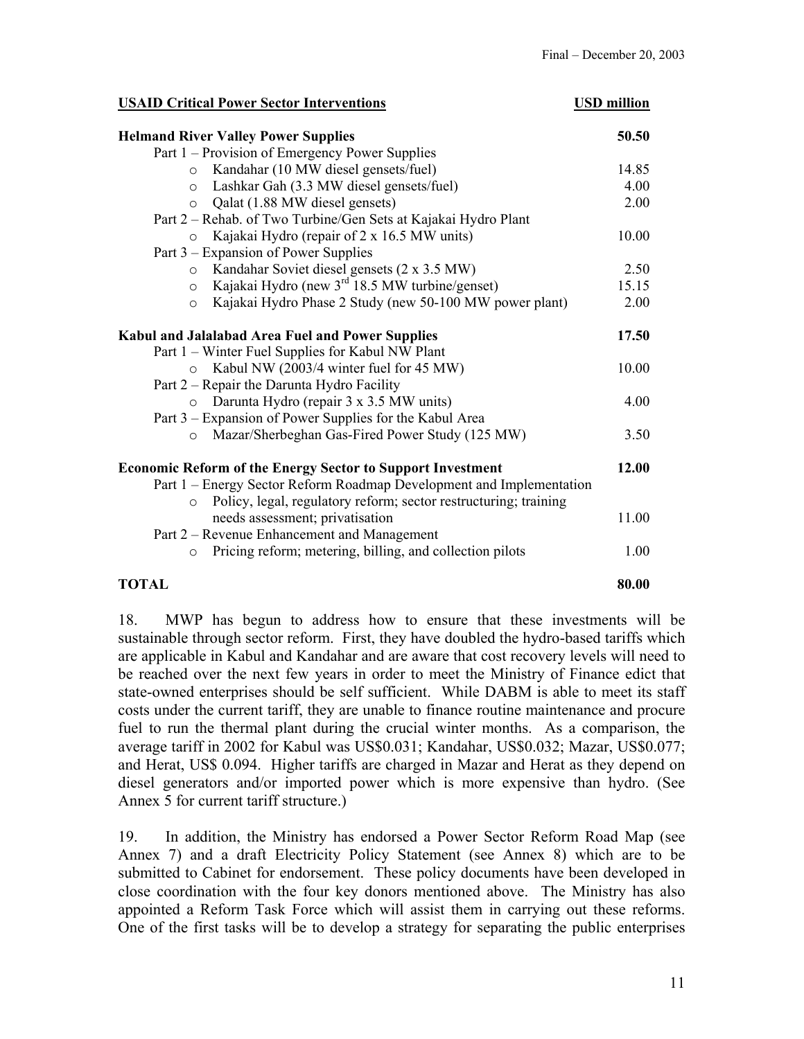| **USAID Critical Power Sector Interventions** | **USD million** |
|---|---|
| **Helmand River Valley Power Supplies** | **50.50** |
| Part 1 – Provision of Emergency Power Supplies | |
| ○ Kandahar (10 MW diesel gensets/fuel) | 14.85 |
| ○ Lashkar Gah (3.3 MW diesel gensets/fuel) | 4.00 |
| ○ Qalat (1.88 MW diesel gensets) | 2.00 |
| Part 2 – Rehab. of Two Turbine/Gen Sets at Kajakai Hydro Plant | |
| ○ Kajakai Hydro (repair of 2 x 16.5 MW units) | 10.00 |
| Part 3 – Expansion of Power Supplies | |
| ○ Kandahar Soviet diesel gensets (2 x 3.5 MW) | 2.50 |
| ○ Kajakai Hydro (new 3rd 18.5 MW turbine/genset) | 15.15 |
| ○ Kajakai Hydro Phase 2 Study (new 50-100 MW power plant) | 2.00 |
| **Kabul and Jalalabad Area Fuel and Power Supplies** | **17.50** |
| Part 1 – Winter Fuel Supplies for Kabul NW Plant | |
| ○ Kabul NW (2003/4 winter fuel for 45 MW) | 10.00 |
| Part 2 – Repair the Darunta Hydro Facility | |
| ○ Darunta Hydro (repair 3 x 3.5 MW units) | 4.00 |
| Part 3 – Expansion of Power Supplies for the Kabul Area | |
| ○ Mazar/Sherbeghan Gas-Fired Power Study (125 MW) | 3.50 |
| **Economic Reform of the Energy Sector to Support Investment** | **12.00** |
| Part 1 – Energy Sector Reform Roadmap Development and Implementation | |
| ○ Policy, legal, regulatory reform; sector restructuring; training needs assessment; privatisation | 11.00 |
| Part 2 – Revenue Enhancement and Management | |
| ○ Pricing reform; metering, billing, and collection pilots | 1.00 |
| **TOTAL** | **80.00** |

18. MWP has begun to address how to ensure that these investments will be sustainable through sector reform. First, they have doubled the hydro-based tariffs which are applicable in Kabul and Kandahar and are aware that cost recovery levels will need to be reached over the next few years in order to meet the Ministry of Finance edict that state-owned enterprises should be self sufficient. While DABM is able to meet its staff costs under the current tariff, they are unable to finance routine maintenance and procure fuel to run the thermal plant during the crucial winter months. As a comparison, the average tariff in 2002 for Kabul was US$0.031; Kandahar, US$0.032; Mazar, US$0.077; and Herat, US$ 0.094. Higher tariffs are charged in Mazar and Herat as they depend on diesel generators and/or imported power which is more expensive than hydro. (See Annex 5 for current tariff structure.)

19. In addition, the Ministry has endorsed a Power Sector Reform Road Map (see Annex 7) and a draft Electricity Policy Statement (see Annex 8) which are to be submitted to Cabinet for endorsement. These policy documents have been developed in close coordination with the four key donors mentioned above. The Ministry has also appointed a Reform Task Force which will assist them in carrying out these reforms. One of the first tasks will be to develop a strategy for separating the public enterprises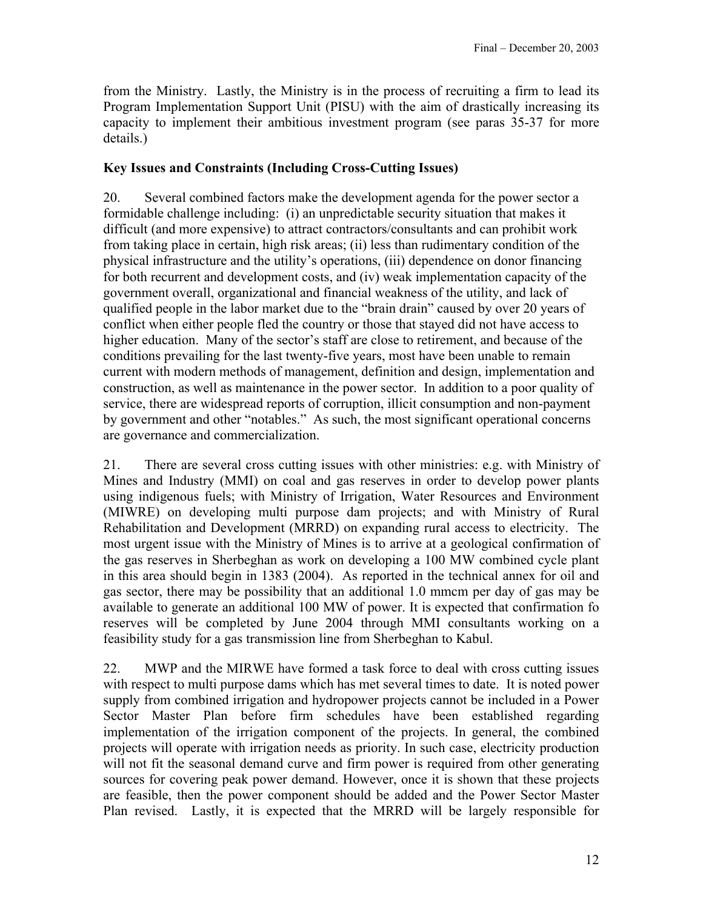from the Ministry. Lastly, the Ministry is in the process of recruiting a firm to lead its Program Implementation Support Unit (PISU) with the aim of drastically increasing its capacity to implement their ambitious investment program (see paras 35-37 for more details.)

**Key Issues and Constraints (Including Cross-Cutting Issues)**

20. Several combined factors make the development agenda for the power sector a formidable challenge including: (i) an unpredictable security situation that makes it difficult (and more expensive) to attract contractors/consultants and can prohibit work from taking place in certain, high risk areas; (ii) less than rudimentary condition of the physical infrastructure and the utility's operations, (iii) dependence on donor financing for both recurrent and development costs, and (iv) weak implementation capacity of the government overall, organizational and financial weakness of the utility, and lack of qualified people in the labor market due to the "brain drain" caused by over 20 years of conflict when either people fled the country or those that stayed did not have access to higher education. Many of the sector's staff are close to retirement, and because of the conditions prevailing for the last twenty-five years, most have been unable to remain current with modern methods of management, definition and design, implementation and construction, as well as maintenance in the power sector. In addition to a poor quality of service, there are widespread reports of corruption, illicit consumption and non-payment by government and other "notables." As such, the most significant operational concerns are governance and commercialization.

21. There are several cross cutting issues with other ministries: e.g. with Ministry of Mines and Industry (MMI) on coal and gas reserves in order to develop power plants using indigenous fuels; with Ministry of Irrigation, Water Resources and Environment (MIWRE) on developing multi purpose dam projects; and with Ministry of Rural Rehabilitation and Development (MRRD) on expanding rural access to electricity. The most urgent issue with the Ministry of Mines is to arrive at a geological confirmation of the gas reserves in Sherbeghan as work on developing a 100 MW combined cycle plant in this area should begin in 1383 (2004). As reported in the technical annex for oil and gas sector, there may be possibility that an additional 1.0 mmcm per day of gas may be available to generate an additional 100 MW of power. It is expected that confirmation fo reserves will be completed by June 2004 through MMI consultants working on a feasibility study for a gas transmission line from Sherbeghan to Kabul.

22. MWP and the MIRWE have formed a task force to deal with cross cutting issues with respect to multi purpose dams which has met several times to date. It is noted power supply from combined irrigation and hydropower projects cannot be included in a Power Sector Master Plan before firm schedules have been established regarding implementation of the irrigation component of the projects. In general, the combined projects will operate with irrigation needs as priority. In such case, electricity production will not fit the seasonal demand curve and firm power is required from other generating sources for covering peak power demand. However, once it is shown that these projects are feasible, then the power component should be added and the Power Sector Master Plan revised. Lastly, it is expected that the MRRD will be largely responsible for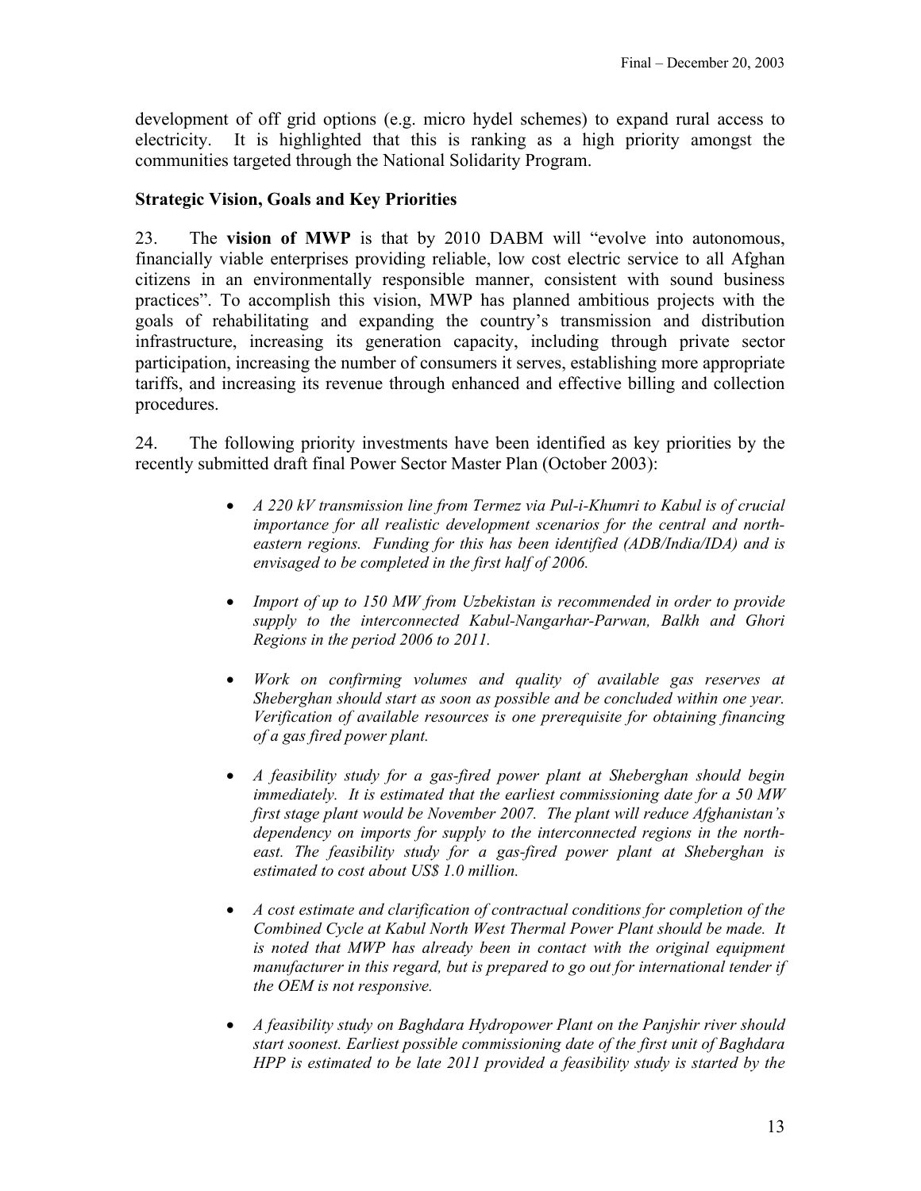development of off grid options (e.g. micro hydel schemes) to expand rural access to electricity. It is highlighted that this is ranking as a high priority amongst the communities targeted through the National Solidarity Program.

### Strategic Vision, Goals and Key Priorities

23. The **vision of MWP** is that by 2010 DABM will "evolve into autonomous, financially viable enterprises providing reliable, low cost electric service to all Afghan citizens in an environmentally responsible manner, consistent with sound business practices". To accomplish this vision, MWP has planned ambitious projects with the goals of rehabilitating and expanding the country's transmission and distribution infrastructure, increasing its generation capacity, including through private sector participation, increasing the number of consumers it serves, establishing more appropriate tariffs, and increasing its revenue through enhanced and effective billing and collection procedures.

24. The following priority investments have been identified as key priorities by the recently submitted draft final Power Sector Master Plan (October 2003):

- *A 220 kV transmission line from Termez via Pul-i-Khumri to Kabul is of crucial importance for all realistic development scenarios for the central and north-eastern regions. Funding for this has been identified (ADB/India/IDA) and is envisaged to be completed in the first half of 2006.*

- *Import of up to 150 MW from Uzbekistan is recommended in order to provide supply to the interconnected Kabul-Nangarhar-Parwan, Balkh and Ghori Regions in the period 2006 to 2011.*

- *Work on confirming volumes and quality of available gas reserves at Sheberghan should start as soon as possible and be concluded within one year. Verification of available resources is one prerequisite for obtaining financing of a gas fired power plant.*

- *A feasibility study for a gas-fired power plant at Sheberghan should begin immediately. It is estimated that the earliest commissioning date for a 50 MW first stage plant would be November 2007. The plant will reduce Afghanistan's dependency on imports for supply to the interconnected regions in the north-east. The feasibility study for a gas-fired power plant at Sheberghan is estimated to cost about US$ 1.0 million.*

- *A cost estimate and clarification of contractual conditions for completion of the Combined Cycle at Kabul North West Thermal Power Plant should be made. It is noted that MWP has already been in contact with the original equipment manufacturer in this regard, but is prepared to go out for international tender if the OEM is not responsive.*

- *A feasibility study on Baghdara Hydropower Plant on the Panjshir river should start soonest. Earliest possible commissioning date of the first unit of Baghdara HPP is estimated to be late 2011 provided a feasibility study is started by the*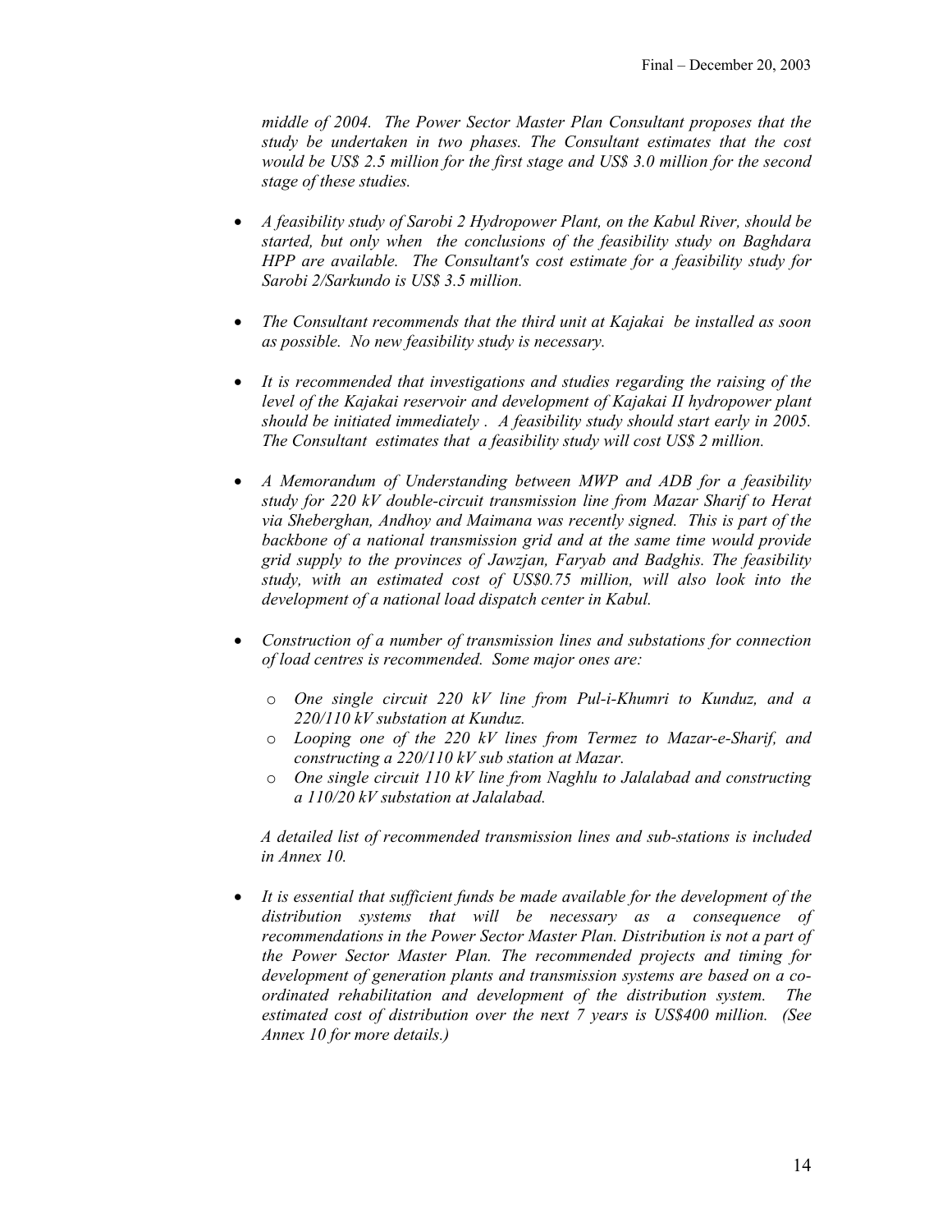*middle of 2004. The Power Sector Master Plan Consultant proposes that the study be undertaken in two phases. The Consultant estimates that the cost would be US$ 2.5 million for the first stage and US$ 3.0 million for the second stage of these studies.*

- *A feasibility study of Sarobi 2 Hydropower Plant, on the Kabul River, should be started, but only when the conclusions of the feasibility study on Baghdara HPP are available. The Consultant's cost estimate for a feasibility study for Sarobi 2/Sarkundo is US$ 3.5 million.*

- *The Consultant recommends that the third unit at Kajakai be installed as soon as possible. No new feasibility study is necessary.*

- *It is recommended that investigations and studies regarding the raising of the level of the Kajakai reservoir and development of Kajakai II hydropower plant should be initiated immediately . A feasibility study should start early in 2005. The Consultant estimates that a feasibility study will cost US$ 2 million.*

- *A Memorandum of Understanding between MWP and ADB for a feasibility study for 220 kV double-circuit transmission line from Mazar Sharif to Herat via Sheberghan, Andhoy and Maimana was recently signed. This is part of the backbone of a national transmission grid and at the same time would provide grid supply to the provinces of Jawzjan, Faryab and Badghis. The feasibility study, with an estimated cost of US$0.75 million, will also look into the development of a national load dispatch center in Kabul.*

- *Construction of a number of transmission lines and substations for connection of load centres is recommended. Some major ones are:*

    - *One single circuit 220 kV line from Pul-i-Khumri to Kunduz, and a 220/110 kV substation at Kunduz.*
    - *Looping one of the 220 kV lines from Termez to Mazar-e-Sharif, and constructing a 220/110 kV sub station at Mazar.*
    - *One single circuit 110 kV line from Naghlu to Jalalabad and constructing a 110/20 kV substation at Jalalabad.*

  *A detailed list of recommended transmission lines and sub-stations is included in Annex 10.*

- *It is essential that sufficient funds be made available for the development of the distribution systems that will be necessary as a consequence of recommendations in the Power Sector Master Plan. Distribution is not a part of the Power Sector Master Plan. The recommended projects and timing for development of generation plants and transmission systems are based on a co-ordinated rehabilitation and development of the distribution system. The estimated cost of distribution over the next 7 years is US$400 million. (See Annex 10 for more details.)*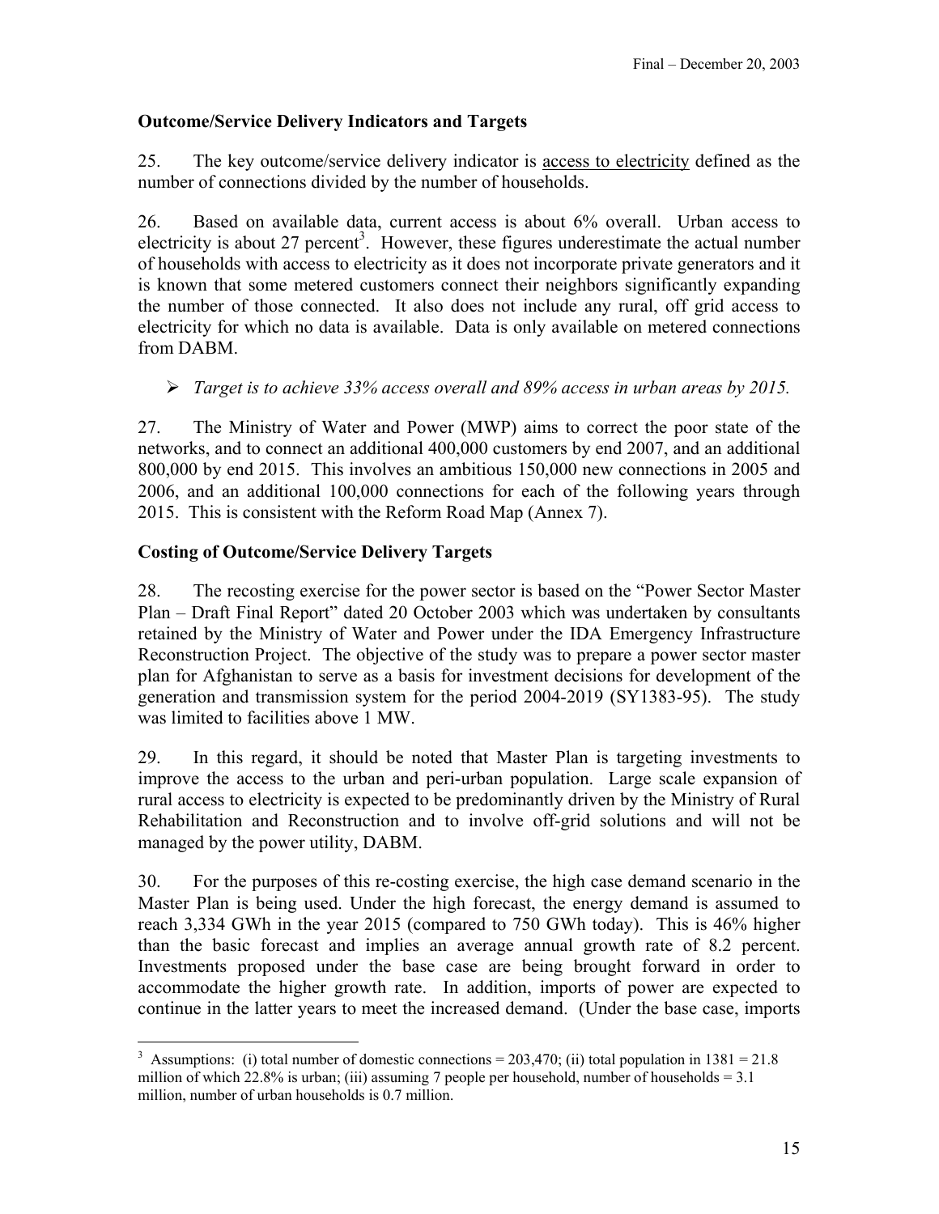## Outcome/Service Delivery Indicators and Targets

25. The key outcome/service delivery indicator is access to electricity defined as the number of connections divided by the number of households.

26. Based on available data, current access is about 6% overall. Urban access to electricity is about 27 percent[3]. However, these figures underestimate the actual number of households with access to electricity as it does not incorporate private generators and it is known that some metered customers connect their neighbors significantly expanding the number of those connected. It also does not include any rural, off grid access to electricity for which no data is available. Data is only available on metered connections from DABM.

- *Target is to achieve 33% access overall and 89% access in urban areas by 2015.*

27. The Ministry of Water and Power (MWP) aims to correct the poor state of the networks, and to connect an additional 400,000 customers by end 2007, and an additional 800,000 by end 2015. This involves an ambitious 150,000 new connections in 2005 and 2006, and an additional 100,000 connections for each of the following years through 2015. This is consistent with the Reform Road Map (Annex 7).

## Costing of Outcome/Service Delivery Targets

28. The recosting exercise for the power sector is based on the "Power Sector Master Plan – Draft Final Report" dated 20 October 2003 which was undertaken by consultants retained by the Ministry of Water and Power under the IDA Emergency Infrastructure Reconstruction Project. The objective of the study was to prepare a power sector master plan for Afghanistan to serve as a basis for investment decisions for development of the generation and transmission system for the period 2004-2019 (SY1383-95). The study was limited to facilities above 1 MW.

29. In this regard, it should be noted that Master Plan is targeting investments to improve the access to the urban and peri-urban population. Large scale expansion of rural access to electricity is expected to be predominantly driven by the Ministry of Rural Rehabilitation and Reconstruction and to involve off-grid solutions and will not be managed by the power utility, DABM.

30. For the purposes of this re-costing exercise, the high case demand scenario in the Master Plan is being used. Under the high forecast, the energy demand is assumed to reach 3,334 GWh in the year 2015 (compared to 750 GWh today). This is 46% higher than the basic forecast and implies an average annual growth rate of 8.2 percent. Investments proposed under the base case are being brought forward in order to accommodate the higher growth rate. In addition, imports of power are expected to continue in the latter years to meet the increased demand. (Under the base case, imports

---

[3] Assumptions: (i) total number of domestic connections = 203,470; (ii) total population in 1381 = 21.8 million of which 22.8% is urban; (iii) assuming 7 people per household, number of households = 3.1 million, number of urban households is 0.7 million.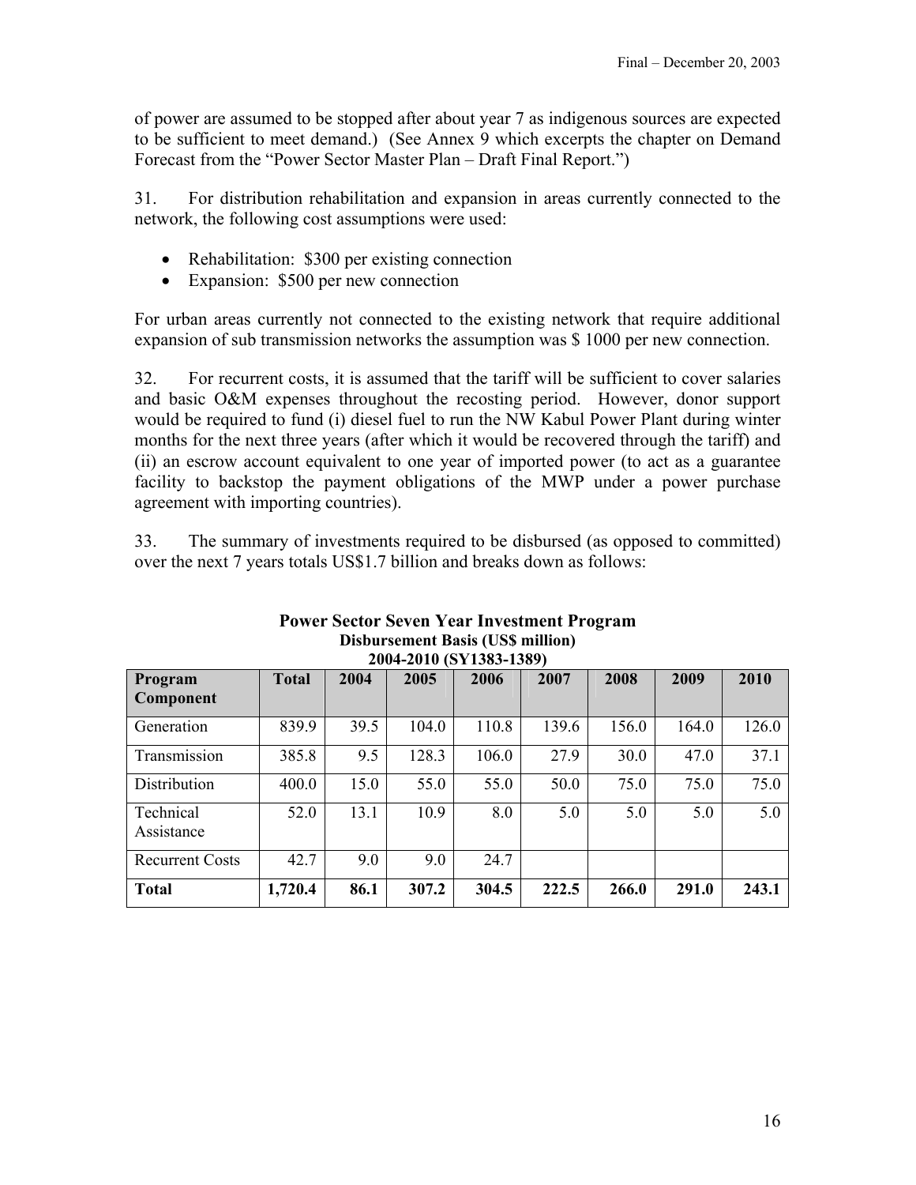of power are assumed to be stopped after about year 7 as indigenous sources are expected to be sufficient to meet demand.) (See Annex 9 which excerpts the chapter on Demand Forecast from the "Power Sector Master Plan – Draft Final Report.")

31. For distribution rehabilitation and expansion in areas currently connected to the network, the following cost assumptions were used:

- Rehabilitation: $300 per existing connection
- Expansion: $500 per new connection

For urban areas currently not connected to the existing network that require additional expansion of sub transmission networks the assumption was $ 1000 per new connection.

32. For recurrent costs, it is assumed that the tariff will be sufficient to cover salaries and basic O&M expenses throughout the recosting period. However, donor support would be required to fund (i) diesel fuel to run the NW Kabul Power Plant during winter months for the next three years (after which it would be recovered through the tariff) and (ii) an escrow account equivalent to one year of imported power (to act as a guarantee facility to backstop the payment obligations of the MWP under a power purchase agreement with importing countries).

33. The summary of investments required to be disbursed (as opposed to committed) over the next 7 years totals US$1.7 billion and breaks down as follows:

**Power Sector Seven Year Investment Program**
**Disbursement Basis (US$ million)**
**2004-2010 (SY1383-1389)**

| Program Component | Total | 2004 | 2005 | 2006 | 2007 | 2008 | 2009 | 2010 |
|---|---|---|---|---|---|---|---|---|
| Generation | 839.9 | 39.5 | 104.0 | 110.8 | 139.6 | 156.0 | 164.0 | 126.0 |
| Transmission | 385.8 | 9.5 | 128.3 | 106.0 | 27.9 | 30.0 | 47.0 | 37.1 |
| Distribution | 400.0 | 15.0 | 55.0 | 55.0 | 50.0 | 75.0 | 75.0 | 75.0 |
| Technical Assistance | 52.0 | 13.1 | 10.9 | 8.0 | 5.0 | 5.0 | 5.0 | 5.0 |
| Recurrent Costs | 42.7 | 9.0 | 9.0 | 24.7 | | | | |
| **Total** | **1,720.4** | **86.1** | **307.2** | **304.5** | **222.5** | **266.0** | **291.0** | **243.1** |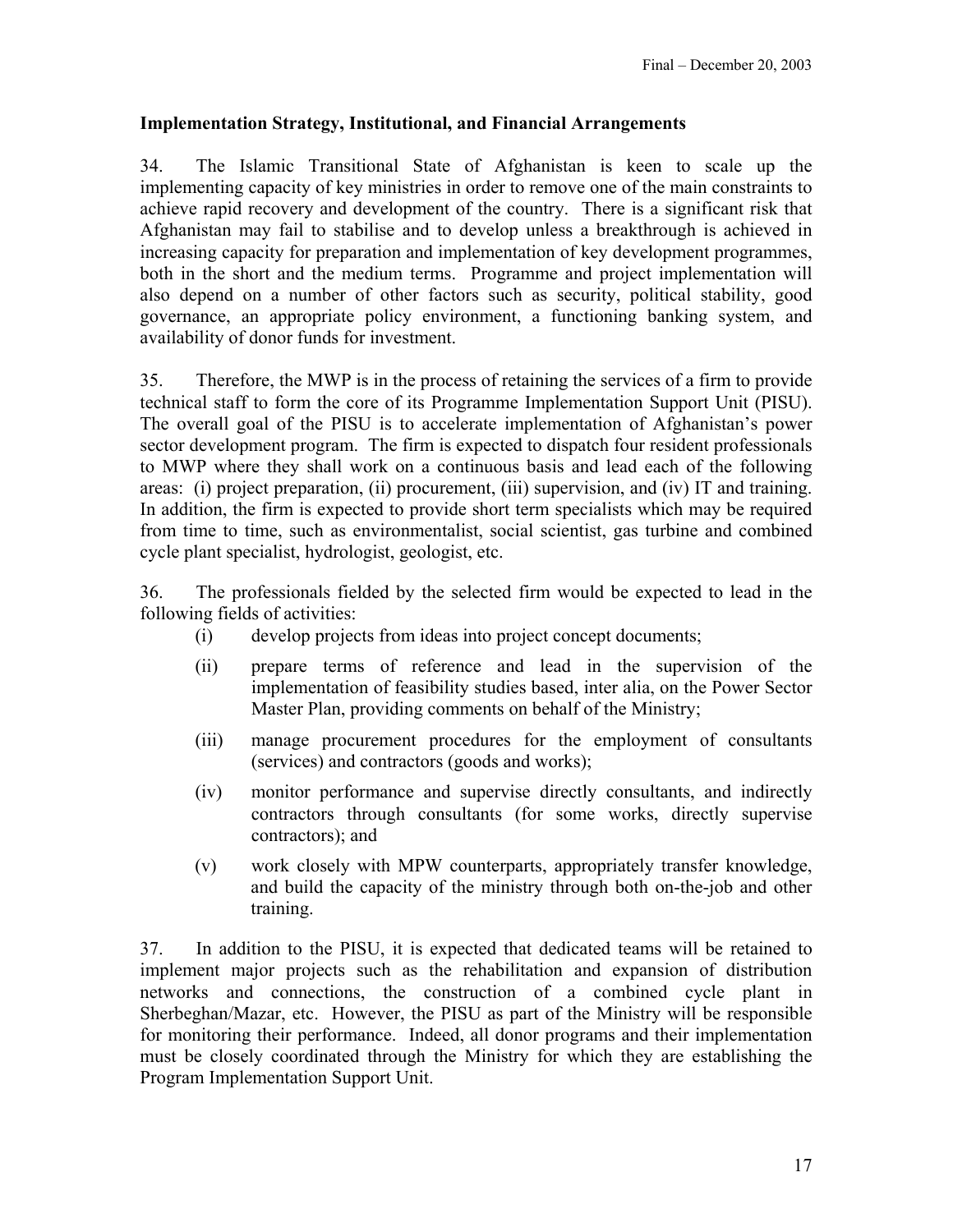## Implementation Strategy, Institutional, and Financial Arrangements

34. The Islamic Transitional State of Afghanistan is keen to scale up the implementing capacity of key ministries in order to remove one of the main constraints to achieve rapid recovery and development of the country. There is a significant risk that Afghanistan may fail to stabilise and to develop unless a breakthrough is achieved in increasing capacity for preparation and implementation of key development programmes, both in the short and the medium terms. Programme and project implementation will also depend on a number of other factors such as security, political stability, good governance, an appropriate policy environment, a functioning banking system, and availability of donor funds for investment.

35. Therefore, the MWP is in the process of retaining the services of a firm to provide technical staff to form the core of its Programme Implementation Support Unit (PISU). The overall goal of the PISU is to accelerate implementation of Afghanistan's power sector development program. The firm is expected to dispatch four resident professionals to MWP where they shall work on a continuous basis and lead each of the following areas: (i) project preparation, (ii) procurement, (iii) supervision, and (iv) IT and training. In addition, the firm is expected to provide short term specialists which may be required from time to time, such as environmentalist, social scientist, gas turbine and combined cycle plant specialist, hydrologist, geologist, etc.

36. The professionals fielded by the selected firm would be expected to lead in the following fields of activities:

- (i) develop projects from ideas into project concept documents;
- (ii) prepare terms of reference and lead in the supervision of the implementation of feasibility studies based, inter alia, on the Power Sector Master Plan, providing comments on behalf of the Ministry;
- (iii) manage procurement procedures for the employment of consultants (services) and contractors (goods and works);
- (iv) monitor performance and supervise directly consultants, and indirectly contractors through consultants (for some works, directly supervise contractors); and
- (v) work closely with MPW counterparts, appropriately transfer knowledge, and build the capacity of the ministry through both on-the-job and other training.

37. In addition to the PISU, it is expected that dedicated teams will be retained to implement major projects such as the rehabilitation and expansion of distribution networks and connections, the construction of a combined cycle plant in Sherbeghan/Mazar, etc. However, the PISU as part of the Ministry will be responsible for monitoring their performance. Indeed, all donor programs and their implementation must be closely coordinated through the Ministry for which they are establishing the Program Implementation Support Unit.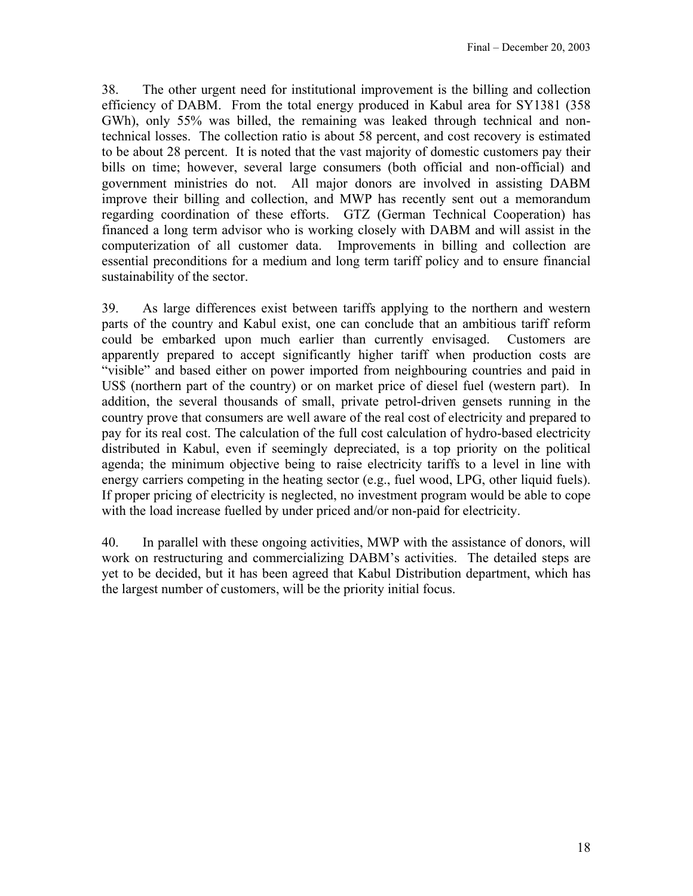38. The other urgent need for institutional improvement is the billing and collection efficiency of DABM. From the total energy produced in Kabul area for SY1381 (358 GWh), only 55% was billed, the remaining was leaked through technical and non-technical losses. The collection ratio is about 58 percent, and cost recovery is estimated to be about 28 percent. It is noted that the vast majority of domestic customers pay their bills on time; however, several large consumers (both official and non-official) and government ministries do not. All major donors are involved in assisting DABM improve their billing and collection, and MWP has recently sent out a memorandum regarding coordination of these efforts. GTZ (German Technical Cooperation) has financed a long term advisor who is working closely with DABM and will assist in the computerization of all customer data. Improvements in billing and collection are essential preconditions for a medium and long term tariff policy and to ensure financial sustainability of the sector.

39. As large differences exist between tariffs applying to the northern and western parts of the country and Kabul exist, one can conclude that an ambitious tariff reform could be embarked upon much earlier than currently envisaged. Customers are apparently prepared to accept significantly higher tariff when production costs are "visible" and based either on power imported from neighbouring countries and paid in US$ (northern part of the country) or on market price of diesel fuel (western part). In addition, the several thousands of small, private petrol-driven gensets running in the country prove that consumers are well aware of the real cost of electricity and prepared to pay for its real cost. The calculation of the full cost calculation of hydro-based electricity distributed in Kabul, even if seemingly depreciated, is a top priority on the political agenda; the minimum objective being to raise electricity tariffs to a level in line with energy carriers competing in the heating sector (e.g., fuel wood, LPG, other liquid fuels). If proper pricing of electricity is neglected, no investment program would be able to cope with the load increase fuelled by under priced and/or non-paid for electricity.

40. In parallel with these ongoing activities, MWP with the assistance of donors, will work on restructuring and commercializing DABM's activities. The detailed steps are yet to be decided, but it has been agreed that Kabul Distribution department, which has the largest number of customers, will be the priority initial focus.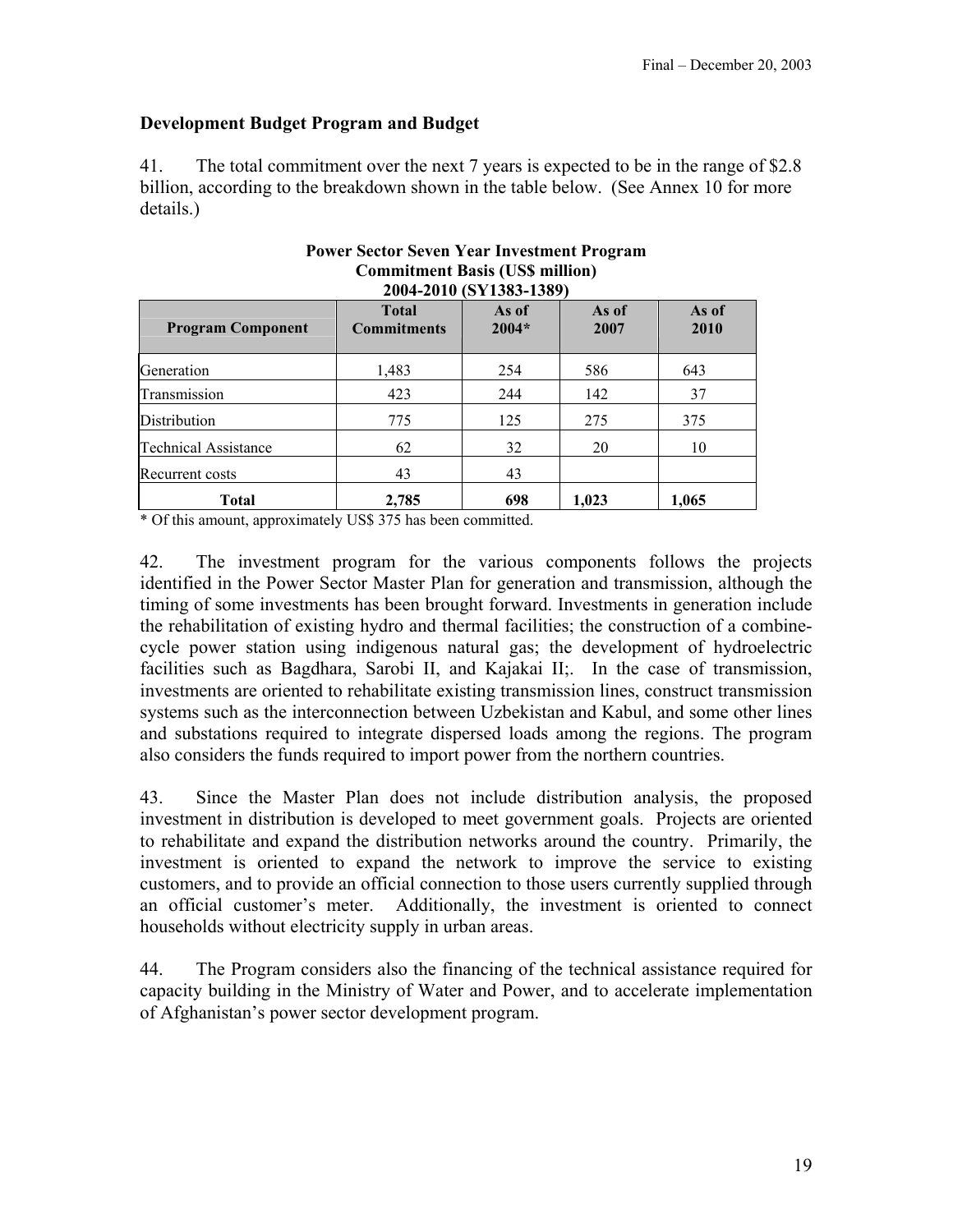## Development Budget Program and Budget

41. The total commitment over the next 7 years is expected to be in the range of $2.8 billion, according to the breakdown shown in the table below. (See Annex 10 for more details.)

**Power Sector Seven Year Investment Program**
**Commitment Basis (US$ million)**
**2004-2010 (SY1383-1389)**

| Program Component | Total Commitments | As of 2004* | As of 2007 | As of 2010 |
|---|---|---|---|---|
| Generation | 1,483 | 254 | 586 | 643 |
| Transmission | 423 | 244 | 142 | 37 |
| Distribution | 775 | 125 | 275 | 375 |
| Technical Assistance | 62 | 32 | 20 | 10 |
| Recurrent costs | 43 | 43 | | |
| **Total** | **2,785** | **698** | **1,023** | **1,065** |

\* Of this amount, approximately US$ 375 has been committed.

42. The investment program for the various components follows the projects identified in the Power Sector Master Plan for generation and transmission, although the timing of some investments has been brought forward. Investments in generation include the rehabilitation of existing hydro and thermal facilities; the construction of a combine-cycle power station using indigenous natural gas; the development of hydroelectric facilities such as Bagdhara, Sarobi II, and Kajakai II;. In the case of transmission, investments are oriented to rehabilitate existing transmission lines, construct transmission systems such as the interconnection between Uzbekistan and Kabul, and some other lines and substations required to integrate dispersed loads among the regions. The program also considers the funds required to import power from the northern countries.

43. Since the Master Plan does not include distribution analysis, the proposed investment in distribution is developed to meet government goals. Projects are oriented to rehabilitate and expand the distribution networks around the country. Primarily, the investment is oriented to expand the network to improve the service to existing customers, and to provide an official connection to those users currently supplied through an official customer's meter. Additionally, the investment is oriented to connect households without electricity supply in urban areas.

44. The Program considers also the financing of the technical assistance required for capacity building in the Ministry of Water and Power, and to accelerate implementation of Afghanistan's power sector development program.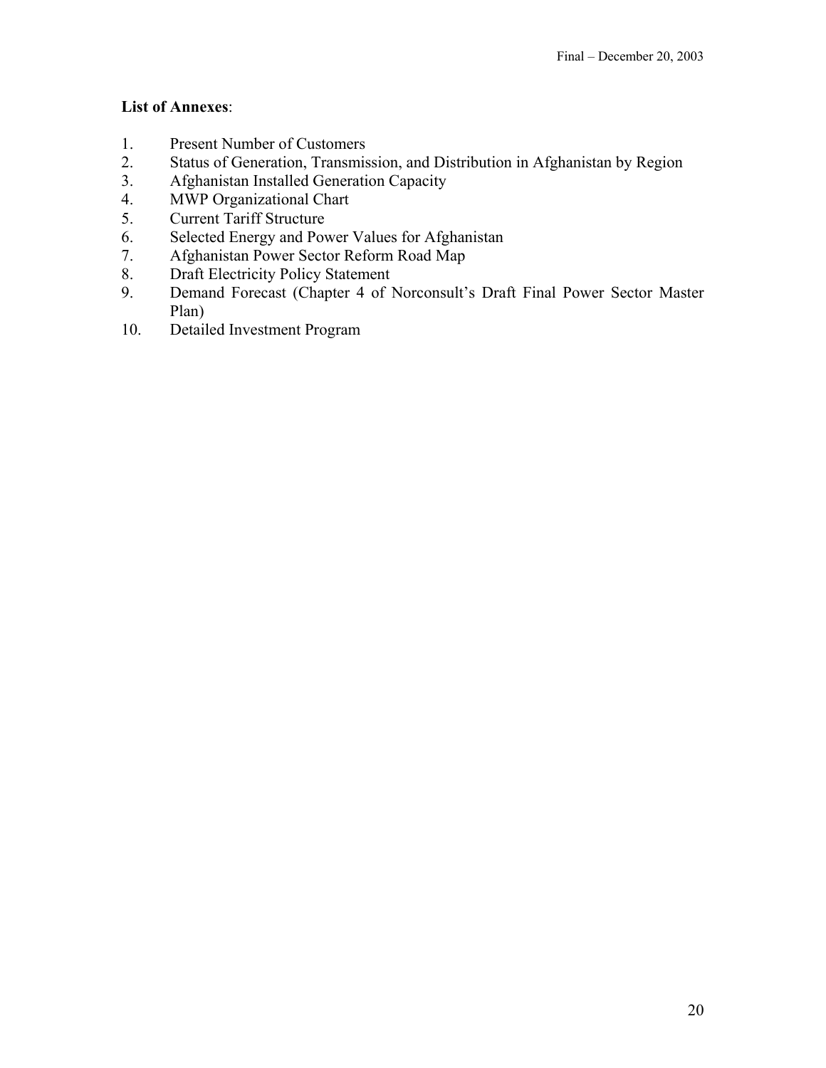**List of Annexes**:

1. Present Number of Customers
2. Status of Generation, Transmission, and Distribution in Afghanistan by Region
3. Afghanistan Installed Generation Capacity
4. MWP Organizational Chart
5. Current Tariff Structure
6. Selected Energy and Power Values for Afghanistan
7. Afghanistan Power Sector Reform Road Map
8. Draft Electricity Policy Statement
9. Demand Forecast (Chapter 4 of Norconsult's Draft Final Power Sector Master Plan)
10. Detailed Investment Program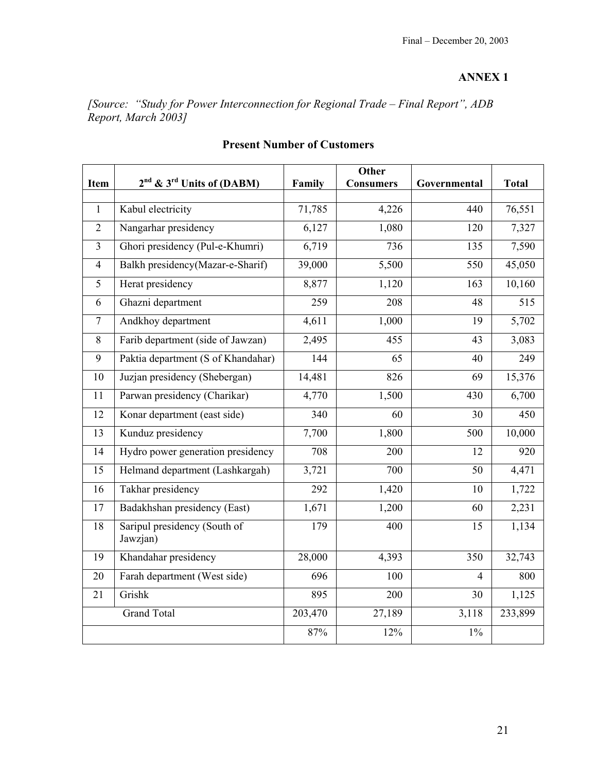## ANNEX 1

*[Source: "Study for Power Interconnection for Regional Trade – Final Report", ADB Report, March 2003]*

### Present Number of Customers

| Item | 2nd & 3rd Units of (DABM) | Family | Other Consumers | Governmental | Total |
|---|---|---|---|---|---|
| | | | | | |
| 1 | Kabul electricity | 71,785 | 4,226 | 440 | 76,551 |
| 2 | Nangarhar presidency | 6,127 | 1,080 | 120 | 7,327 |
| 3 | Ghori presidency (Pul-e-Khumri) | 6,719 | 736 | 135 | 7,590 |
| 4 | Balkh presidency(Mazar-e-Sharif) | 39,000 | 5,500 | 550 | 45,050 |
| 5 | Herat presidency | 8,877 | 1,120 | 163 | 10,160 |
| 6 | Ghazni department | 259 | 208 | 48 | 515 |
| 7 | Andkhoy department | 4,611 | 1,000 | 19 | 5,702 |
| 8 | Farib department (side of Jawzan) | 2,495 | 455 | 43 | 3,083 |
| 9 | Paktia department (S of Khandahar) | 144 | 65 | 40 | 249 |
| 10 | Juzjan presidency (Shebergan) | 14,481 | 826 | 69 | 15,376 |
| 11 | Parwan presidency (Charikar) | 4,770 | 1,500 | 430 | 6,700 |
| 12 | Konar department (east side) | 340 | 60 | 30 | 450 |
| 13 | Kunduz presidency | 7,700 | 1,800 | 500 | 10,000 |
| 14 | Hydro power generation presidency | 708 | 200 | 12 | 920 |
| 15 | Helmand department (Lashkargah) | 3,721 | 700 | 50 | 4,471 |
| 16 | Takhar presidency | 292 | 1,420 | 10 | 1,722 |
| 17 | Badakhshan presidency (East) | 1,671 | 1,200 | 60 | 2,231 |
| 18 | Saripul presidency (South of Jawzjan) | 179 | 400 | 15 | 1,134 |
| 19 | Khandahar presidency | 28,000 | 4,393 | 350 | 32,743 |
| 20 | Farah department (West side) | 696 | 100 | 4 | 800 |
| 21 | Grishk | 895 | 200 | 30 | 1,125 |
| | Grand Total | 203,470 | 27,189 | 3,118 | 233,899 |
| | | 87% | 12% | 1% | |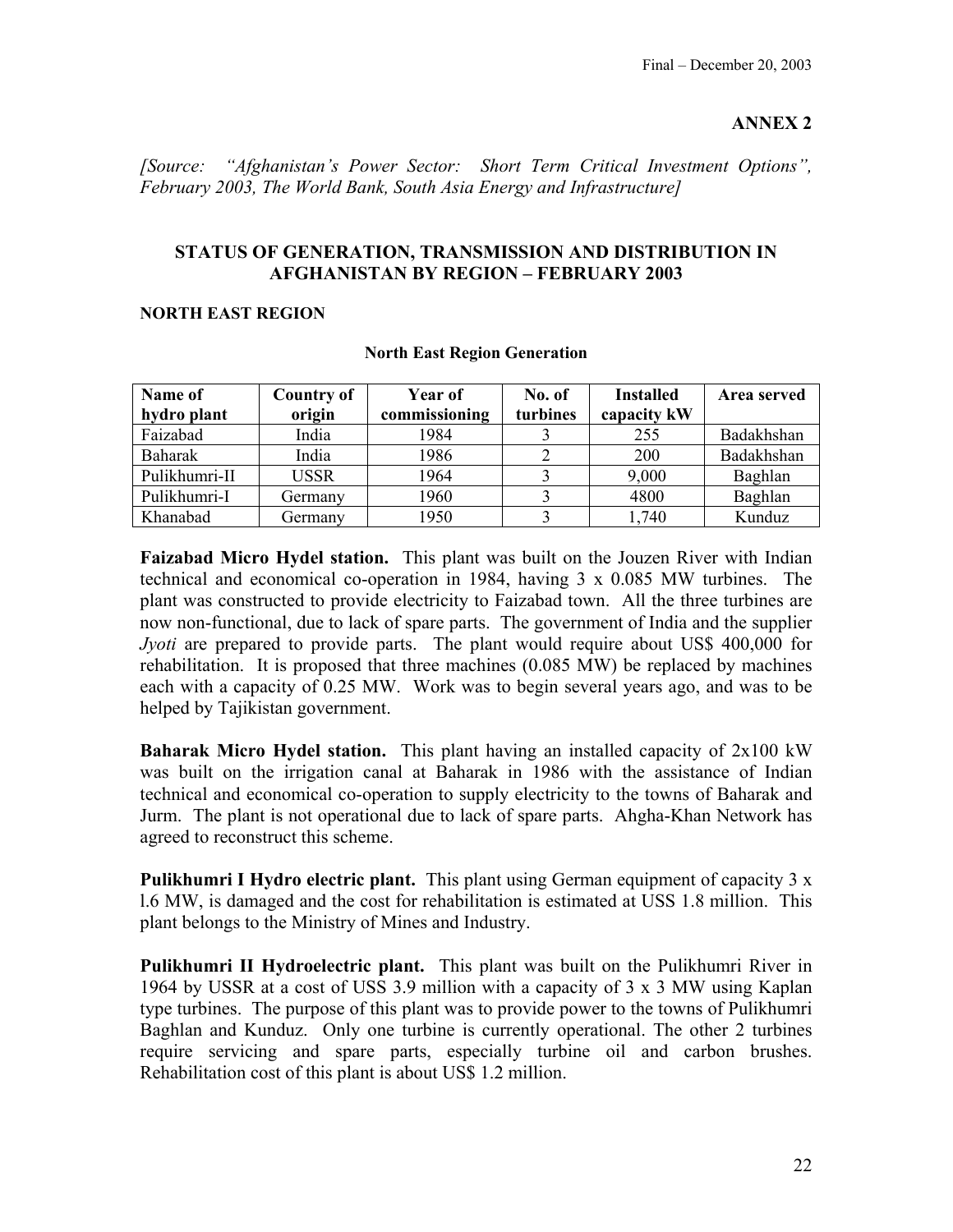## ANNEX 2

*[Source: "Afghanistan's Power Sector: Short Term Critical Investment Options", February 2003, The World Bank, South Asia Energy and Infrastructure]*

### STATUS OF GENERATION, TRANSMISSION AND DISTRIBUTION IN AFGHANISTAN BY REGION – FEBRUARY 2003

#### NORTH EAST REGION

**North East Region Generation**

| Name of hydro plant | Country of origin | Year of commissioning | No. of turbines | Installed capacity kW | Area served |
|---|---|---|---|---|---|
| Faizabad | India | 1984 | 3 | 255 | Badakhshan |
| Baharak | India | 1986 | 2 | 200 | Badakhshan |
| Pulikhumri-II | USSR | 1964 | 3 | 9,000 | Baghlan |
| Pulikhumri-I | Germany | 1960 | 3 | 4800 | Baghlan |
| Khanabad | Germany | 1950 | 3 | 1,740 | Kunduz |

**Faizabad Micro Hydel station.** This plant was built on the Jouzen River with Indian technical and economical co-operation in 1984, having 3 x 0.085 MW turbines. The plant was constructed to provide electricity to Faizabad town. All the three turbines are now non-functional, due to lack of spare parts. The government of India and the supplier *Jyoti* are prepared to provide parts. The plant would require about US$ 400,000 for rehabilitation. It is proposed that three machines (0.085 MW) be replaced by machines each with a capacity of 0.25 MW. Work was to begin several years ago, and was to be helped by Tajikistan government.

**Baharak Micro Hydel station.** This plant having an installed capacity of 2x100 kW was built on the irrigation canal at Baharak in 1986 with the assistance of Indian technical and economical co-operation to supply electricity to the towns of Baharak and Jurm. The plant is not operational due to lack of spare parts. Ahgha-Khan Network has agreed to reconstruct this scheme.

**Pulikhumri I Hydro electric plant.** This plant using German equipment of capacity 3 x l.6 MW, is damaged and the cost for rehabilitation is estimated at USS 1.8 million. This plant belongs to the Ministry of Mines and Industry.

**Pulikhumri II Hydroelectric plant.** This plant was built on the Pulikhumri River in 1964 by USSR at a cost of USS 3.9 million with a capacity of 3 x 3 MW using Kaplan type turbines. The purpose of this plant was to provide power to the towns of Pulikhumri Baghlan and Kunduz. Only one turbine is currently operational. The other 2 turbines require servicing and spare parts, especially turbine oil and carbon brushes. Rehabilitation cost of this plant is about US$ 1.2 million.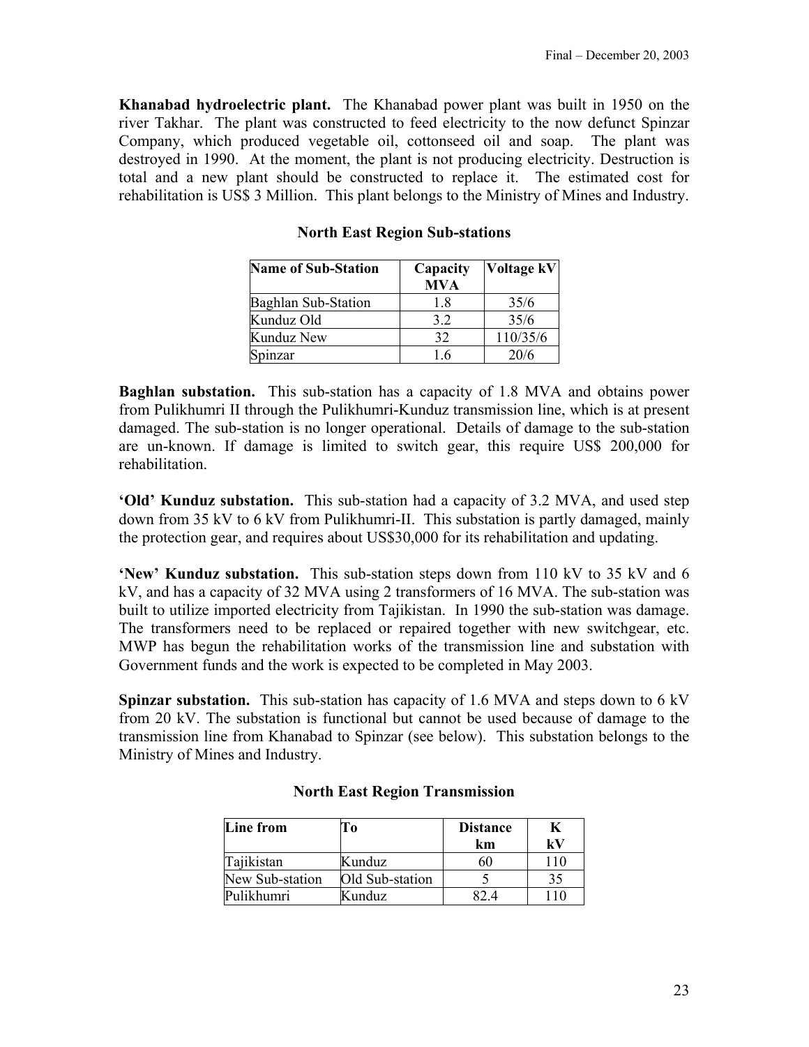**Khanabad hydroelectric plant.** The Khanabad power plant was built in 1950 on the river Takhar. The plant was constructed to feed electricity to the now defunct Spinzar Company, which produced vegetable oil, cottonseed oil and soap. The plant was destroyed in 1990. At the moment, the plant is not producing electricity. Destruction is total and a new plant should be constructed to replace it. The estimated cost for rehabilitation is US$ 3 Million. This plant belongs to the Ministry of Mines and Industry.

**North East Region Sub-stations**

| Name of Sub-Station | Capacity MVA | Voltage kV |
|---|---|---|
| Baghlan Sub-Station | 1.8 | 35/6 |
| Kunduz Old | 3.2 | 35/6 |
| Kunduz New | 32 | 110/35/6 |
| Spinzar | 1.6 | 20/6 |

**Baghlan substation.** This sub-station has a capacity of 1.8 MVA and obtains power from Pulikhumri II through the Pulikhumri-Kunduz transmission line, which is at present damaged. The sub-station is no longer operational. Details of damage to the sub-station are un-known. If damage is limited to switch gear, this require US$ 200,000 for rehabilitation.

**'Old' Kunduz substation.** This sub-station had a capacity of 3.2 MVA, and used step down from 35 kV to 6 kV from Pulikhumri-II. This substation is partly damaged, mainly the protection gear, and requires about US$30,000 for its rehabilitation and updating.

**'New' Kunduz substation.** This sub-station steps down from 110 kV to 35 kV and 6 kV, and has a capacity of 32 MVA using 2 transformers of 16 MVA. The sub-station was built to utilize imported electricity from Tajikistan. In 1990 the sub-station was damage. The transformers need to be replaced or repaired together with new switchgear, etc. MWP has begun the rehabilitation works of the transmission line and substation with Government funds and the work is expected to be completed in May 2003.

**Spinzar substation.** This sub-station has capacity of 1.6 MVA and steps down to 6 kV from 20 kV. The substation is functional but cannot be used because of damage to the transmission line from Khanabad to Spinzar (see below). This substation belongs to the Ministry of Mines and Industry.

**North East Region Transmission**

| Line from | To | Distance km | K kV |
|---|---|---|---|
| Tajikistan | Kunduz | 60 | 110 |
| New Sub-station | Old Sub-station | 5 | 35 |
| Pulikhumri | Kunduz | 82.4 | 110 |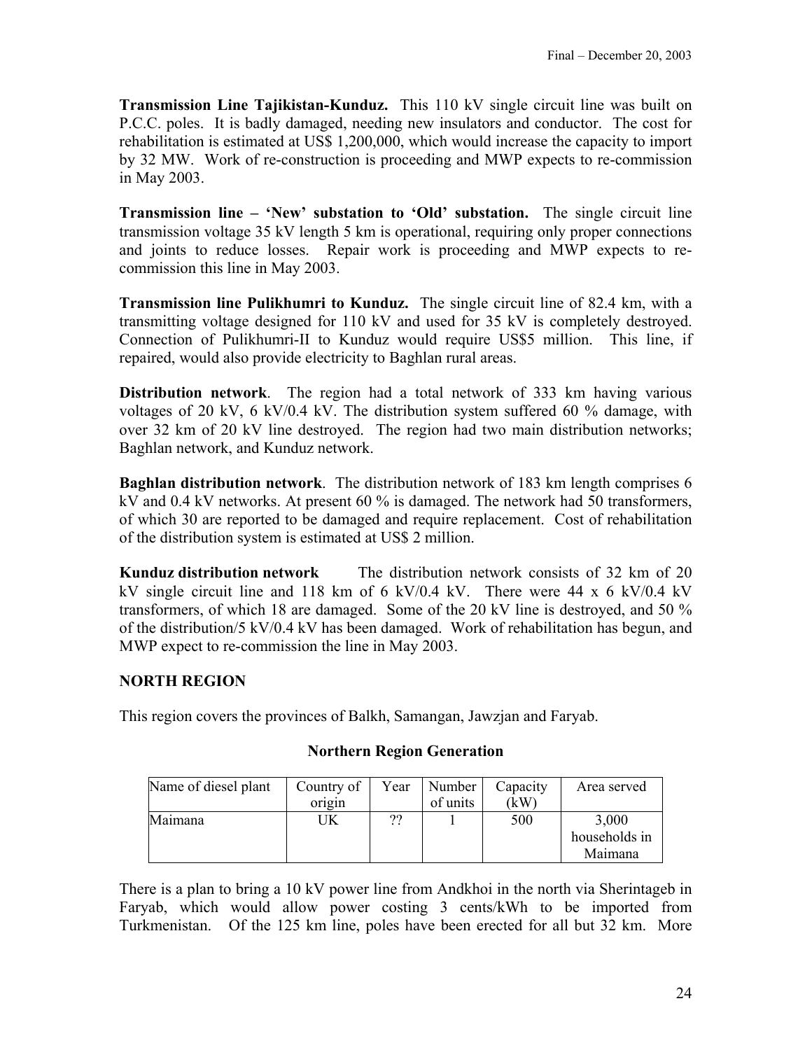**Transmission Line Tajikistan-Kunduz.** This 110 kV single circuit line was built on P.C.C. poles. It is badly damaged, needing new insulators and conductor. The cost for rehabilitation is estimated at US$ 1,200,000, which would increase the capacity to import by 32 MW. Work of re-construction is proceeding and MWP expects to re-commission in May 2003.

**Transmission line – 'New' substation to 'Old' substation.** The single circuit line transmission voltage 35 kV length 5 km is operational, requiring only proper connections and joints to reduce losses. Repair work is proceeding and MWP expects to re-commission this line in May 2003.

**Transmission line Pulikhumri to Kunduz.** The single circuit line of 82.4 km, with a transmitting voltage designed for 110 kV and used for 35 kV is completely destroyed. Connection of Pulikhumri-II to Kunduz would require US$5 million. This line, if repaired, would also provide electricity to Baghlan rural areas.

**Distribution network**. The region had a total network of 333 km having various voltages of 20 kV, 6 kV/0.4 kV. The distribution system suffered 60 % damage, with over 32 km of 20 kV line destroyed. The region had two main distribution networks; Baghlan network, and Kunduz network.

**Baghlan distribution network**. The distribution network of 183 km length comprises 6 kV and 0.4 kV networks. At present 60 % is damaged. The network had 50 transformers, of which 30 are reported to be damaged and require replacement. Cost of rehabilitation of the distribution system is estimated at US$ 2 million.

**Kunduz distribution network** The distribution network consists of 32 km of 20 kV single circuit line and 118 km of 6 kV/0.4 kV. There were 44 x 6 kV/0.4 kV transformers, of which 18 are damaged. Some of the 20 kV line is destroyed, and 50 % of the distribution/5 kV/0.4 kV has been damaged. Work of rehabilitation has begun, and MWP expect to re-commission the line in May 2003.

## NORTH REGION

This region covers the provinces of Balkh, Samangan, Jawzjan and Faryab.

**Northern Region Generation**

| Name of diesel plant | Country of origin | Year | Number of units | Capacity (kW) | Area served |
|---|---|---|---|---|---|
| Maimana | UK | ?? | 1 | 500 | 3,000 households in Maimana |

There is a plan to bring a 10 kV power line from Andkhoi in the north via Sherintageb in Faryab, which would allow power costing 3 cents/kWh to be imported from Turkmenistan. Of the 125 km line, poles have been erected for all but 32 km. More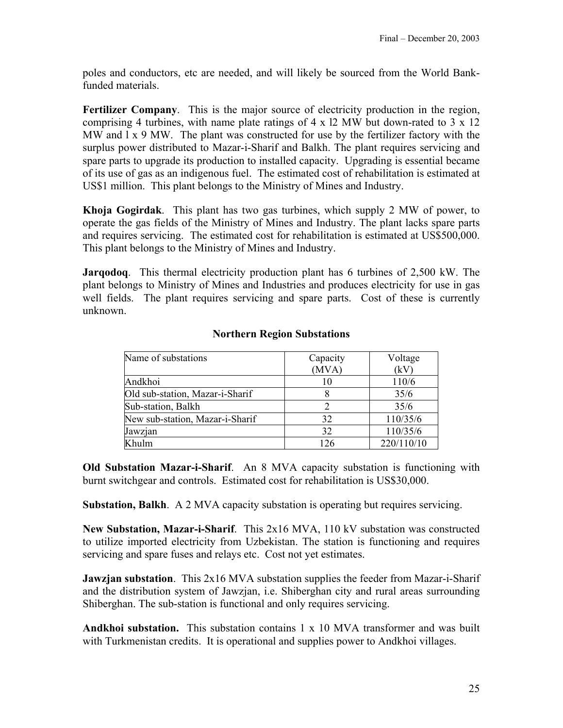poles and conductors, etc are needed, and will likely be sourced from the World Bank-funded materials.

**Fertilizer Company**. This is the major source of electricity production in the region, comprising 4 turbines, with name plate ratings of 4 x l2 MW but down-rated to 3 x 12 MW and l x 9 MW. The plant was constructed for use by the fertilizer factory with the surplus power distributed to Mazar-i-Sharif and Balkh. The plant requires servicing and spare parts to upgrade its production to installed capacity. Upgrading is essential became of its use of gas as an indigenous fuel. The estimated cost of rehabilitation is estimated at US$1 million. This plant belongs to the Ministry of Mines and Industry.

**Khoja Gogirdak**. This plant has two gas turbines, which supply 2 MW of power, to operate the gas fields of the Ministry of Mines and Industry. The plant lacks spare parts and requires servicing. The estimated cost for rehabilitation is estimated at US$500,000. This plant belongs to the Ministry of Mines and Industry.

**Jarqodoq**. This thermal electricity production plant has 6 turbines of 2,500 kW. The plant belongs to Ministry of Mines and Industries and produces electricity for use in gas well fields. The plant requires servicing and spare parts. Cost of these is currently unknown.

**Northern Region Substations**

| Name of substations | Capacity (MVA) | Voltage (kV) |
|---|---|---|
| Andkhoi | 10 | 110/6 |
| Old sub-station, Mazar-i-Sharif | 8 | 35/6 |
| Sub-station, Balkh | 2 | 35/6 |
| New sub-station, Mazar-i-Sharif | 32 | 110/35/6 |
| Jawzjan | 32 | 110/35/6 |
| Khulm | 126 | 220/110/10 |

**Old Substation Mazar-i-Sharif**. An 8 MVA capacity substation is functioning with burnt switchgear and controls. Estimated cost for rehabilitation is US$30,000.

**Substation, Balkh**. A 2 MVA capacity substation is operating but requires servicing.

**New Substation, Mazar-i-Sharif**. This 2x16 MVA, 110 kV substation was constructed to utilize imported electricity from Uzbekistan. The station is functioning and requires servicing and spare fuses and relays etc. Cost not yet estimates.

**Jawzjan substation**. This 2x16 MVA substation supplies the feeder from Mazar-i-Sharif and the distribution system of Jawzjan, i.e. Shiberghan city and rural areas surrounding Shiberghan. The sub-station is functional and only requires servicing.

**Andkhoi substation.** This substation contains 1 x 10 MVA transformer and was built with Turkmenistan credits. It is operational and supplies power to Andkhoi villages.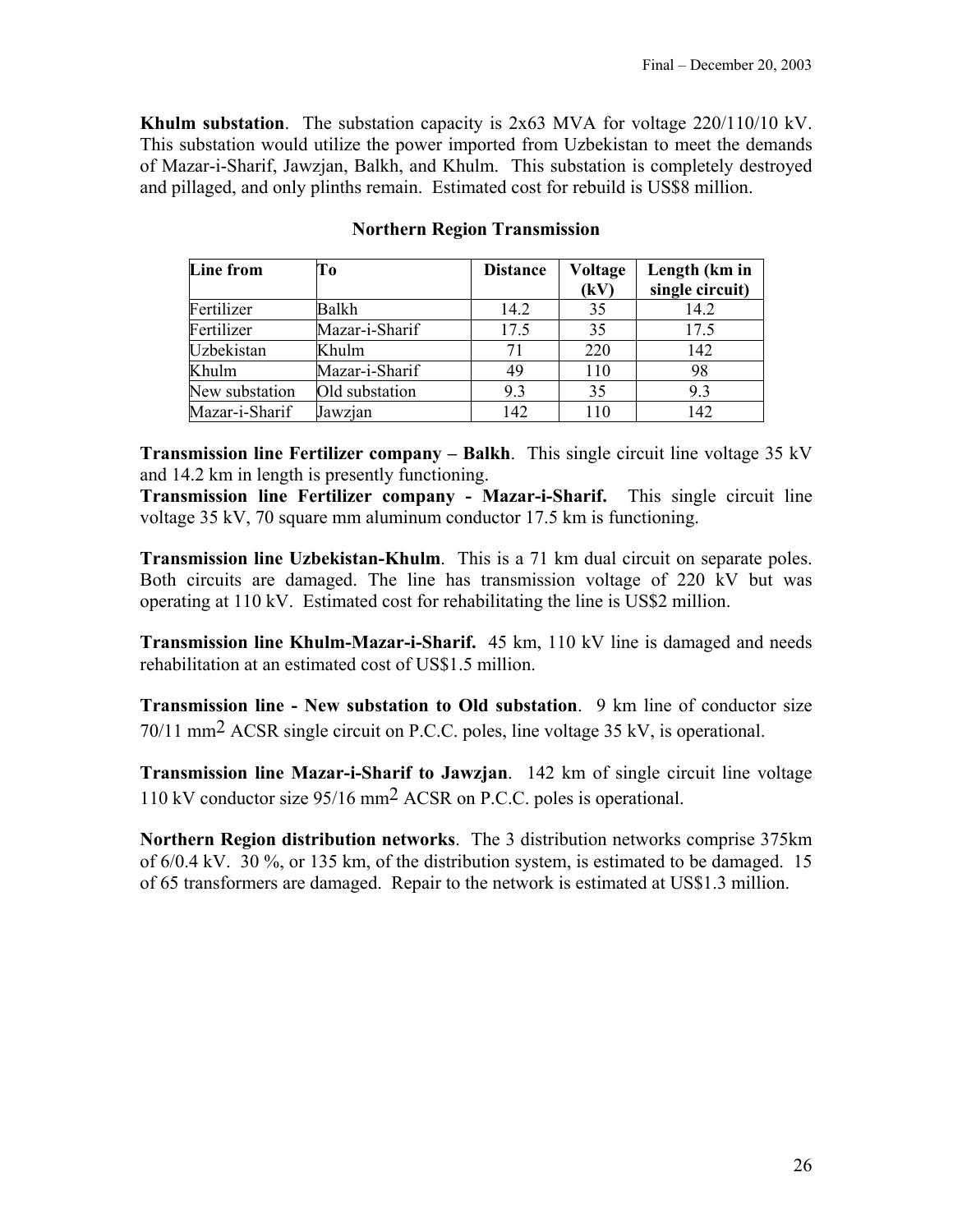**Khulm substation**. The substation capacity is 2x63 MVA for voltage 220/110/10 kV. This substation would utilize the power imported from Uzbekistan to meet the demands of Mazar-i-Sharif, Jawzjan, Balkh, and Khulm. This substation is completely destroyed and pillaged, and only plinths remain. Estimated cost for rebuild is US$8 million.

**Northern Region Transmission**

| Line from | To | Distance | Voltage (kV) | Length (km in single circuit) |
|---|---|---|---|---|
| Fertilizer | Balkh | 14.2 | 35 | 14.2 |
| Fertilizer | Mazar-i-Sharif | 17.5 | 35 | 17.5 |
| Uzbekistan | Khulm | 71 | 220 | 142 |
| Khulm | Mazar-i-Sharif | 49 | 110 | 98 |
| New substation | Old substation | 9.3 | 35 | 9.3 |
| Mazar-i-Sharif | Jawzjan | 142 | 110 | 142 |

**Transmission line Fertilizer company – Balkh**. This single circuit line voltage 35 kV and 14.2 km in length is presently functioning.

**Transmission line Fertilizer company - Mazar-i-Sharif.** This single circuit line voltage 35 kV, 70 square mm aluminum conductor 17.5 km is functioning.

**Transmission line Uzbekistan-Khulm**. This is a 71 km dual circuit on separate poles. Both circuits are damaged. The line has transmission voltage of 220 kV but was operating at 110 kV. Estimated cost for rehabilitating the line is US$2 million.

**Transmission line Khulm-Mazar-i-Sharif.** 45 km, 110 kV line is damaged and needs rehabilitation at an estimated cost of US$1.5 million.

**Transmission line - New substation to Old substation**. 9 km line of conductor size 70/11 $mm^2$ ACSR single circuit on P.C.C. poles, line voltage 35 kV, is operational.

**Transmission line Mazar-i-Sharif to Jawzjan**. 142 km of single circuit line voltage 110 kV conductor size 95/16 $mm^2$ ACSR on P.C.C. poles is operational.

**Northern Region distribution networks**. The 3 distribution networks comprise 375km of 6/0.4 kV. 30 %, or 135 km, of the distribution system, is estimated to be damaged. 15 of 65 transformers are damaged. Repair to the network is estimated at US$1.3 million.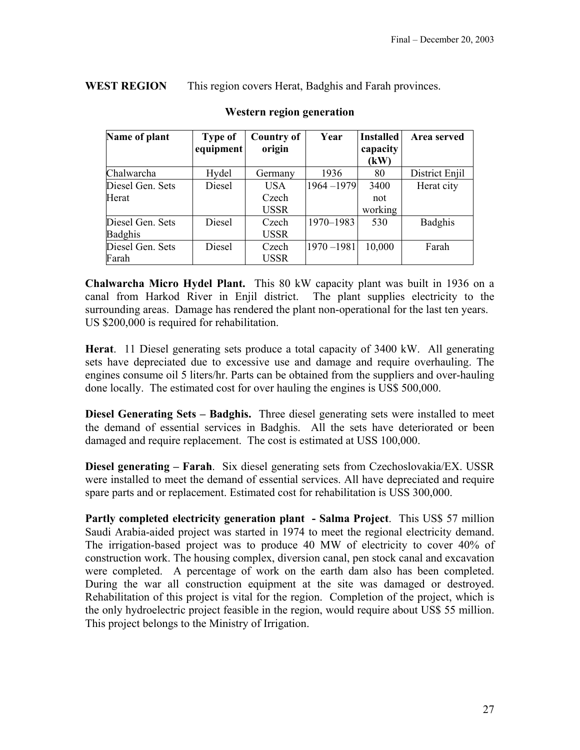**WEST REGION** This region covers Herat, Badghis and Farah provinces.

**Western region generation**

| Name of plant | Type of equipment | Country of origin | Year | Installed capacity (kW) | Area served |
|---|---|---|---|---|---|
| Chalwarcha | Hydel | Germany | 1936 | 80 | District Enjil |
| Diesel Gen. Sets Herat | Diesel | USA Czech USSR | 1964 –1979 | 3400 not working | Herat city |
| Diesel Gen. Sets Badghis | Diesel | Czech USSR | 1970–1983 | 530 | Badghis |
| Diesel Gen. Sets Farah | Diesel | Czech USSR | 1970 –1981 | 10,000 | Farah |

**Chalwarcha Micro Hydel Plant.** This 80 kW capacity plant was built in 1936 on a canal from Harkod River in Enjil district. The plant supplies electricity to the surrounding areas. Damage has rendered the plant non-operational for the last ten years. US $200,000 is required for rehabilitation.

**Herat**. 11 Diesel generating sets produce a total capacity of 3400 kW. All generating sets have depreciated due to excessive use and damage and require overhauling. The engines consume oil 5 liters/hr. Parts can be obtained from the suppliers and over-hauling done locally. The estimated cost for over hauling the engines is US$ 500,000.

**Diesel Generating Sets – Badghis.** Three diesel generating sets were installed to meet the demand of essential services in Badghis. All the sets have deteriorated or been damaged and require replacement. The cost is estimated at USS 100,000.

**Diesel generating – Farah**. Six diesel generating sets from Czechoslovakia/EX. USSR were installed to meet the demand of essential services. All have depreciated and require spare parts and or replacement. Estimated cost for rehabilitation is USS 300,000.

**Partly completed electricity generation plant - Salma Project**. This US$ 57 million Saudi Arabia-aided project was started in 1974 to meet the regional electricity demand. The irrigation-based project was to produce 40 MW of electricity to cover 40% of construction work. The housing complex, diversion canal, pen stock canal and excavation were completed. A percentage of work on the earth dam also has been completed. During the war all construction equipment at the site was damaged or destroyed. Rehabilitation of this project is vital for the region. Completion of the project, which is the only hydroelectric project feasible in the region, would require about US$ 55 million. This project belongs to the Ministry of Irrigation.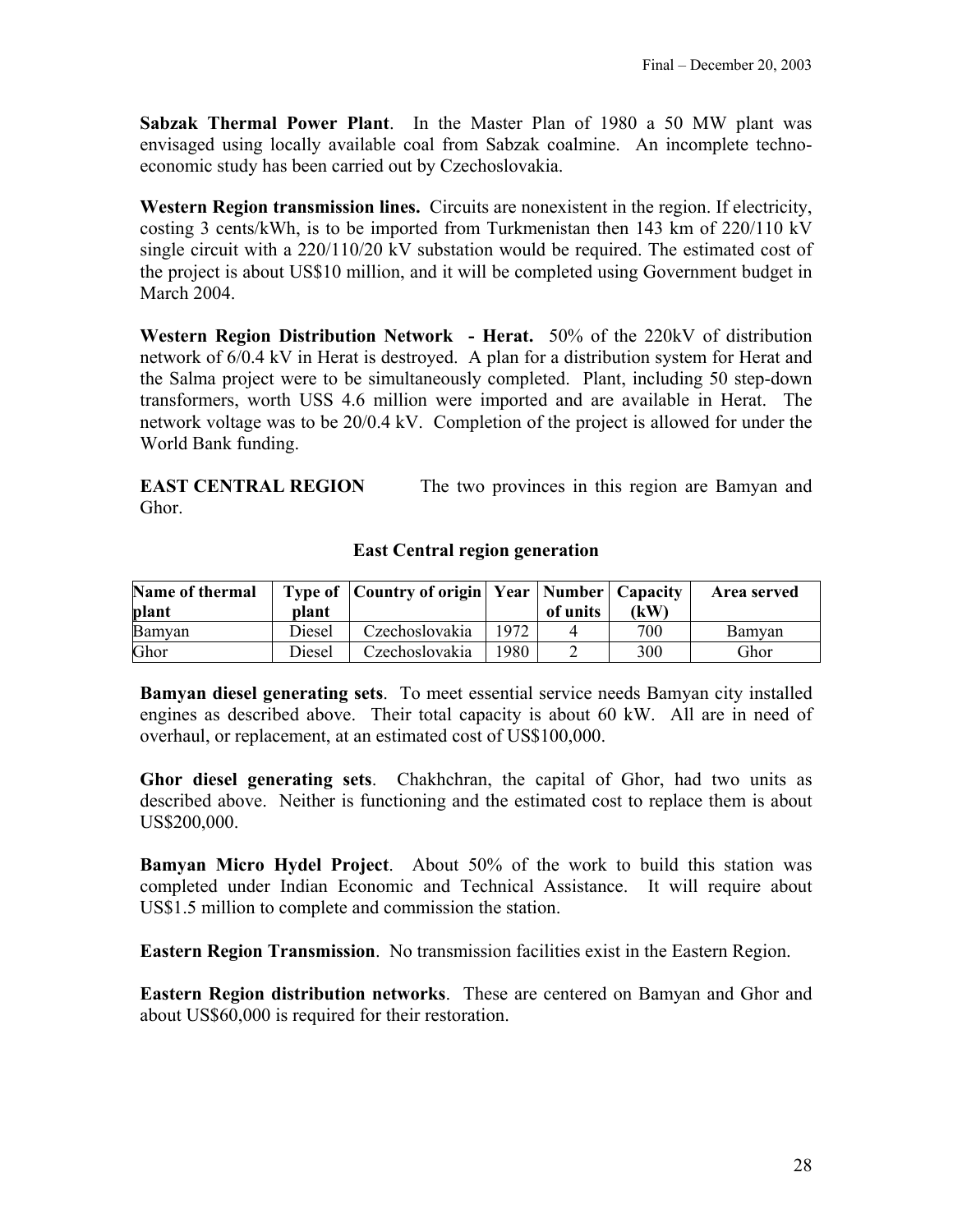**Sabzak Thermal Power Plant**. In the Master Plan of 1980 a 50 MW plant was envisaged using locally available coal from Sabzak coalmine. An incomplete techno-economic study has been carried out by Czechoslovakia.

**Western Region transmission lines.** Circuits are nonexistent in the region. If electricity, costing 3 cents/kWh, is to be imported from Turkmenistan then 143 km of 220/110 kV single circuit with a 220/110/20 kV substation would be required. The estimated cost of the project is about US$10 million, and it will be completed using Government budget in March 2004.

**Western Region Distribution Network - Herat.** 50% of the 220kV of distribution network of 6/0.4 kV in Herat is destroyed. A plan for a distribution system for Herat and the Salma project were to be simultaneously completed. Plant, including 50 step-down transformers, worth USS 4.6 million were imported and are available in Herat. The network voltage was to be 20/0.4 kV. Completion of the project is allowed for under the World Bank funding.

**EAST CENTRAL REGION** The two provinces in this region are Bamyan and Ghor.

**East Central region generation**

| Name of thermal plant | Type of plant | Country of origin | Year | Number of units | Capacity (kW) | Area served |
|---|---|---|---|---|---|---|
| Bamyan | Diesel | Czechoslovakia | 1972 | 4 | 700 | Bamyan |
| Ghor | Diesel | Czechoslovakia | 1980 | 2 | 300 | Ghor |

**Bamyan diesel generating sets**. To meet essential service needs Bamyan city installed engines as described above. Their total capacity is about 60 kW. All are in need of overhaul, or replacement, at an estimated cost of US$100,000.

**Ghor diesel generating sets**. Chakhchran, the capital of Ghor, had two units as described above. Neither is functioning and the estimated cost to replace them is about US$200,000.

**Bamyan Micro Hydel Project**. About 50% of the work to build this station was completed under Indian Economic and Technical Assistance. It will require about US$1.5 million to complete and commission the station.

**Eastern Region Transmission**. No transmission facilities exist in the Eastern Region.

**Eastern Region distribution networks**. These are centered on Bamyan and Ghor and about US$60,000 is required for their restoration.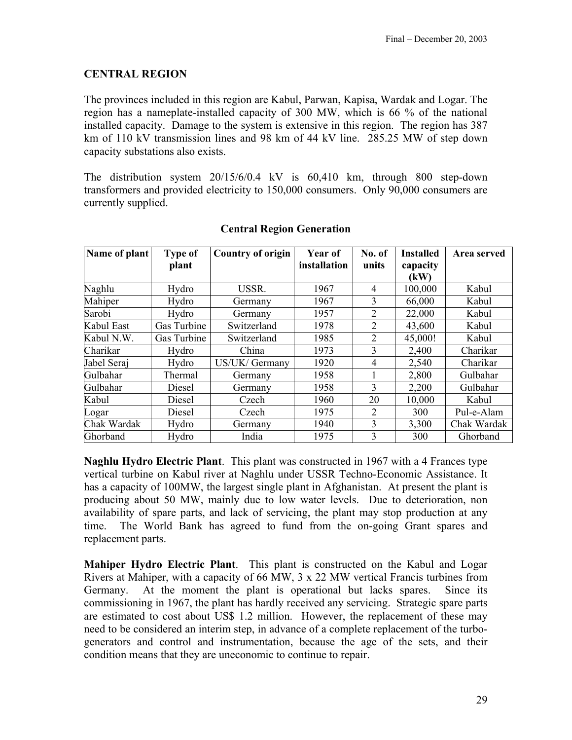## CENTRAL REGION

The provinces included in this region are Kabul, Parwan, Kapisa, Wardak and Logar. The region has a nameplate-installed capacity of 300 MW, which is 66 % of the national installed capacity. Damage to the system is extensive in this region. The region has 387 km of 110 kV transmission lines and 98 km of 44 kV line. 285.25 MW of step down capacity substations also exists.

The distribution system 20/15/6/0.4 kV is 60,410 km, through 800 step-down transformers and provided electricity to 150,000 consumers. Only 90,000 consumers are currently supplied.

### Central Region Generation

| Name of plant | Type of plant | Country of origin | Year of installation | No. of units | Installed capacity (kW) | Area served |
|---|---|---|---|---|---|---|
| Naghlu | Hydro | USSR. | 1967 | 4 | 100,000 | Kabul |
| Mahiper | Hydro | Germany | 1967 | 3 | 66,000 | Kabul |
| Sarobi | Hydro | Germany | 1957 | 2 | 22,000 | Kabul |
| Kabul East | Gas Turbine | Switzerland | 1978 | 2 | 43,600 | Kabul |
| Kabul N.W. | Gas Turbine | Switzerland | 1985 | 2 | 45,000! | Kabul |
| Charikar | Hydro | China | 1973 | 3 | 2,400 | Charikar |
| Jabel Seraj | Hydro | US/UK/ Germany | 1920 | 4 | 2,540 | Charikar |
| Gulbahar | Thermal | Germany | 1958 | 1 | 2,800 | Gulbahar |
| Gulbahar | Diesel | Germany | 1958 | 3 | 2,200 | Gulbahar |
| Kabul | Diesel | Czech | 1960 | 20 | 10,000 | Kabul |
| Logar | Diesel | Czech | 1975 | 2 | 300 | Pul-e-Alam |
| Chak Wardak | Hydro | Germany | 1940 | 3 | 3,300 | Chak Wardak |
| Ghorband | Hydro | India | 1975 | 3 | 300 | Ghorband |

**Naghlu Hydro Electric Plant**. This plant was constructed in 1967 with a 4 Frances type vertical turbine on Kabul river at Naghlu under USSR Techno-Economic Assistance. It has a capacity of 100MW, the largest single plant in Afghanistan. At present the plant is producing about 50 MW, mainly due to low water levels. Due to deterioration, non availability of spare parts, and lack of servicing, the plant may stop production at any time. The World Bank has agreed to fund from the on-going Grant spares and replacement parts.

**Mahiper Hydro Electric Plant**. This plant is constructed on the Kabul and Logar Rivers at Mahiper, with a capacity of 66 MW, 3 x 22 MW vertical Francis turbines from Germany. At the moment the plant is operational but lacks spares. Since its commissioning in 1967, the plant has hardly received any servicing. Strategic spare parts are estimated to cost about US$ 1.2 million. However, the replacement of these may need to be considered an interim step, in advance of a complete replacement of the turbo-generators and control and instrumentation, because the age of the sets, and their condition means that they are uneconomic to continue to repair.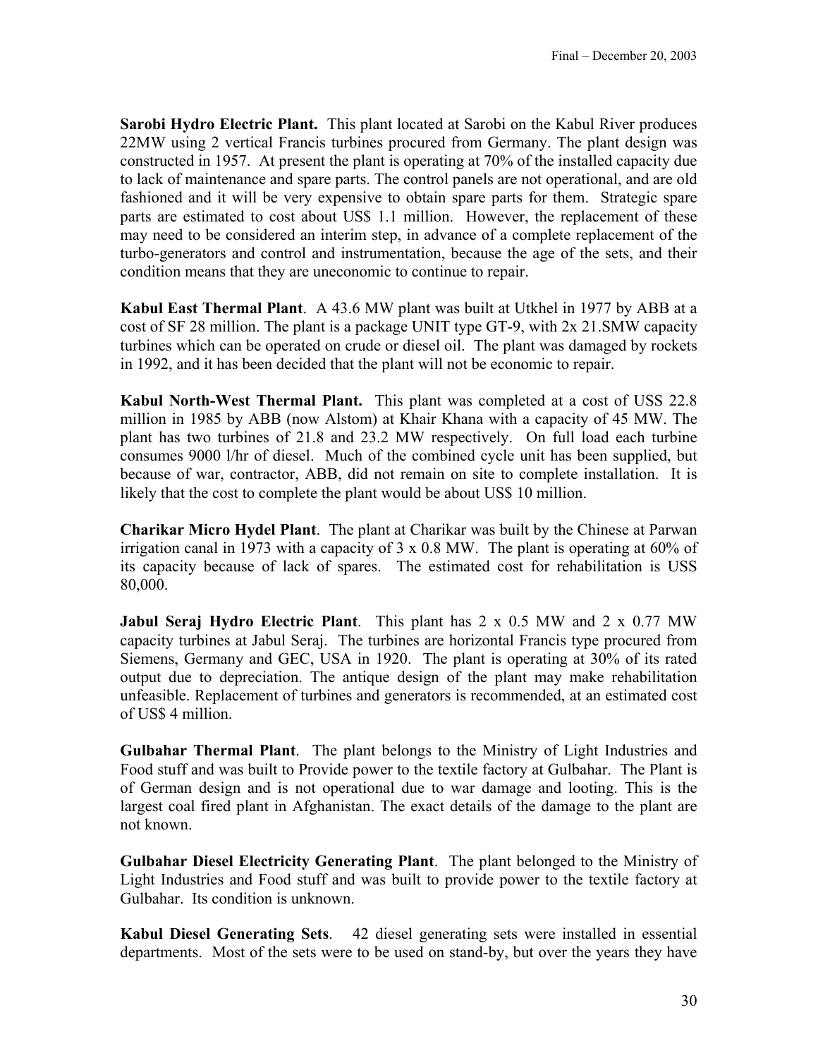**Sarobi Hydro Electric Plant.** This plant located at Sarobi on the Kabul River produces 22MW using 2 vertical Francis turbines procured from Germany. The plant design was constructed in 1957. At present the plant is operating at 70% of the installed capacity due to lack of maintenance and spare parts. The control panels are not operational, and are old fashioned and it will be very expensive to obtain spare parts for them. Strategic spare parts are estimated to cost about US$ 1.1 million. However, the replacement of these may need to be considered an interim step, in advance of a complete replacement of the turbo-generators and control and instrumentation, because the age of the sets, and their condition means that they are uneconomic to continue to repair.

**Kabul East Thermal Plant**. A 43.6 MW plant was built at Utkhel in 1977 by ABB at a cost of SF 28 million. The plant is a package UNIT type GT-9, with 2x 21.SMW capacity turbines which can be operated on crude or diesel oil. The plant was damaged by rockets in 1992, and it has been decided that the plant will not be economic to repair.

**Kabul North-West Thermal Plant.** This plant was completed at a cost of USS 22.8 million in 1985 by ABB (now Alstom) at Khair Khana with a capacity of 45 MW. The plant has two turbines of 21.8 and 23.2 MW respectively. On full load each turbine consumes 9000 l/hr of diesel. Much of the combined cycle unit has been supplied, but because of war, contractor, ABB, did not remain on site to complete installation. It is likely that the cost to complete the plant would be about US$ 10 million.

**Charikar Micro Hydel Plant**. The plant at Charikar was built by the Chinese at Parwan irrigation canal in 1973 with a capacity of 3 x 0.8 MW. The plant is operating at 60% of its capacity because of lack of spares. The estimated cost for rehabilitation is USS 80,000.

**Jabul Seraj Hydro Electric Plant**. This plant has 2 x 0.5 MW and 2 x 0.77 MW capacity turbines at Jabul Seraj. The turbines are horizontal Francis type procured from Siemens, Germany and GEC, USA in 1920. The plant is operating at 30% of its rated output due to depreciation. The antique design of the plant may make rehabilitation unfeasible. Replacement of turbines and generators is recommended, at an estimated cost of US$ 4 million.

**Gulbahar Thermal Plant**. The plant belongs to the Ministry of Light Industries and Food stuff and was built to Provide power to the textile factory at Gulbahar. The Plant is of German design and is not operational due to war damage and looting. This is the largest coal fired plant in Afghanistan. The exact details of the damage to the plant are not known.

**Gulbahar Diesel Electricity Generating Plant**. The plant belonged to the Ministry of Light Industries and Food stuff and was built to provide power to the textile factory at Gulbahar. Its condition is unknown.

**Kabul Diesel Generating Sets**. 42 diesel generating sets were installed in essential departments. Most of the sets were to be used on stand-by, but over the years they have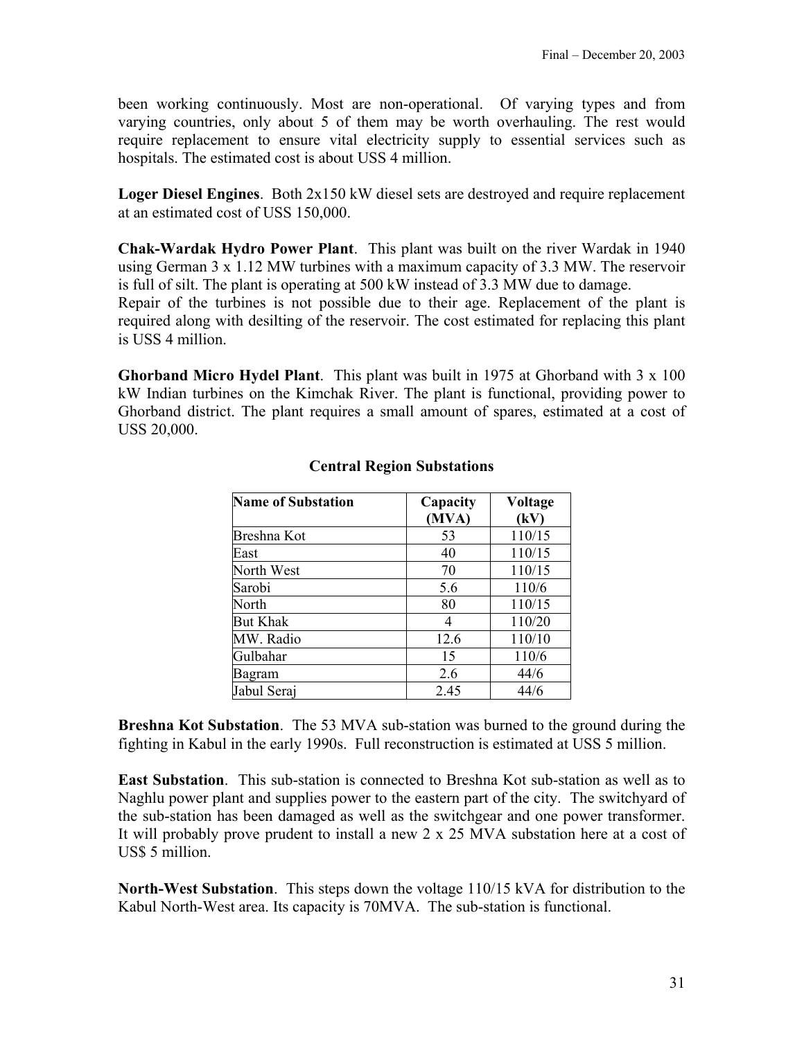been working continuously. Most are non-operational. Of varying types and from varying countries, only about 5 of them may be worth overhauling. The rest would require replacement to ensure vital electricity supply to essential services such as hospitals. The estimated cost is about USS 4 million.

**Loger Diesel Engines**. Both 2x150 kW diesel sets are destroyed and require replacement at an estimated cost of USS 150,000.

**Chak-Wardak Hydro Power Plant**. This plant was built on the river Wardak in 1940 using German 3 x 1.12 MW turbines with a maximum capacity of 3.3 MW. The reservoir is full of silt. The plant is operating at 500 kW instead of 3.3 MW due to damage.
Repair of the turbines is not possible due to their age. Replacement of the plant is required along with desilting of the reservoir. The cost estimated for replacing this plant is USS 4 million.

**Ghorband Micro Hydel Plant**. This plant was built in 1975 at Ghorband with 3 x 100 kW Indian turbines on the Kimchak River. The plant is functional, providing power to Ghorband district. The plant requires a small amount of spares, estimated at a cost of USS 20,000.

**Central Region Substations**

| Name of Substation | Capacity (MVA) | Voltage (kV) |
|---|---|---|
| Breshna Kot | 53 | 110/15 |
| East | 40 | 110/15 |
| North West | 70 | 110/15 |
| Sarobi | 5.6 | 110/6 |
| North | 80 | 110/15 |
| But Khak | 4 | 110/20 |
| MW. Radio | 12.6 | 110/10 |
| Gulbahar | 15 | 110/6 |
| Bagram | 2.6 | 44/6 |
| Jabul Seraj | 2.45 | 44/6 |

**Breshna Kot Substation**. The 53 MVA sub-station was burned to the ground during the fighting in Kabul in the early 1990s. Full reconstruction is estimated at USS 5 million.

**East Substation**. This sub-station is connected to Breshna Kot sub-station as well as to Naghlu power plant and supplies power to the eastern part of the city. The switchyard of the sub-station has been damaged as well as the switchgear and one power transformer. It will probably prove prudent to install a new 2 x 25 MVA substation here at a cost of US$ 5 million.

**North-West Substation**. This steps down the voltage 110/15 kVA for distribution to the Kabul North-West area. Its capacity is 70MVA. The sub-station is functional.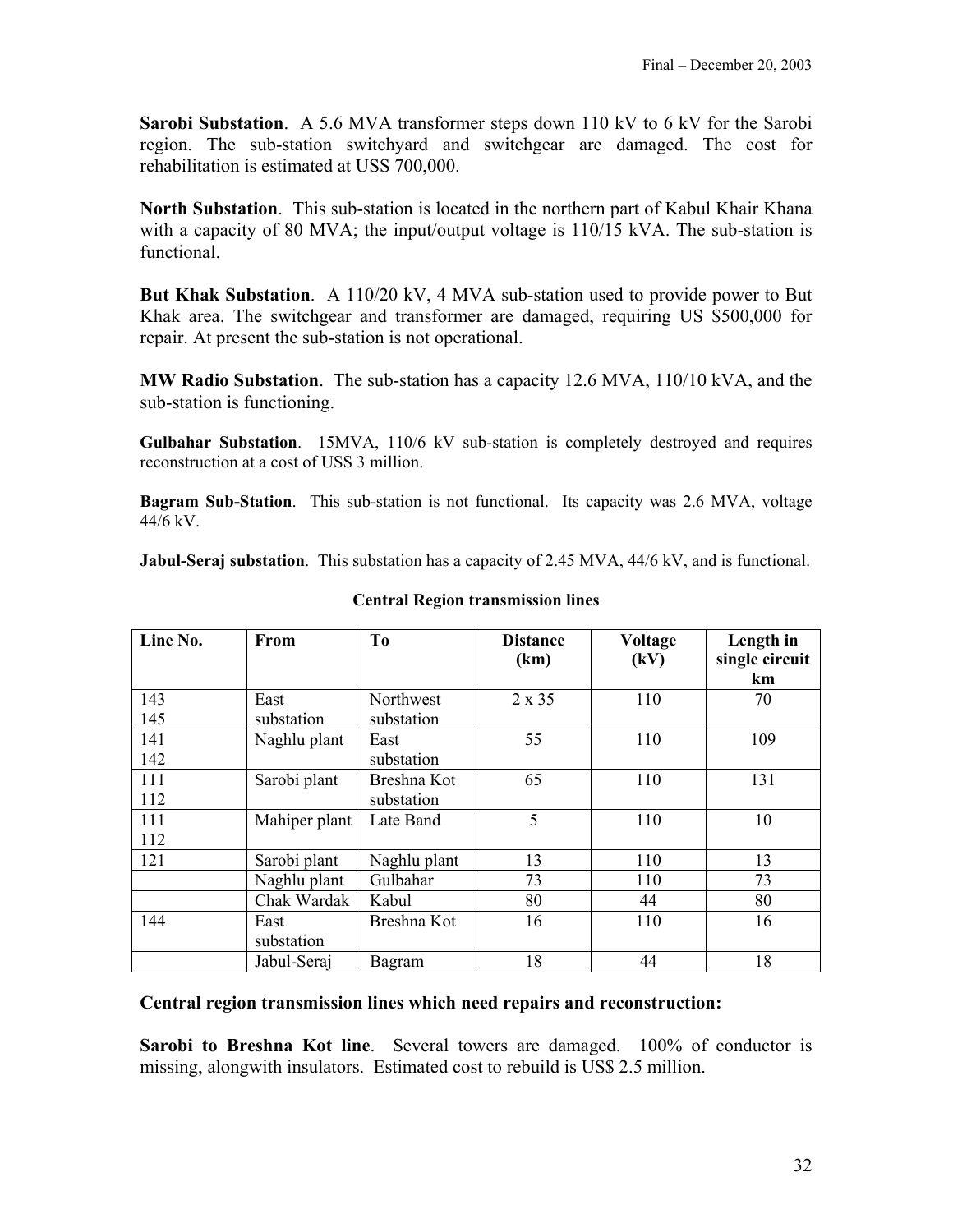**Sarobi Substation**. A 5.6 MVA transformer steps down 110 kV to 6 kV for the Sarobi region. The sub-station switchyard and switchgear are damaged. The cost for rehabilitation is estimated at USS 700,000.

**North Substation**. This sub-station is located in the northern part of Kabul Khair Khana with a capacity of 80 MVA; the input/output voltage is 110/15 kVA. The sub-station is functional.

**But Khak Substation**. A 110/20 kV, 4 MVA sub-station used to provide power to But Khak area. The switchgear and transformer are damaged, requiring US $500,000 for repair. At present the sub-station is not operational.

**MW Radio Substation**. The sub-station has a capacity 12.6 MVA, 110/10 kVA, and the sub-station is functioning.

**Gulbahar Substation**. 15MVA, 110/6 kV sub-station is completely destroyed and requires reconstruction at a cost of USS 3 million.

**Bagram Sub-Station**. This sub-station is not functional. Its capacity was 2.6 MVA, voltage 44/6 kV.

**Jabul-Seraj substation**. This substation has a capacity of 2.45 MVA, 44/6 kV, and is functional.

**Central Region transmission lines**

| Line No. | From | To | Distance (km) | Voltage (kV) | Length in single circuit km |
|---|---|---|---|---|---|
| 143 145 | East substation | Northwest substation | 2 x 35 | 110 | 70 |
| 141 142 | Naghlu plant | East substation | 55 | 110 | 109 |
| 111 112 | Sarobi plant | Breshna Kot substation | 65 | 110 | 131 |
| 111 112 | Mahiper plant | Late Band | 5 | 110 | 10 |
| 121 | Sarobi plant | Naghlu plant | 13 | 110 | 13 |
| | Naghlu plant | Gulbahar | 73 | 110 | 73 |
| | Chak Wardak | Kabul | 80 | 44 | 80 |
| 144 | East substation | Breshna Kot | 16 | 110 | 16 |
| | Jabul-Seraj | Bagram | 18 | 44 | 18 |

### Central region transmission lines which need repairs and reconstruction:

**Sarobi to Breshna Kot line**. Several towers are damaged. 100% of conductor is missing, alongwith insulators. Estimated cost to rebuild is US$ 2.5 million.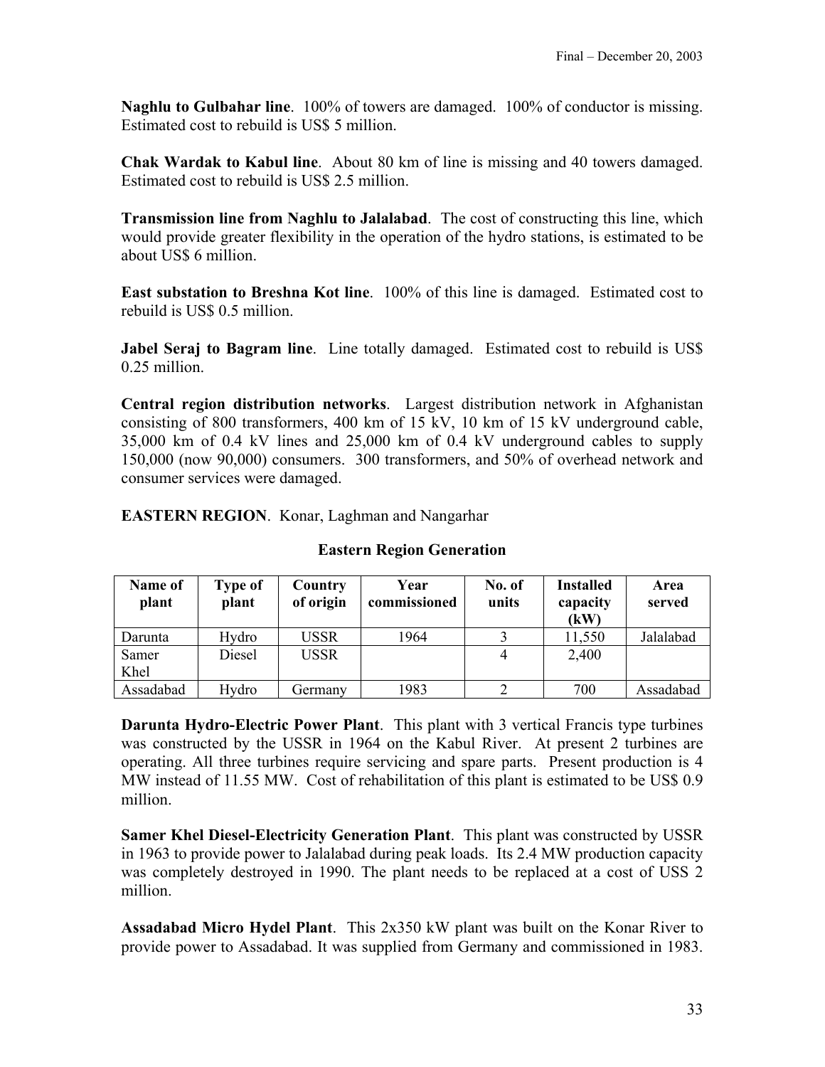**Naghlu to Gulbahar line**. 100% of towers are damaged. 100% of conductor is missing. Estimated cost to rebuild is US$ 5 million.

**Chak Wardak to Kabul line**. About 80 km of line is missing and 40 towers damaged. Estimated cost to rebuild is US$ 2.5 million.

**Transmission line from Naghlu to Jalalabad**. The cost of constructing this line, which would provide greater flexibility in the operation of the hydro stations, is estimated to be about US$ 6 million.

**East substation to Breshna Kot line**. 100% of this line is damaged. Estimated cost to rebuild is US$ 0.5 million.

**Jabel Seraj to Bagram line**. Line totally damaged. Estimated cost to rebuild is US$ 0.25 million.

**Central region distribution networks**. Largest distribution network in Afghanistan consisting of 800 transformers, 400 km of 15 kV, 10 km of 15 kV underground cable, 35,000 km of 0.4 kV lines and 25,000 km of 0.4 kV underground cables to supply 150,000 (now 90,000) consumers. 300 transformers, and 50% of overhead network and consumer services were damaged.

**EASTERN REGION**. Konar, Laghman and Nangarhar

**Eastern Region Generation**

| Name of plant | Type of plant | Country of origin | Year commissioned | No. of units | Installed capacity (kW) | Area served |
|---|---|---|---|---|---|---|
| Darunta | Hydro | USSR | 1964 | 3 | 11,550 | Jalalabad |
| Samer Khel | Diesel | USSR | | 4 | 2,400 | |
| Assadabad | Hydro | Germany | 1983 | 2 | 700 | Assadabad |

**Darunta Hydro-Electric Power Plant**. This plant with 3 vertical Francis type turbines was constructed by the USSR in 1964 on the Kabul River. At present 2 turbines are operating. All three turbines require servicing and spare parts. Present production is 4 MW instead of 11.55 MW. Cost of rehabilitation of this plant is estimated to be US$ 0.9 million.

**Samer Khel Diesel-Electricity Generation Plant**. This plant was constructed by USSR in 1963 to provide power to Jalalabad during peak loads. Its 2.4 MW production capacity was completely destroyed in 1990. The plant needs to be replaced at a cost of USS 2 million.

**Assadabad Micro Hydel Plant**. This 2x350 kW plant was built on the Konar River to provide power to Assadabad. It was supplied from Germany and commissioned in 1983.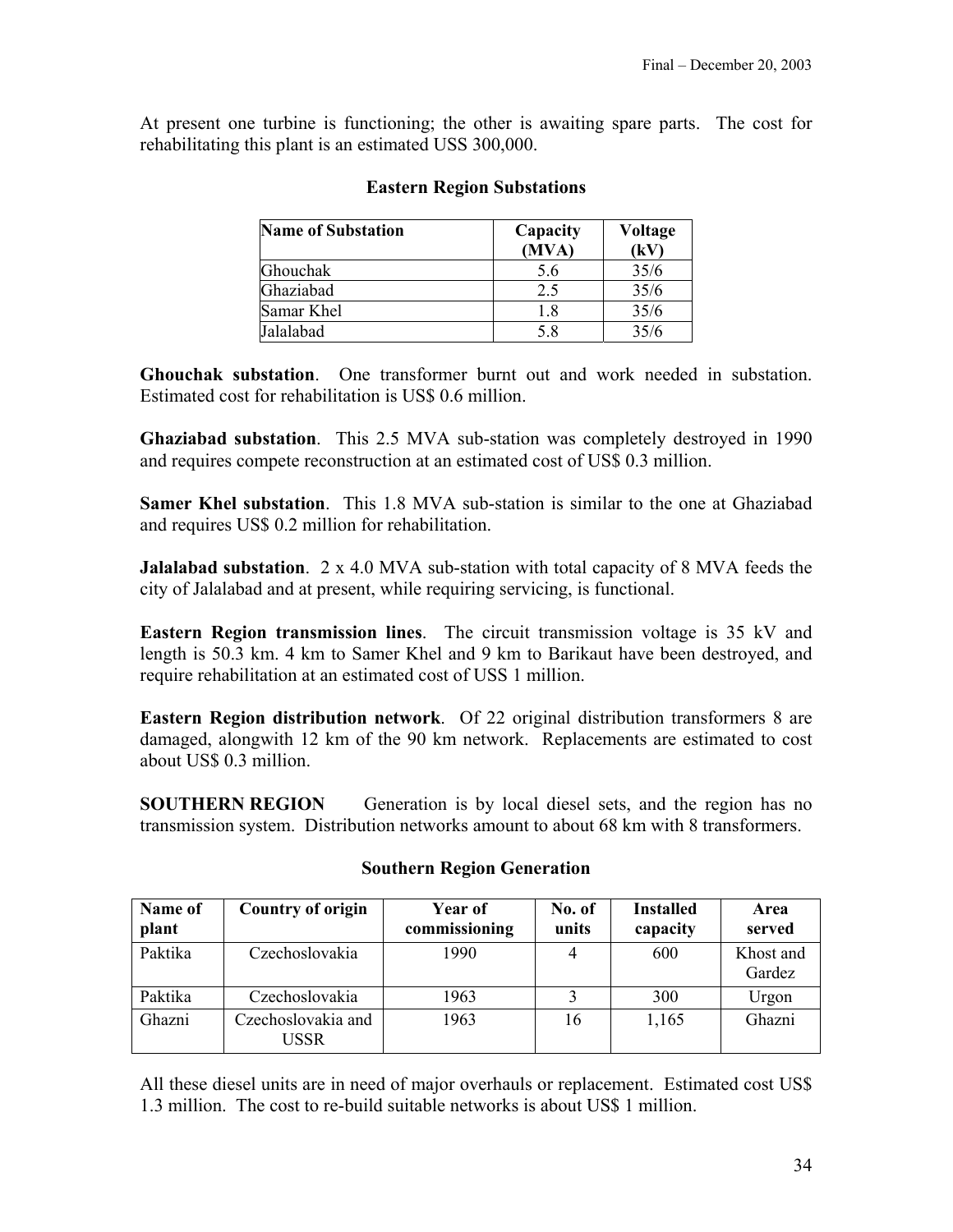At present one turbine is functioning; the other is awaiting spare parts. The cost for rehabilitating this plant is an estimated USS 300,000.

**Eastern Region Substations**

| Name of Substation | Capacity (MVA) | Voltage (kV) |
|---|---|---|
| Ghouchak | 5.6 | 35/6 |
| Ghaziabad | 2.5 | 35/6 |
| Samar Khel | 1.8 | 35/6 |
| Jalalabad | 5.8 | 35/6 |

**Ghouchak substation**. One transformer burnt out and work needed in substation. Estimated cost for rehabilitation is US$ 0.6 million.

**Ghaziabad substation**. This 2.5 MVA sub-station was completely destroyed in 1990 and requires compete reconstruction at an estimated cost of US$ 0.3 million.

**Samer Khel substation**. This 1.8 MVA sub-station is similar to the one at Ghaziabad and requires US$ 0.2 million for rehabilitation.

**Jalalabad substation**. 2 x 4.0 MVA sub-station with total capacity of 8 MVA feeds the city of Jalalabad and at present, while requiring servicing, is functional.

**Eastern Region transmission lines**. The circuit transmission voltage is 35 kV and length is 50.3 km. 4 km to Samer Khel and 9 km to Barikaut have been destroyed, and require rehabilitation at an estimated cost of USS 1 million.

**Eastern Region distribution network**. Of 22 original distribution transformers 8 are damaged, alongwith 12 km of the 90 km network. Replacements are estimated to cost about US$ 0.3 million.

**SOUTHERN REGION** Generation is by local diesel sets, and the region has no transmission system. Distribution networks amount to about 68 km with 8 transformers.

**Southern Region Generation**

| Name of plant | Country of origin | Year of commissioning | No. of units | Installed capacity | Area served |
|---|---|---|---|---|---|
| Paktika | Czechoslovakia | 1990 | 4 | 600 | Khost and Gardez |
| Paktika | Czechoslovakia | 1963 | 3 | 300 | Urgon |
| Ghazni | Czechoslovakia and USSR | 1963 | 16 | 1,165 | Ghazni |

All these diesel units are in need of major overhauls or replacement. Estimated cost US$ 1.3 million. The cost to re-build suitable networks is about US$ 1 million.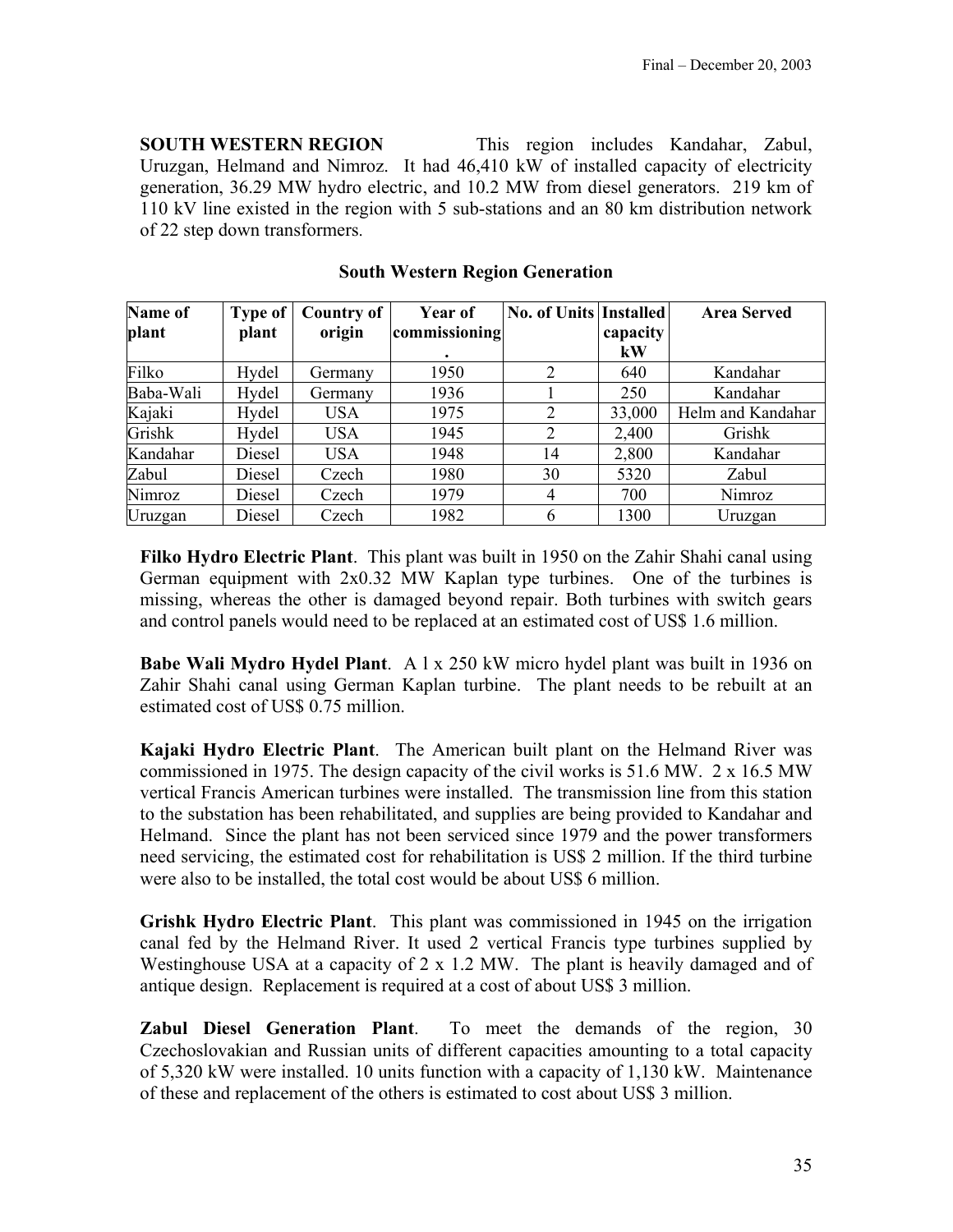**SOUTH WESTERN REGION** This region includes Kandahar, Zabul, Uruzgan, Helmand and Nimroz. It had 46,410 kW of installed capacity of electricity generation, 36.29 MW hydro electric, and 10.2 MW from diesel generators. 219 km of 110 kV line existed in the region with 5 sub-stations and an 80 km distribution network of 22 step down transformers.

**South Western Region Generation**

| Name of plant | Type of plant | Country of origin | Year of commissioning. | No. of Units | Installed capacity kW | Area Served |
|---|---|---|---|---|---|---|
| Filko | Hydel | Germany | 1950 | 2 | 640 | Kandahar |
| Baba-Wali | Hydel | Germany | 1936 | 1 | 250 | Kandahar |
| Kajaki | Hydel | USA | 1975 | 2 | 33,000 | Helm and Kandahar |
| Grishk | Hydel | USA | 1945 | 2 | 2,400 | Grishk |
| Kandahar | Diesel | USA | 1948 | 14 | 2,800 | Kandahar |
| Zabul | Diesel | Czech | 1980 | 30 | 5320 | Zabul |
| Nimroz | Diesel | Czech | 1979 | 4 | 700 | Nimroz |
| Uruzgan | Diesel | Czech | 1982 | 6 | 1300 | Uruzgan |

**Filko Hydro Electric Plant**. This plant was built in 1950 on the Zahir Shahi canal using German equipment with 2x0.32 MW Kaplan type turbines. One of the turbines is missing, whereas the other is damaged beyond repair. Both turbines with switch gears and control panels would need to be replaced at an estimated cost of US$ 1.6 million.

**Babe Wali Mydro Hydel Plant**. A l x 250 kW micro hydel plant was built in 1936 on Zahir Shahi canal using German Kaplan turbine. The plant needs to be rebuilt at an estimated cost of US$ 0.75 million.

**Kajaki Hydro Electric Plant**. The American built plant on the Helmand River was commissioned in 1975. The design capacity of the civil works is 51.6 MW. 2 x 16.5 MW vertical Francis American turbines were installed. The transmission line from this station to the substation has been rehabilitated, and supplies are being provided to Kandahar and Helmand. Since the plant has not been serviced since 1979 and the power transformers need servicing, the estimated cost for rehabilitation is US$ 2 million. If the third turbine were also to be installed, the total cost would be about US$ 6 million.

**Grishk Hydro Electric Plant**. This plant was commissioned in 1945 on the irrigation canal fed by the Helmand River. It used 2 vertical Francis type turbines supplied by Westinghouse USA at a capacity of 2 x 1.2 MW. The plant is heavily damaged and of antique design. Replacement is required at a cost of about US$ 3 million.

**Zabul Diesel Generation Plant**. To meet the demands of the region, 30 Czechoslovakian and Russian units of different capacities amounting to a total capacity of 5,320 kW were installed. 10 units function with a capacity of 1,130 kW. Maintenance of these and replacement of the others is estimated to cost about US$ 3 million.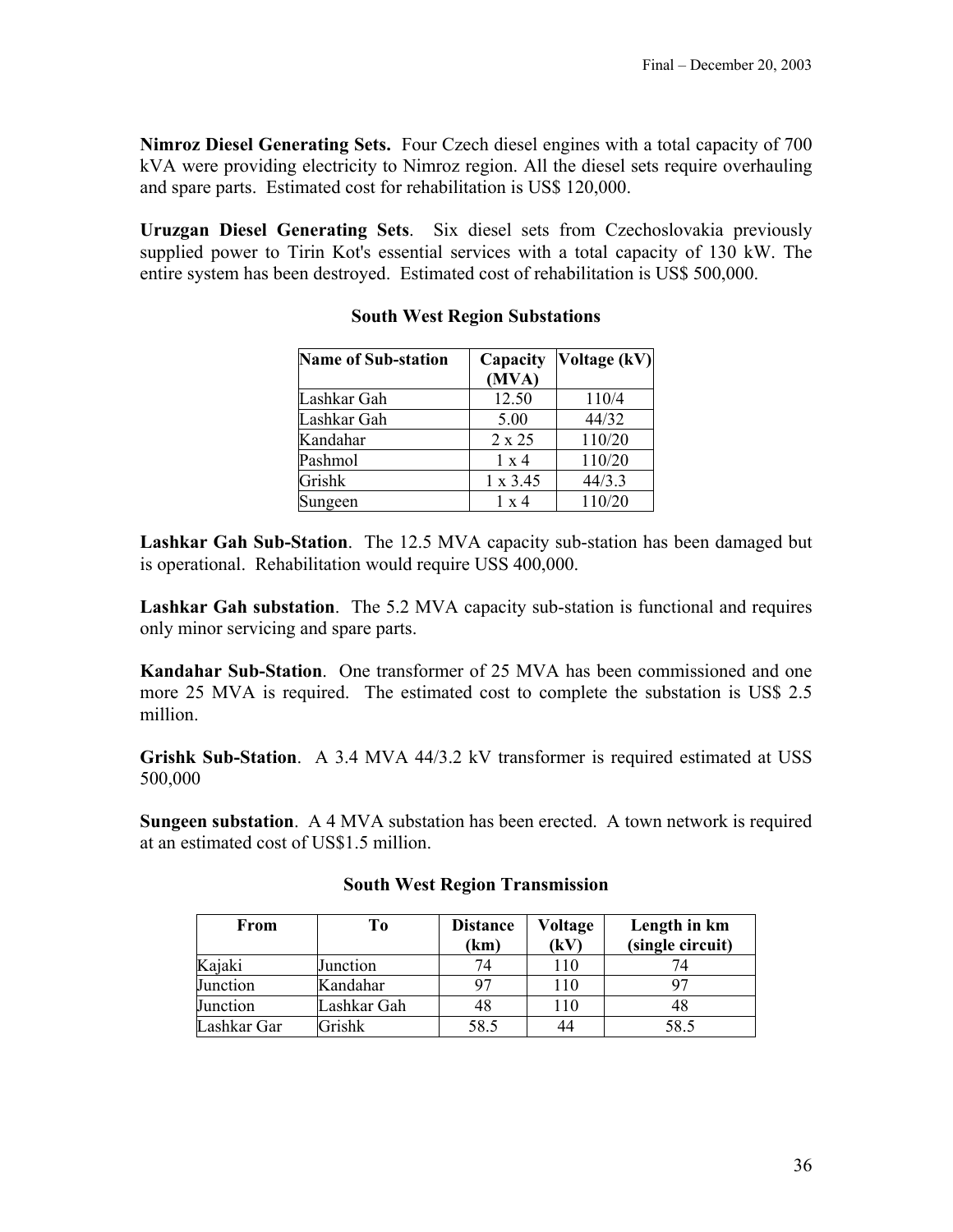**Nimroz Diesel Generating Sets.** Four Czech diesel engines with a total capacity of 700 kVA were providing electricity to Nimroz region. All the diesel sets require overhauling and spare parts. Estimated cost for rehabilitation is US$ 120,000.

**Uruzgan Diesel Generating Sets**. Six diesel sets from Czechoslovakia previously supplied power to Tirin Kot's essential services with a total capacity of 130 kW. The entire system has been destroyed. Estimated cost of rehabilitation is US$ 500,000.

### South West Region Substations

| Name of Sub-station | Capacity (MVA) | Voltage (kV) |
|---|---|---|
| Lashkar Gah | 12.50 | 110/4 |
| Lashkar Gah | 5.00 | 44/32 |
| Kandahar | 2 x 25 | 110/20 |
| Pashmol | 1 x 4 | 110/20 |
| Grishk | 1 x 3.45 | 44/3.3 |
| Sungeen | 1 x 4 | 110/20 |

**Lashkar Gah Sub-Station**. The 12.5 MVA capacity sub-station has been damaged but is operational. Rehabilitation would require USS 400,000.

**Lashkar Gah substation**. The 5.2 MVA capacity sub-station is functional and requires only minor servicing and spare parts.

**Kandahar Sub-Station**. One transformer of 25 MVA has been commissioned and one more 25 MVA is required. The estimated cost to complete the substation is US$ 2.5 million.

**Grishk Sub-Station**. A 3.4 MVA 44/3.2 kV transformer is required estimated at USS 500,000

**Sungeen substation**. A 4 MVA substation has been erected. A town network is required at an estimated cost of US$1.5 million.

### South West Region Transmission

| From | To | Distance (km) | Voltage (kV) | Length in km (single circuit) |
|---|---|---|---|---|
| Kajaki | Junction | 74 | 110 | 74 |
| Junction | Kandahar | 97 | 110 | 97 |
| Junction | Lashkar Gah | 48 | 110 | 48 |
| Lashkar Gar | Grishk | 58.5 | 44 | 58.5 |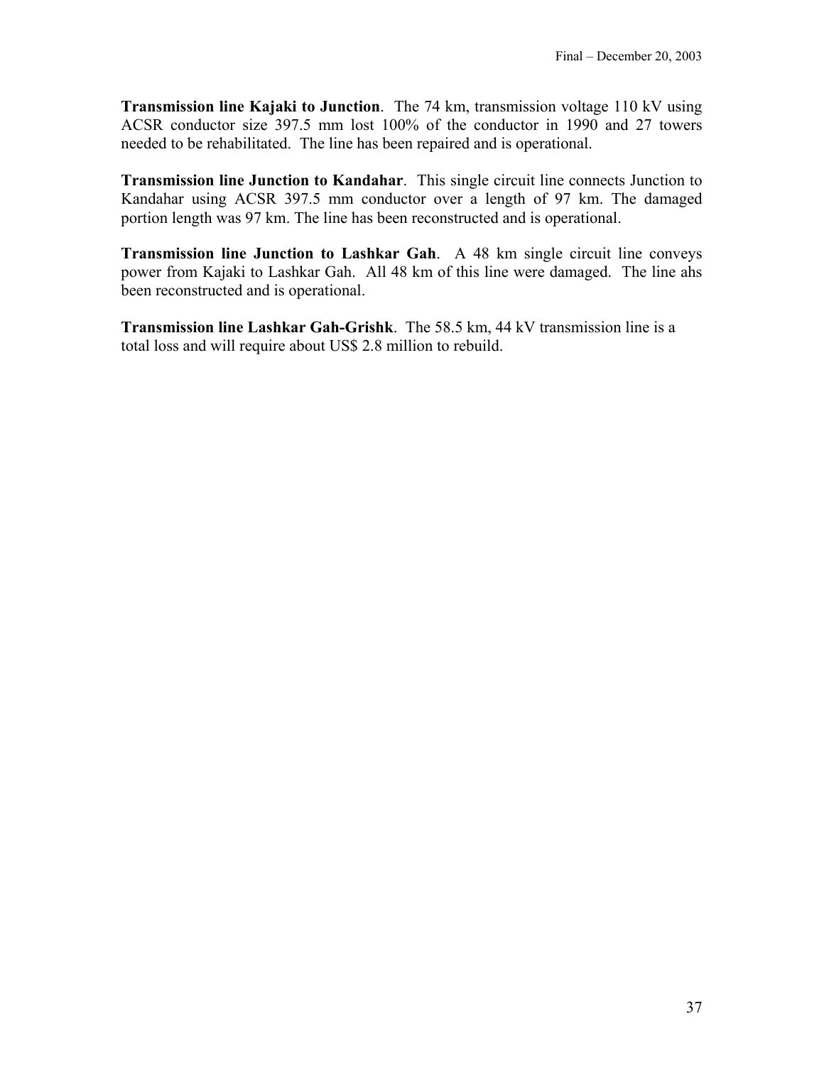**Transmission line Kajaki to Junction**. The 74 km, transmission voltage 110 kV using ACSR conductor size 397.5 mm lost 100% of the conductor in 1990 and 27 towers needed to be rehabilitated. The line has been repaired and is operational.

**Transmission line Junction to Kandahar**. This single circuit line connects Junction to Kandahar using ACSR 397.5 mm conductor over a length of 97 km. The damaged portion length was 97 km. The line has been reconstructed and is operational.

**Transmission line Junction to Lashkar Gah**. A 48 km single circuit line conveys power from Kajaki to Lashkar Gah. All 48 km of this line were damaged. The line ahs been reconstructed and is operational.

**Transmission line Lashkar Gah-Grishk**. The 58.5 km, 44 kV transmission line is a total loss and will require about US$ 2.8 million to rebuild.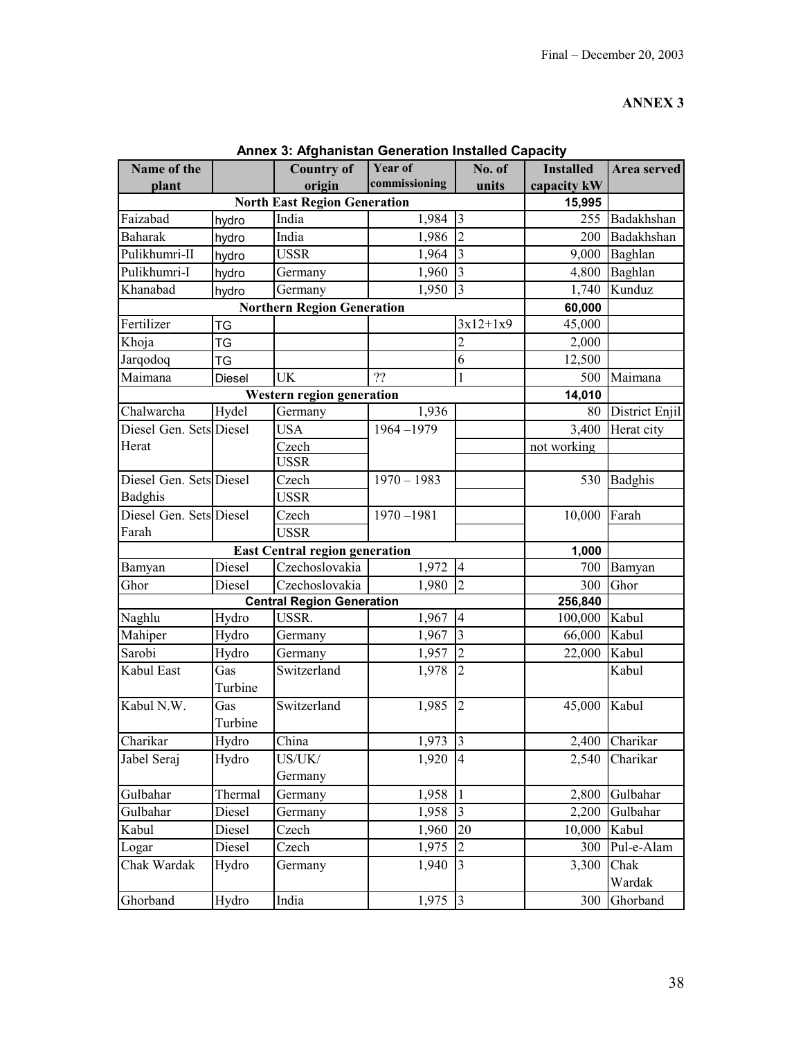## ANNEX 3

**Annex 3: Afghanistan Generation Installed Capacity**

| Name of the plant | | Country of origin | Year of commissioning | No. of units | Installed capacity kW | Area served |
|---|---|---|---|---|---|---|
| **North East Region Generation** | | | | | **15,995** | |
| Faizabad | hydro | India | 1,984 | 3 | 255 | Badakhshan |
| Baharak | hydro | India | 1,986 | 2 | 200 | Badakhshan |
| Pulikhumri-II | hydro | USSR | 1,964 | 3 | 9,000 | Baghlan |
| Pulikhumri-I | hydro | Germany | 1,960 | 3 | 4,800 | Baghlan |
| Khanabad | hydro | Germany | 1,950 | 3 | 1,740 | Kunduz |
| **Northern Region Generation** | | | | | **60,000** | |
| Fertilizer | TG | | | 3x12+1x9 | 45,000 | |
| Khoja | TG | | | 2 | 2,000 | |
| Jarqodoq | TG | | | 6 | 12,500 | |
| Maimana | Diesel | UK | ?? | 1 | 500 | Maimana |
| **Western region generation** | | | | | **14,010** | |
| Chalwarcha | Hydel | Germany | 1,936 | | 80 | District Enjil |
| Diesel Gen. Sets Herat | Diesel | USA | 1964 –1979 | | 3,400 | Herat city |
| | | Czech | | | not working | |
| | | USSR | | | | |
| Diesel Gen. Sets Badghis | Diesel | Czech | 1970 – 1983 | | 530 | Badghis |
| | | USSR | | | | |
| Diesel Gen. Sets Farah | Diesel | Czech | 1970 –1981 | | 10,000 | Farah |
| | | USSR | | | | |
| **East Central region generation** | | | | | **1,000** | |
| Bamyan | Diesel | Czechoslovakia | 1,972 | 4 | 700 | Bamyan |
| Ghor | Diesel | Czechoslovakia | 1,980 | 2 | 300 | Ghor |
| **Central Region Generation** | | | | | **256,840** | |
| Naghlu | Hydro | USSR. | 1,967 | 4 | 100,000 | Kabul |
| Mahiper | Hydro | Germany | 1,967 | 3 | 66,000 | Kabul |
| Sarobi | Hydro | Germany | 1,957 | 2 | 22,000 | Kabul |
| Kabul East | Gas Turbine | Switzerland | 1,978 | 2 | | Kabul |
| Kabul N.W. | Gas Turbine | Switzerland | 1,985 | 2 | 45,000 | Kabul |
| Charikar | Hydro | China | 1,973 | 3 | 2,400 | Charikar |
| Jabel Seraj | Hydro | US/UK/ Germany | 1,920 | 4 | 2,540 | Charikar |
| Gulbahar | Thermal | Germany | 1,958 | 1 | 2,800 | Gulbahar |
| Gulbahar | Diesel | Germany | 1,958 | 3 | 2,200 | Gulbahar |
| Kabul | Diesel | Czech | 1,960 | 20 | 10,000 | Kabul |
| Logar | Diesel | Czech | 1,975 | 2 | 300 | Pul-e-Alam |
| Chak Wardak | Hydro | Germany | 1,940 | 3 | 3,300 | Chak Wardak |
| Ghorband | Hydro | India | 1,975 | 3 | 300 | Ghorband |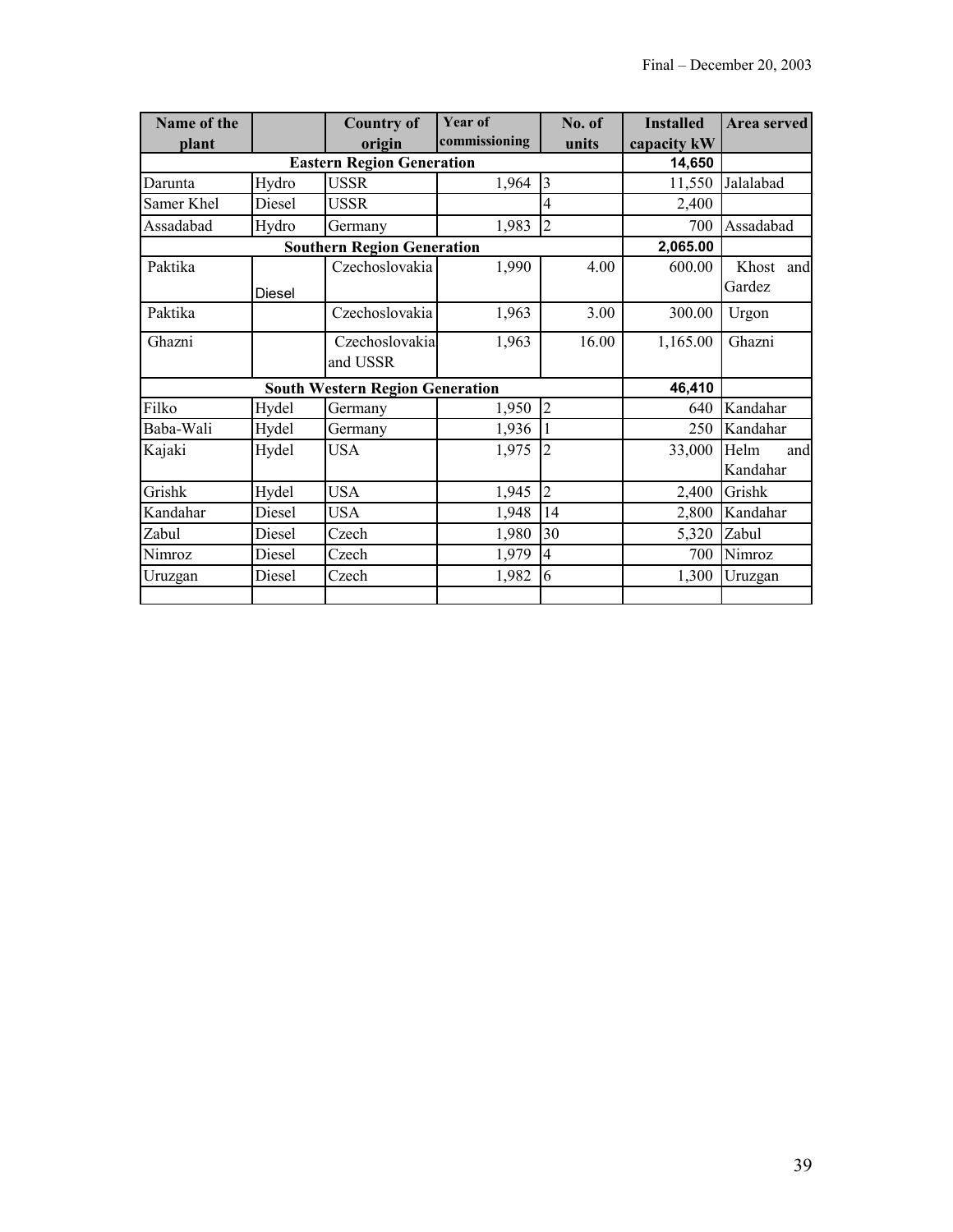| Name of the plant | | Country of origin | Year of commissioning | No. of units | Installed capacity kW | Area served |
|---|---|---|---|---|---|---|
| **Eastern Region Generation** | | | | | **14,650** | |
| Darunta | Hydro | USSR | 1,964 | 3 | 11,550 | Jalalabad |
| Samer Khel | Diesel | USSR | | 4 | 2,400 | |
| Assadabad | Hydro | Germany | 1,983 | 2 | 700 | Assadabad |
| **Southern Region Generation** | | | | | **2,065.00** | |
| Paktika | Diesel | Czechoslovakia | 1,990 | 4.00 | 600.00 | Khost and Gardez |
| Paktika | | Czechoslovakia | 1,963 | 3.00 | 300.00 | Urgon |
| Ghazni | | Czechoslovakia and USSR | 1,963 | 16.00 | 1,165.00 | Ghazni |
| **South Western Region Generation** | | | | | **46,410** | |
| Filko | Hydel | Germany | 1,950 | 2 | 640 | Kandahar |
| Baba-Wali | Hydel | Germany | 1,936 | 1 | 250 | Kandahar |
| Kajaki | Hydel | USA | 1,975 | 2 | 33,000 | Helm and Kandahar |
| Grishk | Hydel | USA | 1,945 | 2 | 2,400 | Grishk |
| Kandahar | Diesel | USA | 1,948 | 14 | 2,800 | Kandahar |
| Zabul | Diesel | Czech | 1,980 | 30 | 5,320 | Zabul |
| Nimroz | Diesel | Czech | 1,979 | 4 | 700 | Nimroz |
| Uruzgan | Diesel | Czech | 1,982 | 6 | 1,300 | Uruzgan |
| | | | | | | |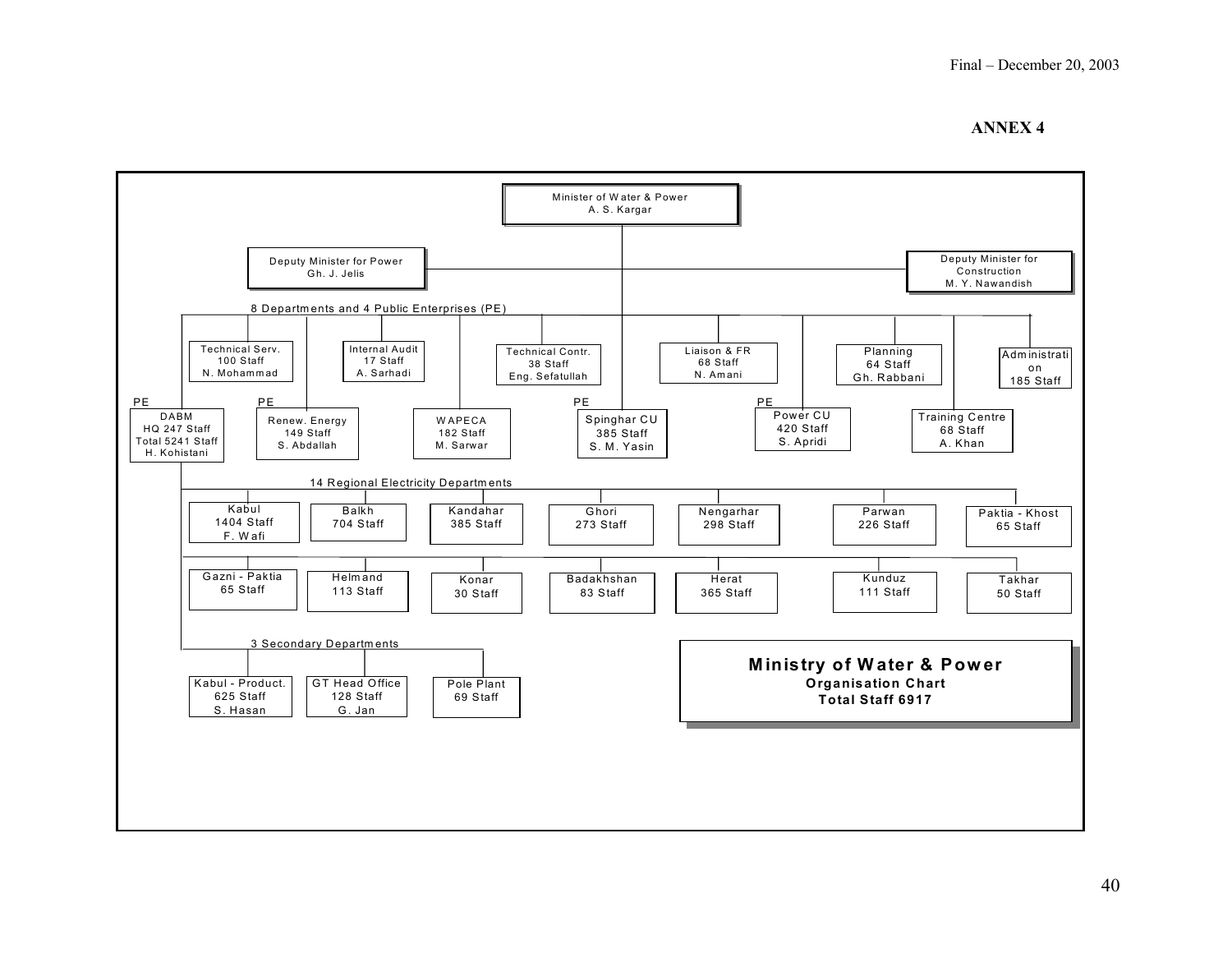# ANNEX 4

**Ministry of Water & Power**
**Organisation Chart**
**Total Staff 6917**

Minister of Water & Power
A. S. Kargar

Deputy Minister for Power
Gh. J. Jelis

Deputy Minister for Construction
M. Y. Nawandish

8 Departments and 4 Public Enterprises (PE)

- Technical Serv. – 100 Staff – N. Mohammad
- Internal Audit – 17 Staff – A. Sarhadi
- Technical Contr. – 38 Staff – Eng. Sefatullah
- Liaison & FR – 68 Staff – N. Amani
- Planning – 64 Staff – Gh. Rabbani
- Administration – 185 Staff
- PE: DABM – HQ 247 Staff – Total 5241 Staff – H. Kohistani
- PE: Renew. Energy – 149 Staff – S. Abdallah
- WAPECA – 182 Staff – M. Sarwar
- PE: Spinghar CU – 385 Staff – S. M. Yasin
- PE: Power CU – 420 Staff – S. Apridi
- Training Centre – 68 Staff – A. Khan

14 Regional Electricity Departments

- Kabul – 1404 Staff – F. Wafi
- Balkh – 704 Staff
- Kandahar – 385 Staff
- Ghori – 273 Staff
- Nengarhar – 298 Staff
- Parwan – 226 Staff
- Paktia - Khost – 65 Staff
- Gazni - Paktia – 65 Staff
- Helmand – 113 Staff
- Konar – 30 Staff
- Badakhshan – 83 Staff
- Herat – 365 Staff
- Kunduz – 111 Staff
- Takhar – 50 Staff

3 Secondary Departments

- Kabul - Product. – 625 Staff – S. Hasan
- GT Head Office – 128 Staff – G. Jan
- Pole Plant – 69 Staff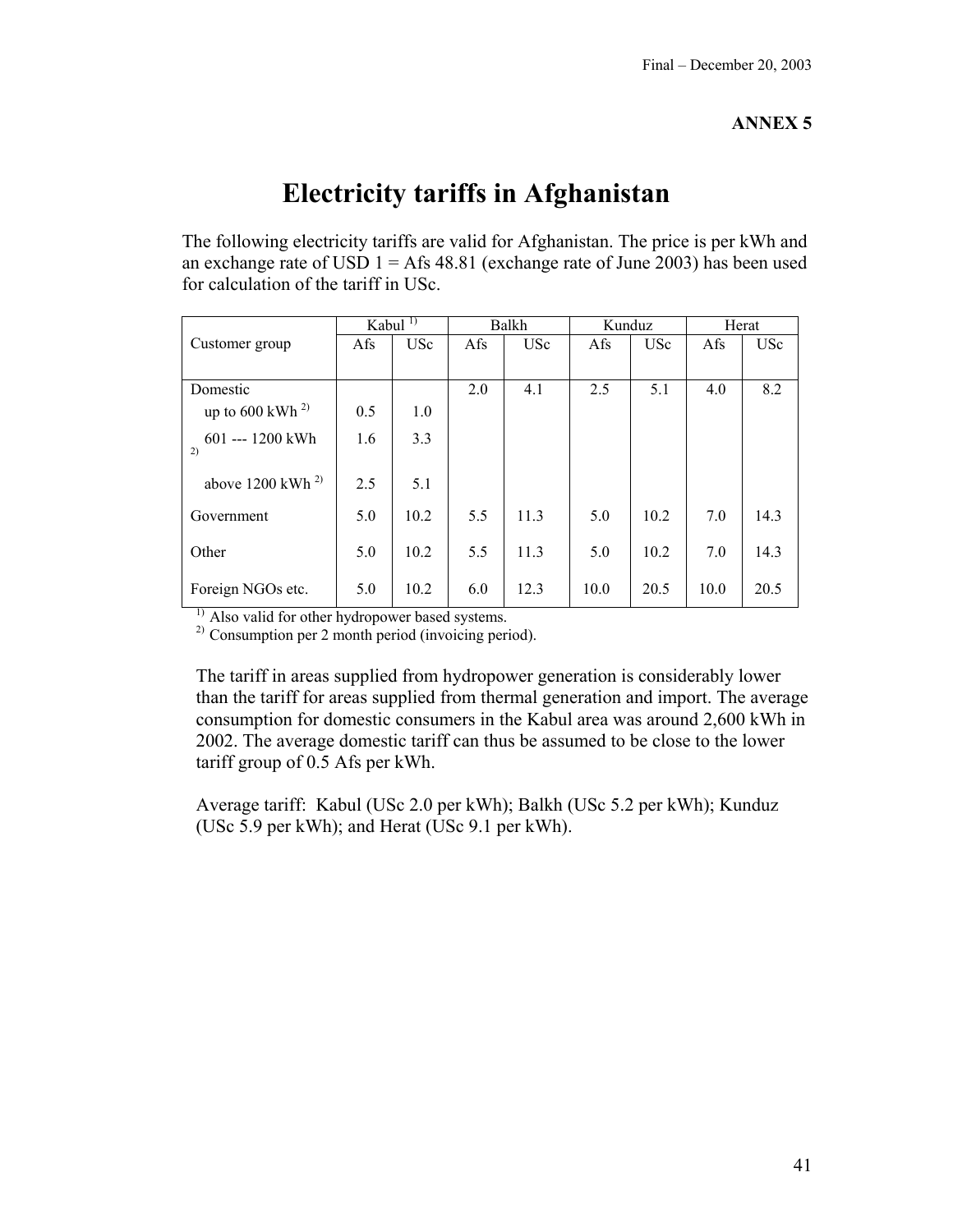**ANNEX 5**

# Electricity tariffs in Afghanistan

The following electricity tariffs are valid for Afghanistan. The price is per kWh and an exchange rate of USD 1 = Afs 48.81 (exchange rate of June 2003) has been used for calculation of the tariff in USc.

| Customer group | Kabul [1] | | Balkh | | Kunduz | | Herat | |
|---|---|---|---|---|---|---|---|---|
| | Afs | USc | Afs | USc | Afs | USc | Afs | USc |
| Domestic | | | 2.0 | 4.1 | 2.5 | 5.1 | 4.0 | 8.2 |
| up to 600 kWh [2] | 0.5 | 1.0 | | | | | | |
| 601 --- 1200 kWh [2] | 1.6 | 3.3 | | | | | | |
| above 1200 kWh [2] | 2.5 | 5.1 | | | | | | |
| Government | 5.0 | 10.2 | 5.5 | 11.3 | 5.0 | 10.2 | 7.0 | 14.3 |
| Other | 5.0 | 10.2 | 5.5 | 11.3 | 5.0 | 10.2 | 7.0 | 14.3 |
| Foreign NGOs etc. | 5.0 | 10.2 | 6.0 | 12.3 | 10.0 | 20.5 | 10.0 | 20.5 |

[1] Also valid for other hydropower based systems.
[2] Consumption per 2 month period (invoicing period).

The tariff in areas supplied from hydropower generation is considerably lower than the tariff for areas supplied from thermal generation and import. The average consumption for domestic consumers in the Kabul area was around 2,600 kWh in 2002. The average domestic tariff can thus be assumed to be close to the lower tariff group of 0.5 Afs per kWh.

Average tariff: Kabul (USc 2.0 per kWh); Balkh (USc 5.2 per kWh); Kunduz (USc 5.9 per kWh); and Herat (USc 9.1 per kWh).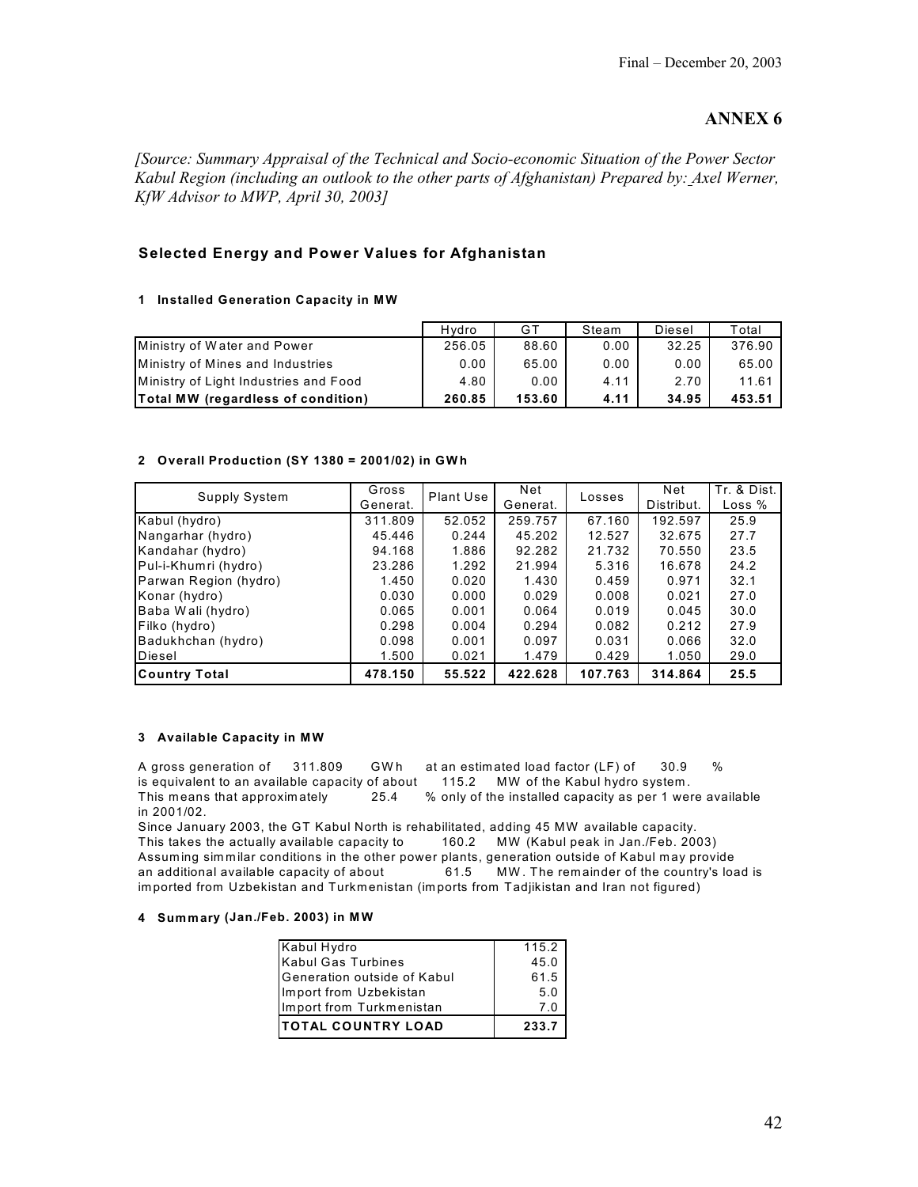# ANNEX 6

*[Source: Summary Appraisal of the Technical and Socio-economic Situation of the Power Sector Kabul Region (including an outlook to the other parts of Afghanistan) Prepared by: Axel Werner, KfW Advisor to MWP, April 30, 2003]*

## Selected Energy and Power Values for Afghanistan

### 1 Installed Generation Capacity in MW

| | Hydro | GT | Steam | Diesel | Total |
|---|---|---|---|---|---|
| Ministry of Water and Power | 256.05 | 88.60 | 0.00 | 32.25 | 376.90 |
| Ministry of Mines and Industries | 0.00 | 65.00 | 0.00 | 0.00 | 65.00 |
| Ministry of Light Industries and Food | 4.80 | 0.00 | 4.11 | 2.70 | 11.61 |
| **Total MW (regardless of condition)** | **260.85** | **153.60** | **4.11** | **34.95** | **453.51** |

### 2 Overall Production (SY 1380 = 2001/02) in GWh

| Supply System | Gross Generat. | Plant Use | Net Generat. | Losses | Net Distribut. | Tr. & Dist. Loss % |
|---|---|---|---|---|---|---|
| Kabul (hydro) | 311.809 | 52.052 | 259.757 | 67.160 | 192.597 | 25.9 |
| Nangarhar (hydro) | 45.446 | 0.244 | 45.202 | 12.527 | 32.675 | 27.7 |
| Kandahar (hydro) | 94.168 | 1.886 | 92.282 | 21.732 | 70.550 | 23.5 |
| Pul-i-Khumri (hydro) | 23.286 | 1.292 | 21.994 | 5.316 | 16.678 | 24.2 |
| Parwan Region (hydro) | 1.450 | 0.020 | 1.430 | 0.459 | 0.971 | 32.1 |
| Konar (hydro) | 0.030 | 0.000 | 0.029 | 0.008 | 0.021 | 27.0 |
| Baba Wali (hydro) | 0.065 | 0.001 | 0.064 | 0.019 | 0.045 | 30.0 |
| Filko (hydro) | 0.298 | 0.004 | 0.294 | 0.082 | 0.212 | 27.9 |
| Badukhchan (hydro) | 0.098 | 0.001 | 0.097 | 0.031 | 0.066 | 32.0 |
| Diesel | 1.500 | 0.021 | 1.479 | 0.429 | 1.050 | 29.0 |
| **Country Total** | **478.150** | **55.522** | **422.628** | **107.763** | **314.864** | **25.5** |

### 3 Available Capacity in MW

A gross generation of 311.809 GWh at an estimated load factor (LF) of 30.9 % is equivalent to an available capacity of about 115.2 MW of the Kabul hydro system.
This means that approximately 25.4 % only of the installed capacity as per 1 were available in 2001/02.
Since January 2003, the GT Kabul North is rehabilitated, adding 45 MW available capacity.
This takes the actually available capacity to 160.2 MW (Kabul peak in Jan./Feb. 2003)
Assuming simmilar conditions in the other power plants, generation outside of Kabul may provide an additional available capacity of about 61.5 MW. The remainder of the country's load is imported from Uzbekistan and Turkmenistan (imports from Tadjikistan and Iran not figured)

### 4 Summary (Jan./Feb. 2003) in MW

| | |
|---|---|
| Kabul Hydro | 115.2 |
| Kabul Gas Turbines | 45.0 |
| Generation outside of Kabul | 61.5 |
| Import from Uzbekistan | 5.0 |
| Import from Turkmenistan | 7.0 |
| **TOTAL COUNTRY LOAD** | **233.7** |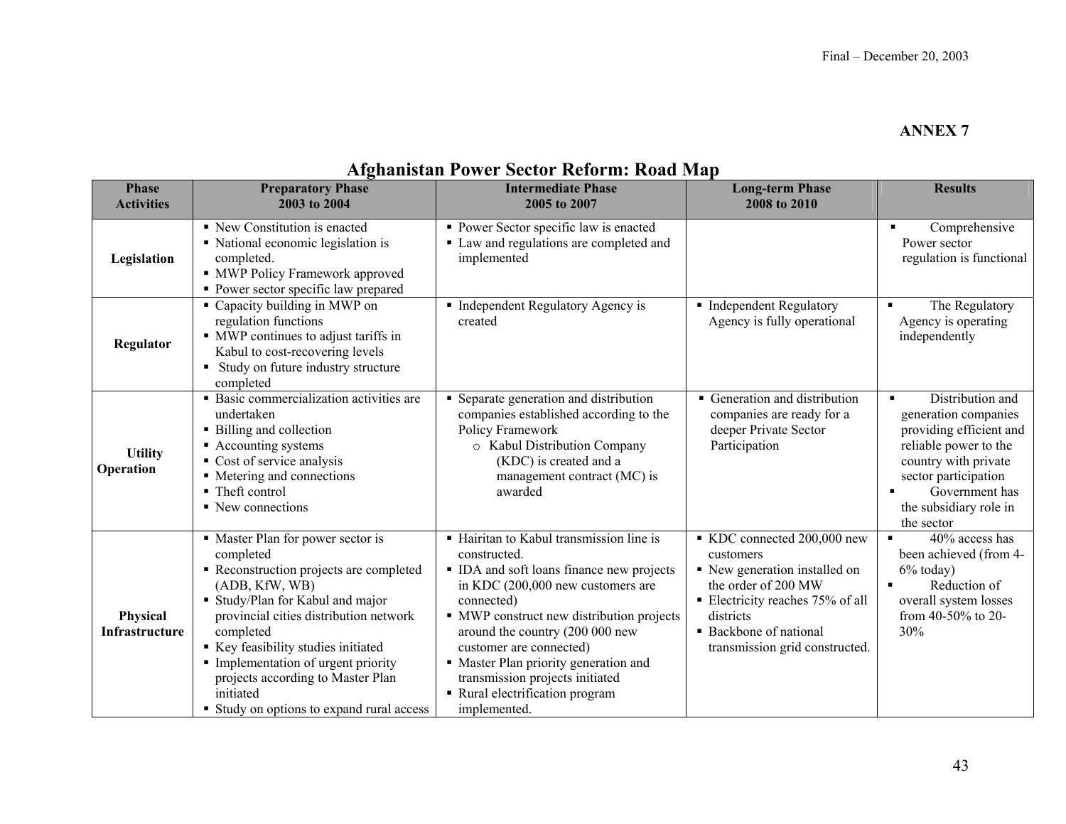**ANNEX 7**

# Afghanistan Power Sector Reform: Road Map

| Phase Activities | Preparatory Phase 2003 to 2004 | Intermediate Phase 2005 to 2007 | Long-term Phase 2008 to 2010 | Results |
|---|---|---|---|---|
| **Legislation** | ▪ New Constitution is enacted<br>▪ National economic legislation is completed.<br>▪ MWP Policy Framework approved<br>▪ Power sector specific law prepared | ▪ Power Sector specific law is enacted<br>▪ Law and regulations are completed and implemented | | ▪ Comprehensive Power sector regulation is functional |
| **Regulator** | ▪ Capacity building in MWP on regulation functions<br>▪ MWP continues to adjust tariffs in Kabul to cost-recovering levels<br>▪ Study on future industry structure completed | ▪ Independent Regulatory Agency is created | ▪ Independent Regulatory Agency is fully operational | ▪ The Regulatory Agency is operating independently |
| **Utility Operation** | ▪ Basic commercialization activities are undertaken<br>▪ Billing and collection<br>▪ Accounting systems<br>▪ Cost of service analysis<br>▪ Metering and connections<br>▪ Theft control<br>▪ New connections | ▪ Separate generation and distribution companies established according to the Policy Framework<br>o Kabul Distribution Company (KDC) is created and a management contract (MC) is awarded | ▪ Generation and distribution companies are ready for a deeper Private Sector Participation | ▪ Distribution and generation companies providing efficient and reliable power to the country with private sector participation<br>▪ Government has the subsidiary role in the sector |
| **Physical Infrastructure** | ▪ Master Plan for power sector is completed<br>▪ Reconstruction projects are completed (ADB, KfW, WB)<br>▪ Study/Plan for Kabul and major provincial cities distribution network completed<br>▪ Key feasibility studies initiated<br>▪ Implementation of urgent priority projects according to Master Plan initiated<br>▪ Study on options to expand rural access | ▪ Hairitan to Kabul transmission line is constructed.<br>▪ IDA and soft loans finance new projects in KDC (200,000 new customers are connected)<br>▪ MWP construct new distribution projects around the country (200 000 new customer are connected)<br>▪ Master Plan priority generation and transmission projects initiated<br>▪ Rural electrification program implemented. | ▪ KDC connected 200,000 new customers<br>▪ New generation installed on the order of 200 MW<br>▪ Electricity reaches 75% of all districts<br>▪ Backbone of national transmission grid constructed. | ▪ 40% access has been achieved (from 4-6% today)<br>▪ Reduction of overall system losses from 40-50% to 20-30% |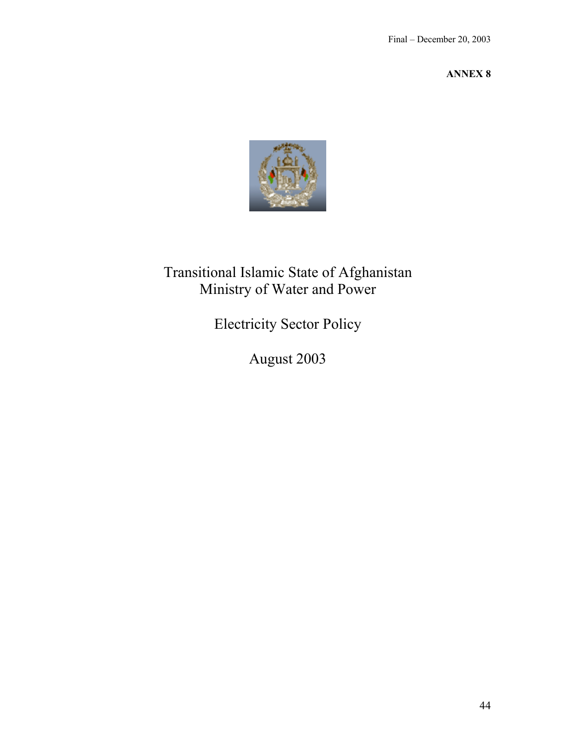Final – December 20, 2003

**ANNEX 8**

# Transitional Islamic State of Afghanistan
# Ministry of Water and Power

## Electricity Sector Policy

## August 2003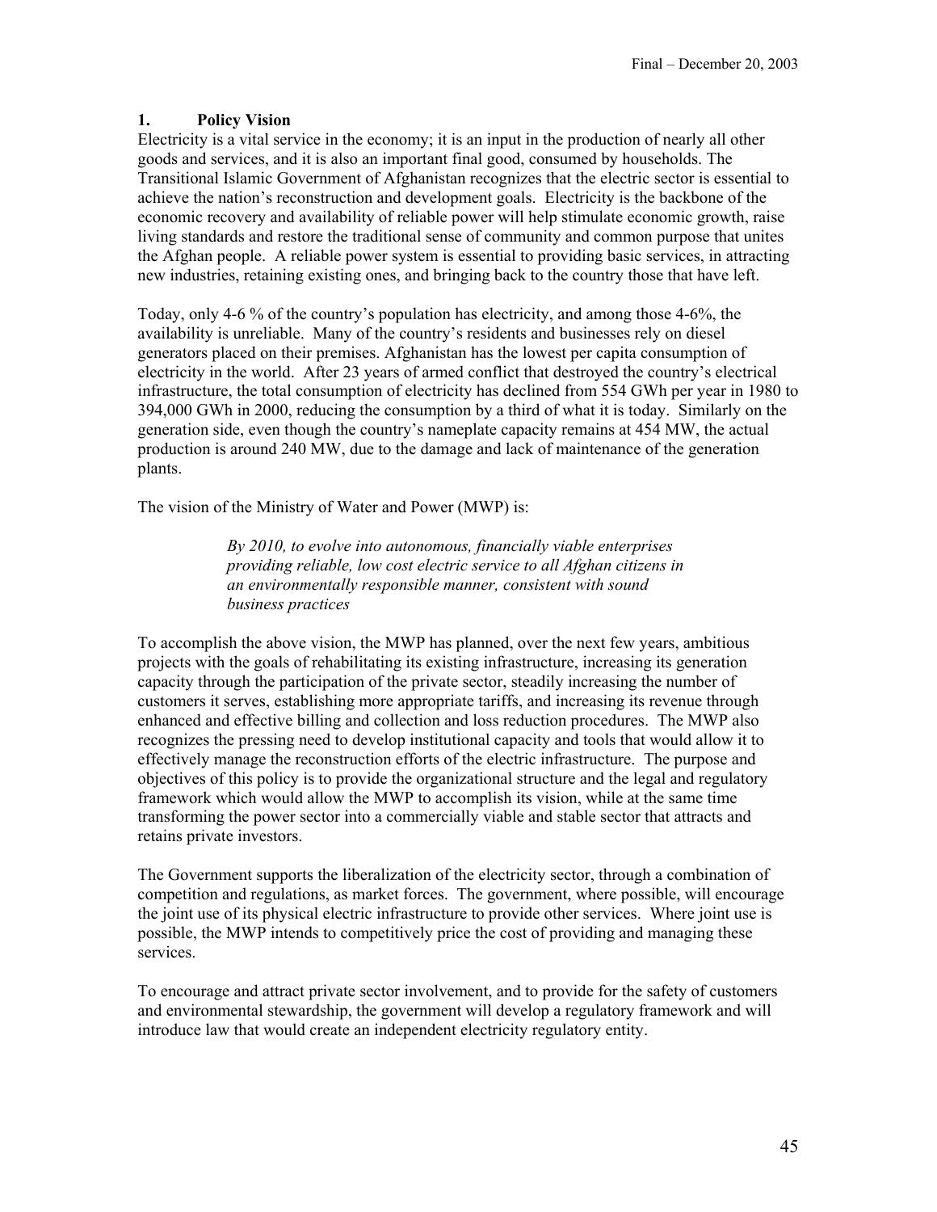## 1. Policy Vision

Electricity is a vital service in the economy; it is an input in the production of nearly all other goods and services, and it is also an important final good, consumed by households. The Transitional Islamic Government of Afghanistan recognizes that the electric sector is essential to achieve the nation's reconstruction and development goals. Electricity is the backbone of the economic recovery and availability of reliable power will help stimulate economic growth, raise living standards and restore the traditional sense of community and common purpose that unites the Afghan people. A reliable power system is essential to providing basic services, in attracting new industries, retaining existing ones, and bringing back to the country those that have left.

Today, only 4-6 % of the country's population has electricity, and among those 4-6%, the availability is unreliable. Many of the country's residents and businesses rely on diesel generators placed on their premises. Afghanistan has the lowest per capita consumption of electricity in the world. After 23 years of armed conflict that destroyed the country's electrical infrastructure, the total consumption of electricity has declined from 554 GWh per year in 1980 to 394,000 GWh in 2000, reducing the consumption by a third of what it is today. Similarly on the generation side, even though the country's nameplate capacity remains at 454 MW, the actual production is around 240 MW, due to the damage and lack of maintenance of the generation plants.

The vision of the Ministry of Water and Power (MWP) is:

> *By 2010, to evolve into autonomous, financially viable enterprises providing reliable, low cost electric service to all Afghan citizens in an environmentally responsible manner, consistent with sound business practices*

To accomplish the above vision, the MWP has planned, over the next few years, ambitious projects with the goals of rehabilitating its existing infrastructure, increasing its generation capacity through the participation of the private sector, steadily increasing the number of customers it serves, establishing more appropriate tariffs, and increasing its revenue through enhanced and effective billing and collection and loss reduction procedures. The MWP also recognizes the pressing need to develop institutional capacity and tools that would allow it to effectively manage the reconstruction efforts of the electric infrastructure. The purpose and objectives of this policy is to provide the organizational structure and the legal and regulatory framework which would allow the MWP to accomplish its vision, while at the same time transforming the power sector into a commercially viable and stable sector that attracts and retains private investors.

The Government supports the liberalization of the electricity sector, through a combination of competition and regulations, as market forces. The government, where possible, will encourage the joint use of its physical electric infrastructure to provide other services. Where joint use is possible, the MWP intends to competitively price the cost of providing and managing these services.

To encourage and attract private sector involvement, and to provide for the safety of customers and environmental stewardship, the government will develop a regulatory framework and will introduce law that would create an independent electricity regulatory entity.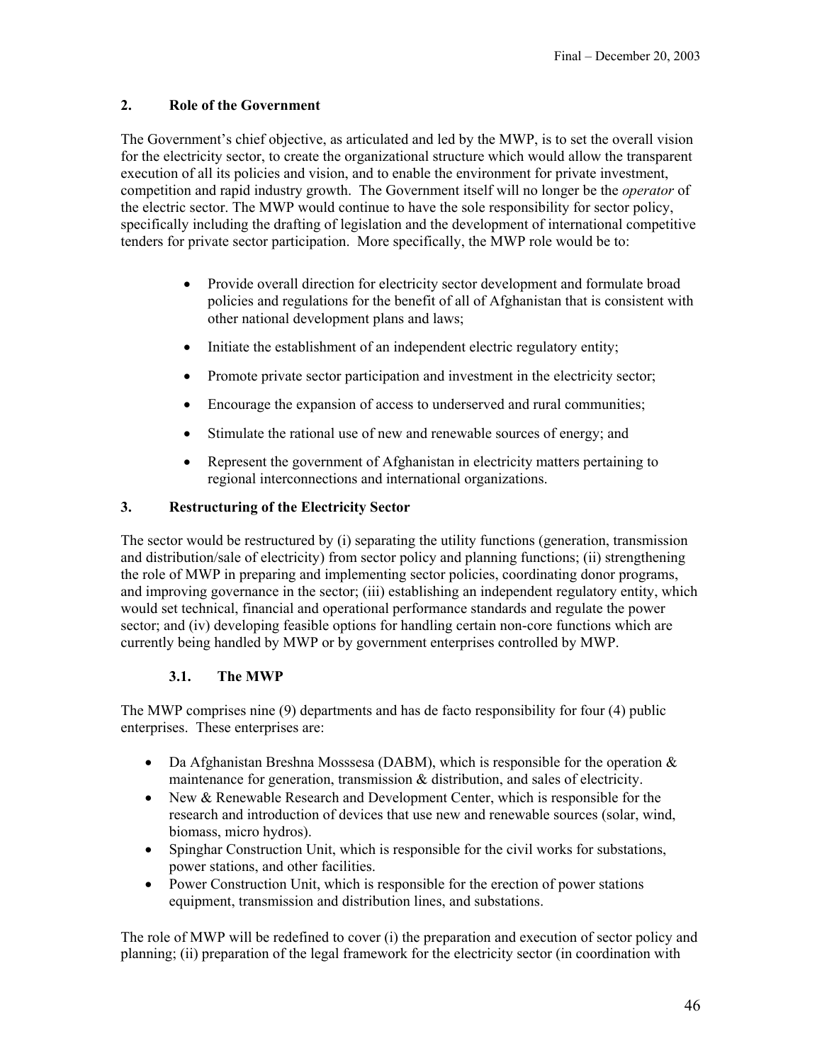## 2. Role of the Government

The Government's chief objective, as articulated and led by the MWP, is to set the overall vision for the electricity sector, to create the organizational structure which would allow the transparent execution of all its policies and vision, and to enable the environment for private investment, competition and rapid industry growth. The Government itself will no longer be the *operator* of the electric sector. The MWP would continue to have the sole responsibility for sector policy, specifically including the drafting of legislation and the development of international competitive tenders for private sector participation. More specifically, the MWP role would be to:

- Provide overall direction for electricity sector development and formulate broad policies and regulations for the benefit of all of Afghanistan that is consistent with other national development plans and laws;
- Initiate the establishment of an independent electric regulatory entity;
- Promote private sector participation and investment in the electricity sector;
- Encourage the expansion of access to underserved and rural communities;
- Stimulate the rational use of new and renewable sources of energy; and
- Represent the government of Afghanistan in electricity matters pertaining to regional interconnections and international organizations.

## 3. Restructuring of the Electricity Sector

The sector would be restructured by (i) separating the utility functions (generation, transmission and distribution/sale of electricity) from sector policy and planning functions; (ii) strengthening the role of MWP in preparing and implementing sector policies, coordinating donor programs, and improving governance in the sector; (iii) establishing an independent regulatory entity, which would set technical, financial and operational performance standards and regulate the power sector; and (iv) developing feasible options for handling certain non-core functions which are currently being handled by MWP or by government enterprises controlled by MWP.

### 3.1. The MWP

The MWP comprises nine (9) departments and has de facto responsibility for four (4) public enterprises. These enterprises are:

- Da Afghanistan Breshna Mosssesa (DABM), which is responsible for the operation & maintenance for generation, transmission & distribution, and sales of electricity.
- New & Renewable Research and Development Center, which is responsible for the research and introduction of devices that use new and renewable sources (solar, wind, biomass, micro hydros).
- Spinghar Construction Unit, which is responsible for the civil works for substations, power stations, and other facilities.
- Power Construction Unit, which is responsible for the erection of power stations equipment, transmission and distribution lines, and substations.

The role of MWP will be redefined to cover (i) the preparation and execution of sector policy and planning; (ii) preparation of the legal framework for the electricity sector (in coordination with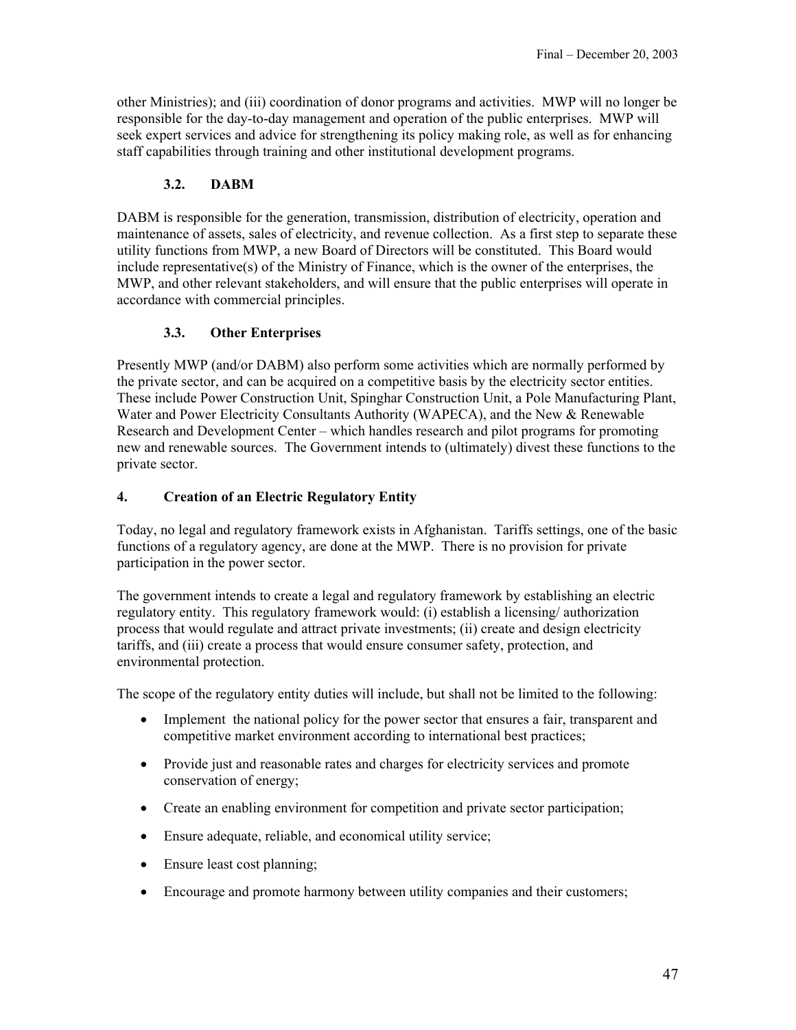other Ministries); and (iii) coordination of donor programs and activities. MWP will no longer be responsible for the day-to-day management and operation of the public enterprises. MWP will seek expert services and advice for strengthening its policy making role, as well as for enhancing staff capabilities through training and other institutional development programs.

### 3.2. DABM

DABM is responsible for the generation, transmission, distribution of electricity, operation and maintenance of assets, sales of electricity, and revenue collection. As a first step to separate these utility functions from MWP, a new Board of Directors will be constituted. This Board would include representative(s) of the Ministry of Finance, which is the owner of the enterprises, the MWP, and other relevant stakeholders, and will ensure that the public enterprises will operate in accordance with commercial principles.

### 3.3. Other Enterprises

Presently MWP (and/or DABM) also perform some activities which are normally performed by the private sector, and can be acquired on a competitive basis by the electricity sector entities. These include Power Construction Unit, Spinghar Construction Unit, a Pole Manufacturing Plant, Water and Power Electricity Consultants Authority (WAPECA), and the New & Renewable Research and Development Center – which handles research and pilot programs for promoting new and renewable sources. The Government intends to (ultimately) divest these functions to the private sector.

## 4. Creation of an Electric Regulatory Entity

Today, no legal and regulatory framework exists in Afghanistan. Tariffs settings, one of the basic functions of a regulatory agency, are done at the MWP. There is no provision for private participation in the power sector.

The government intends to create a legal and regulatory framework by establishing an electric regulatory entity. This regulatory framework would: (i) establish a licensing/ authorization process that would regulate and attract private investments; (ii) create and design electricity tariffs, and (iii) create a process that would ensure consumer safety, protection, and environmental protection.

The scope of the regulatory entity duties will include, but shall not be limited to the following:

- Implement the national policy for the power sector that ensures a fair, transparent and competitive market environment according to international best practices;
- Provide just and reasonable rates and charges for electricity services and promote conservation of energy;
- Create an enabling environment for competition and private sector participation;
- Ensure adequate, reliable, and economical utility service;
- Ensure least cost planning;
- Encourage and promote harmony between utility companies and their customers;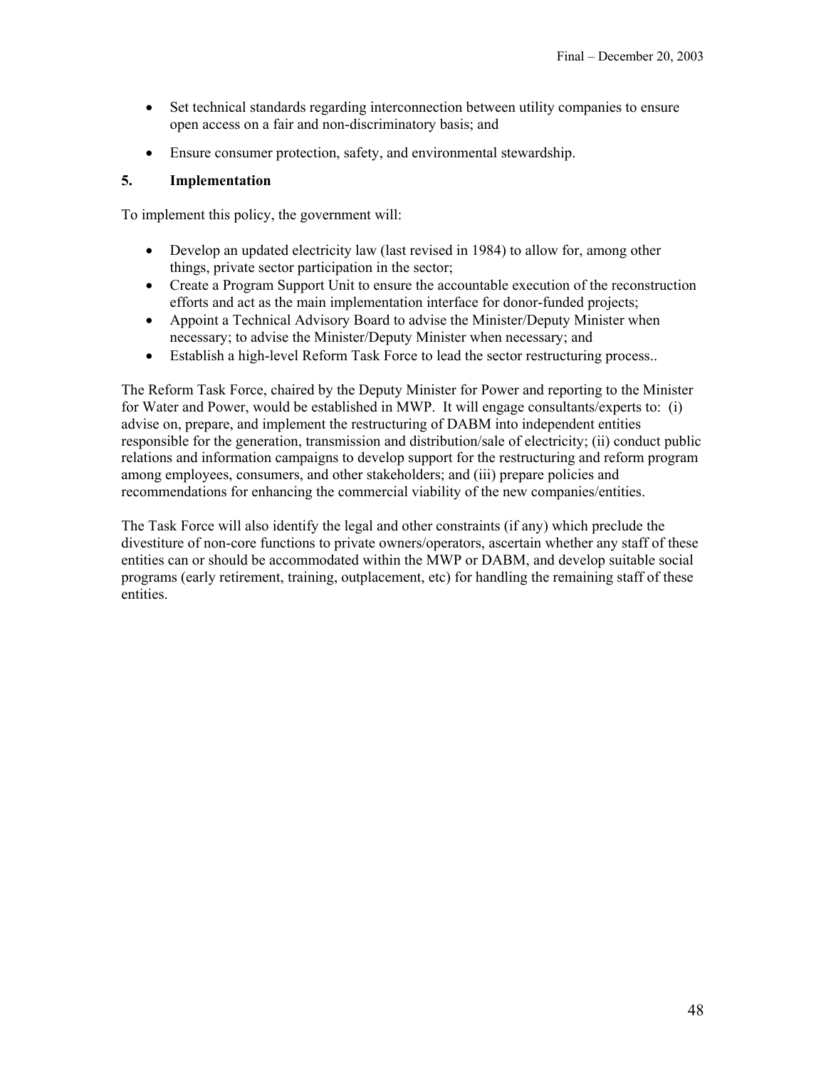- Set technical standards regarding interconnection between utility companies to ensure open access on a fair and non-discriminatory basis; and
- Ensure consumer protection, safety, and environmental stewardship.

## 5. Implementation

To implement this policy, the government will:

- Develop an updated electricity law (last revised in 1984) to allow for, among other things, private sector participation in the sector;
- Create a Program Support Unit to ensure the accountable execution of the reconstruction efforts and act as the main implementation interface for donor-funded projects;
- Appoint a Technical Advisory Board to advise the Minister/Deputy Minister when necessary; to advise the Minister/Deputy Minister when necessary; and
- Establish a high-level Reform Task Force to lead the sector restructuring process..

The Reform Task Force, chaired by the Deputy Minister for Power and reporting to the Minister for Water and Power, would be established in MWP. It will engage consultants/experts to: (i) advise on, prepare, and implement the restructuring of DABM into independent entities responsible for the generation, transmission and distribution/sale of electricity; (ii) conduct public relations and information campaigns to develop support for the restructuring and reform program among employees, consumers, and other stakeholders; and (iii) prepare policies and recommendations for enhancing the commercial viability of the new companies/entities.

The Task Force will also identify the legal and other constraints (if any) which preclude the divestiture of non-core functions to private owners/operators, ascertain whether any staff of these entities can or should be accommodated within the MWP or DABM, and develop suitable social programs (early retirement, training, outplacement, etc) for handling the remaining staff of these entities.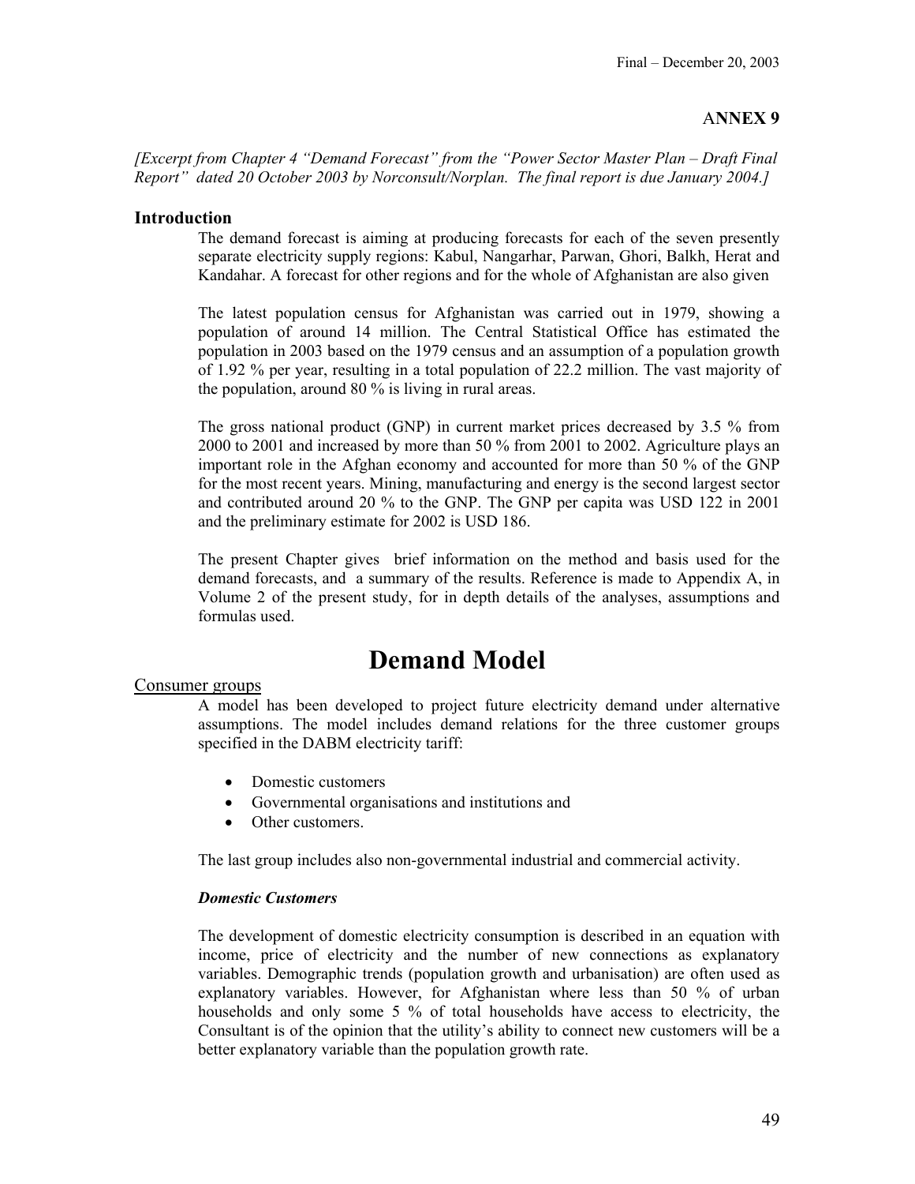## ANNEX 9

*[Excerpt from Chapter 4 "Demand Forecast" from the "Power Sector Master Plan – Draft Final Report" dated 20 October 2003 by Norconsult/Norplan. The final report is due January 2004.]*

### Introduction

The demand forecast is aiming at producing forecasts for each of the seven presently separate electricity supply regions: Kabul, Nangarhar, Parwan, Ghori, Balkh, Herat and Kandahar. A forecast for other regions and for the whole of Afghanistan are also given

The latest population census for Afghanistan was carried out in 1979, showing a population of around 14 million. The Central Statistical Office has estimated the population in 2003 based on the 1979 census and an assumption of a population growth of 1.92 % per year, resulting in a total population of 22.2 million. The vast majority of the population, around 80 % is living in rural areas.

The gross national product (GNP) in current market prices decreased by 3.5 % from 2000 to 2001 and increased by more than 50 % from 2001 to 2002. Agriculture plays an important role in the Afghan economy and accounted for more than 50 % of the GNP for the most recent years. Mining, manufacturing and energy is the second largest sector and contributed around 20 % to the GNP. The GNP per capita was USD 122 in 2001 and the preliminary estimate for 2002 is USD 186.

The present Chapter gives brief information on the method and basis used for the demand forecasts, and a summary of the results. Reference is made to Appendix A, in Volume 2 of the present study, for in depth details of the analyses, assumptions and formulas used.

# Demand Model

### Consumer groups

A model has been developed to project future electricity demand under alternative assumptions. The model includes demand relations for the three customer groups specified in the DABM electricity tariff:

- Domestic customers
- Governmental organisations and institutions and
- Other customers.

The last group includes also non-governmental industrial and commercial activity.

***Domestic Customers***

The development of domestic electricity consumption is described in an equation with income, price of electricity and the number of new connections as explanatory variables. Demographic trends (population growth and urbanisation) are often used as explanatory variables. However, for Afghanistan where less than 50 % of urban households and only some 5 % of total households have access to electricity, the Consultant is of the opinion that the utility's ability to connect new customers will be a better explanatory variable than the population growth rate.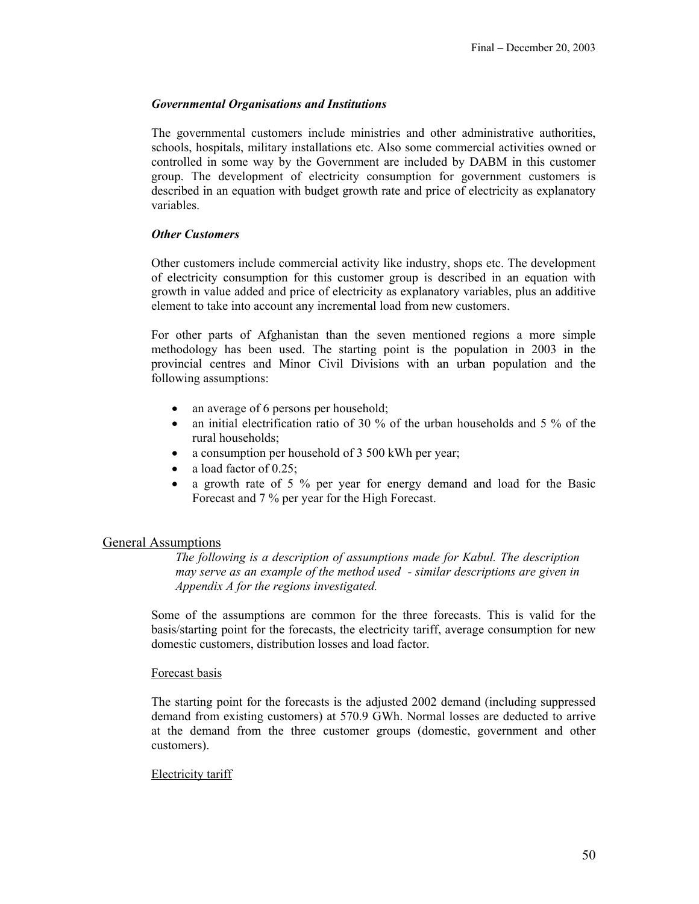### *Governmental Organisations and Institutions*

The governmental customers include ministries and other administrative authorities, schools, hospitals, military installations etc. Also some commercial activities owned or controlled in some way by the Government are included by DABM in this customer group. The development of electricity consumption for government customers is described in an equation with budget growth rate and price of electricity as explanatory variables.

### *Other Customers*

Other customers include commercial activity like industry, shops etc. The development of electricity consumption for this customer group is described in an equation with growth in value added and price of electricity as explanatory variables, plus an additive element to take into account any incremental load from new customers.

For other parts of Afghanistan than the seven mentioned regions a more simple methodology has been used. The starting point is the population in 2003 in the provincial centres and Minor Civil Divisions with an urban population and the following assumptions:

- an average of 6 persons per household;
- an initial electrification ratio of 30 % of the urban households and 5 % of the rural households;
- a consumption per household of 3 500 kWh per year;
- a load factor of 0.25;
- a growth rate of 5 % per year for energy demand and load for the Basic Forecast and 7 % per year for the High Forecast.

## General Assumptions

*The following is a description of assumptions made for Kabul. The description may serve as an example of the method used - similar descriptions are given in Appendix A for the regions investigated.*

Some of the assumptions are common for the three forecasts. This is valid for the basis/starting point for the forecasts, the electricity tariff, average consumption for new domestic customers, distribution losses and load factor.

### Forecast basis

The starting point for the forecasts is the adjusted 2002 demand (including suppressed demand from existing customers) at 570.9 GWh. Normal losses are deducted to arrive at the demand from the three customer groups (domestic, government and other customers).

### Electricity tariff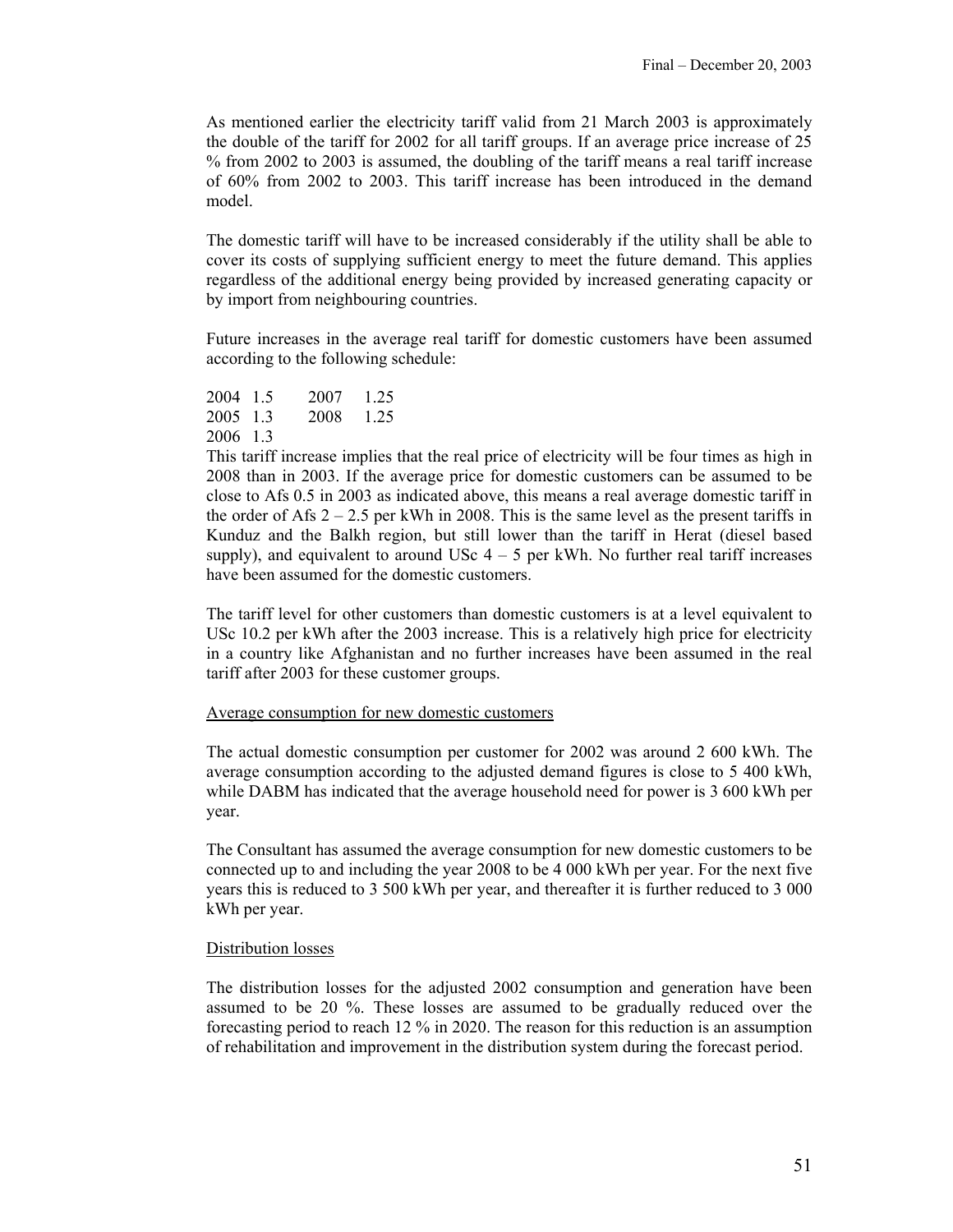As mentioned earlier the electricity tariff valid from 21 March 2003 is approximately the double of the tariff for 2002 for all tariff groups. If an average price increase of 25 % from 2002 to 2003 is assumed, the doubling of the tariff means a real tariff increase of 60% from 2002 to 2003. This tariff increase has been introduced in the demand model.

The domestic tariff will have to be increased considerably if the utility shall be able to cover its costs of supplying sufficient energy to meet the future demand. This applies regardless of the additional energy being provided by increased generating capacity or by import from neighbouring countries.

Future increases in the average real tariff for domestic customers have been assumed according to the following schedule:

| | | | |
|---|---|---|---|
| 2004 | 1.5 | 2007 | 1.25 |
| 2005 | 1.3 | 2008 | 1.25 |
| 2006 | 1.3 | | |

This tariff increase implies that the real price of electricity will be four times as high in 2008 than in 2003. If the average price for domestic customers can be assumed to be close to Afs 0.5 in 2003 as indicated above, this means a real average domestic tariff in the order of Afs 2 – 2.5 per kWh in 2008. This is the same level as the present tariffs in Kunduz and the Balkh region, but still lower than the tariff in Herat (diesel based supply), and equivalent to around USc 4 – 5 per kWh. No further real tariff increases have been assumed for the domestic customers.

The tariff level for other customers than domestic customers is at a level equivalent to USc 10.2 per kWh after the 2003 increase. This is a relatively high price for electricity in a country like Afghanistan and no further increases have been assumed in the real tariff after 2003 for these customer groups.

Average consumption for new domestic customers

The actual domestic consumption per customer for 2002 was around 2 600 kWh. The average consumption according to the adjusted demand figures is close to 5 400 kWh, while DABM has indicated that the average household need for power is 3 600 kWh per year.

The Consultant has assumed the average consumption for new domestic customers to be connected up to and including the year 2008 to be 4 000 kWh per year. For the next five years this is reduced to 3 500 kWh per year, and thereafter it is further reduced to 3 000 kWh per year.

Distribution losses

The distribution losses for the adjusted 2002 consumption and generation have been assumed to be 20 %. These losses are assumed to be gradually reduced over the forecasting period to reach 12 % in 2020. The reason for this reduction is an assumption of rehabilitation and improvement in the distribution system during the forecast period.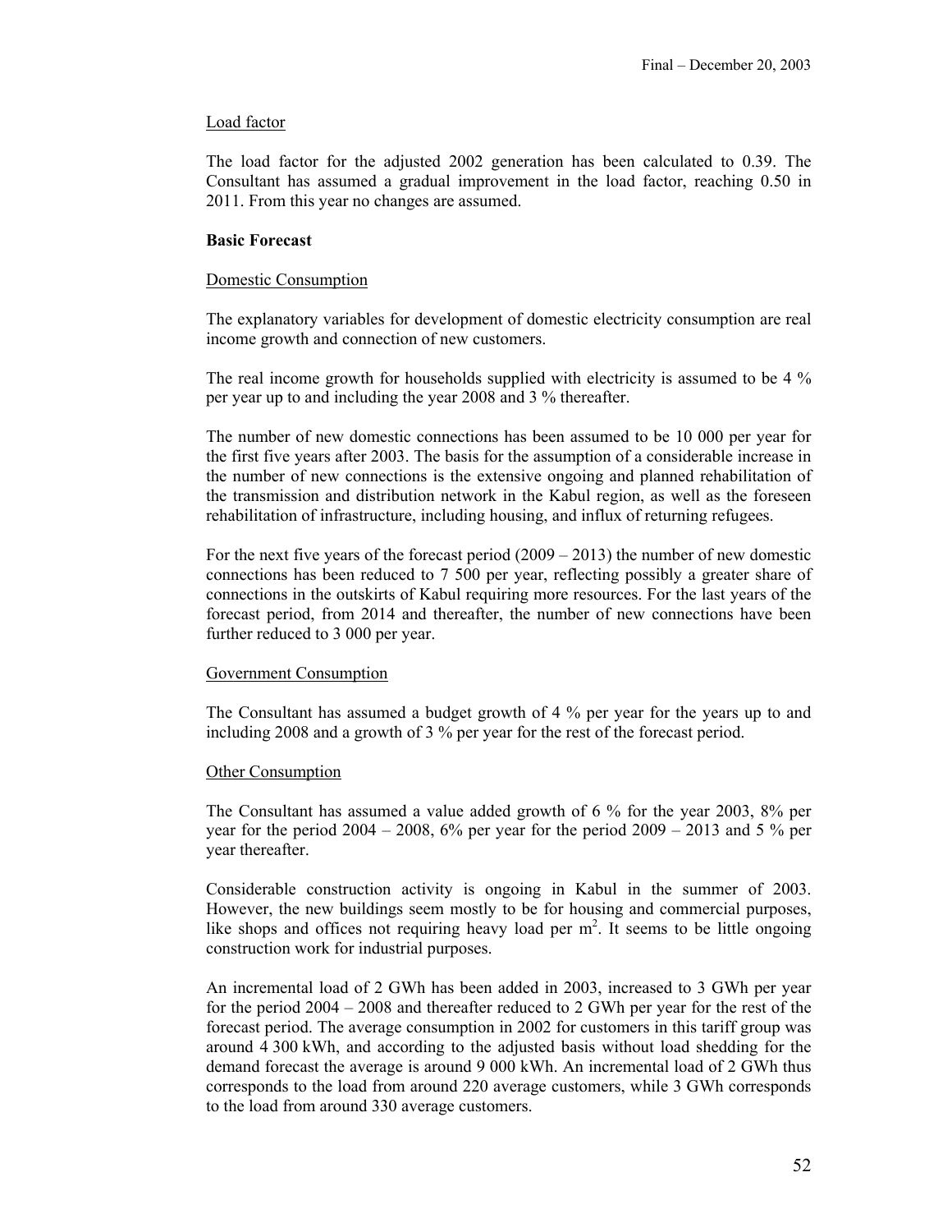Load factor

The load factor for the adjusted 2002 generation has been calculated to 0.39. The Consultant has assumed a gradual improvement in the load factor, reaching 0.50 in 2011. From this year no changes are assumed.

**Basic Forecast**

Domestic Consumption

The explanatory variables for development of domestic electricity consumption are real income growth and connection of new customers.

The real income growth for households supplied with electricity is assumed to be 4 % per year up to and including the year 2008 and 3 % thereafter.

The number of new domestic connections has been assumed to be 10 000 per year for the first five years after 2003. The basis for the assumption of a considerable increase in the number of new connections is the extensive ongoing and planned rehabilitation of the transmission and distribution network in the Kabul region, as well as the foreseen rehabilitation of infrastructure, including housing, and influx of returning refugees.

For the next five years of the forecast period (2009 – 2013) the number of new domestic connections has been reduced to 7 500 per year, reflecting possibly a greater share of connections in the outskirts of Kabul requiring more resources. For the last years of the forecast period, from 2014 and thereafter, the number of new connections have been further reduced to 3 000 per year.

Government Consumption

The Consultant has assumed a budget growth of 4 % per year for the years up to and including 2008 and a growth of 3 % per year for the rest of the forecast period.

Other Consumption

The Consultant has assumed a value added growth of 6 % for the year 2003, 8% per year for the period 2004 – 2008, 6% per year for the period 2009 – 2013 and 5 % per year thereafter.

Considerable construction activity is ongoing in Kabul in the summer of 2003. However, the new buildings seem mostly to be for housing and commercial purposes, like shops and offices not requiring heavy load per $m^2$. It seems to be little ongoing construction work for industrial purposes.

An incremental load of 2 GWh has been added in 2003, increased to 3 GWh per year for the period 2004 – 2008 and thereafter reduced to 2 GWh per year for the rest of the forecast period. The average consumption in 2002 for customers in this tariff group was around 4 300 kWh, and according to the adjusted basis without load shedding for the demand forecast the average is around 9 000 kWh. An incremental load of 2 GWh thus corresponds to the load from around 220 average customers, while 3 GWh corresponds to the load from around 330 average customers.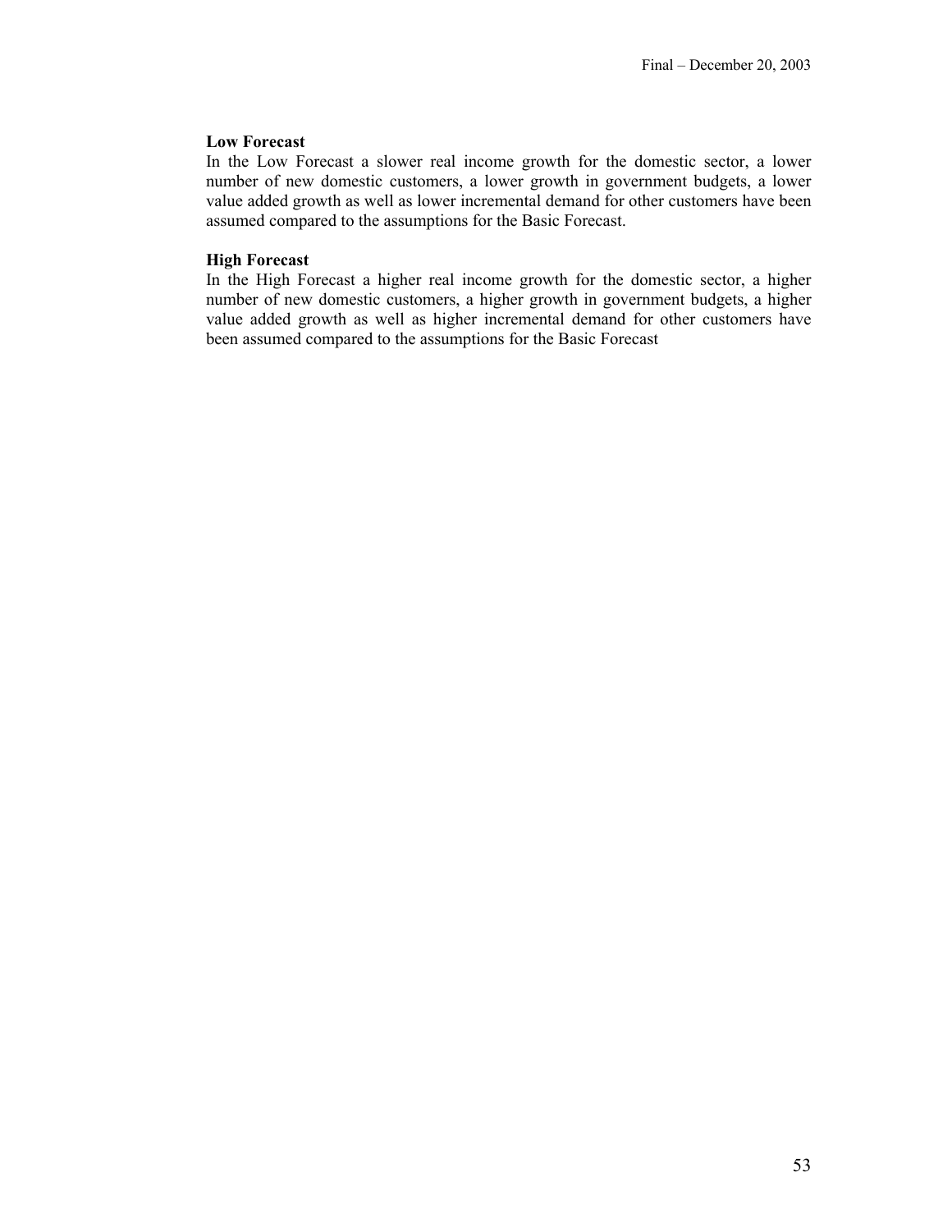**Low Forecast**

In the Low Forecast a slower real income growth for the domestic sector, a lower number of new domestic customers, a lower growth in government budgets, a lower value added growth as well as lower incremental demand for other customers have been assumed compared to the assumptions for the Basic Forecast.

**High Forecast**

In the High Forecast a higher real income growth for the domestic sector, a higher number of new domestic customers, a higher growth in government budgets, a higher value added growth as well as higher incremental demand for other customers have been assumed compared to the assumptions for the Basic Forecast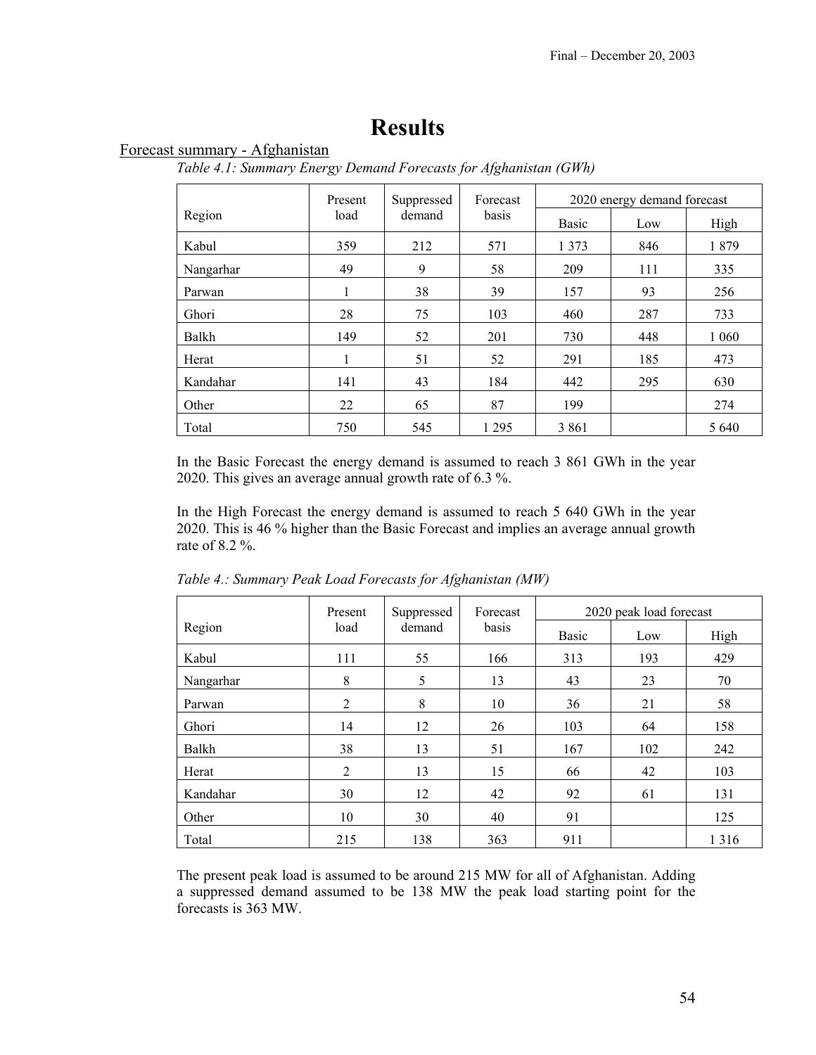# Results

## Forecast summary - Afghanistan

*Table 4.1: Summary Energy Demand Forecasts for Afghanistan (GWh)*

| Region | Present load | Suppressed demand | Forecast basis | 2020 energy demand forecast | | |
|---|---|---|---|---|---|---|
| | | | | Basic | Low | High |
| Kabul | 359 | 212 | 571 | 1 373 | 846 | 1 879 |
| Nangarhar | 49 | 9 | 58 | 209 | 111 | 335 |
| Parwan | 1 | 38 | 39 | 157 | 93 | 256 |
| Ghori | 28 | 75 | 103 | 460 | 287 | 733 |
| Balkh | 149 | 52 | 201 | 730 | 448 | 1 060 |
| Herat | 1 | 51 | 52 | 291 | 185 | 473 |
| Kandahar | 141 | 43 | 184 | 442 | 295 | 630 |
| Other | 22 | 65 | 87 | 199 | | 274 |
| Total | 750 | 545 | 1 295 | 3 861 | | 5 640 |

In the Basic Forecast the energy demand is assumed to reach 3 861 GWh in the year 2020. This gives an average annual growth rate of 6.3 %.

In the High Forecast the energy demand is assumed to reach 5 640 GWh in the year 2020. This is 46 % higher than the Basic Forecast and implies an average annual growth rate of 8.2 %.

*Table 4.: Summary Peak Load Forecasts for Afghanistan (MW)*

| Region | Present load | Suppressed demand | Forecast basis | 2020 peak load forecast | | |
|---|---|---|---|---|---|---|
| | | | | Basic | Low | High |
| Kabul | 111 | 55 | 166 | 313 | 193 | 429 |
| Nangarhar | 8 | 5 | 13 | 43 | 23 | 70 |
| Parwan | 2 | 8 | 10 | 36 | 21 | 58 |
| Ghori | 14 | 12 | 26 | 103 | 64 | 158 |
| Balkh | 38 | 13 | 51 | 167 | 102 | 242 |
| Herat | 2 | 13 | 15 | 66 | 42 | 103 |
| Kandahar | 30 | 12 | 42 | 92 | 61 | 131 |
| Other | 10 | 30 | 40 | 91 | | 125 |
| Total | 215 | 138 | 363 | 911 | | 1 316 |

The present peak load is assumed to be around 215 MW for all of Afghanistan. Adding a suppressed demand assumed to be 138 MW the peak load starting point for the forecasts is 363 MW.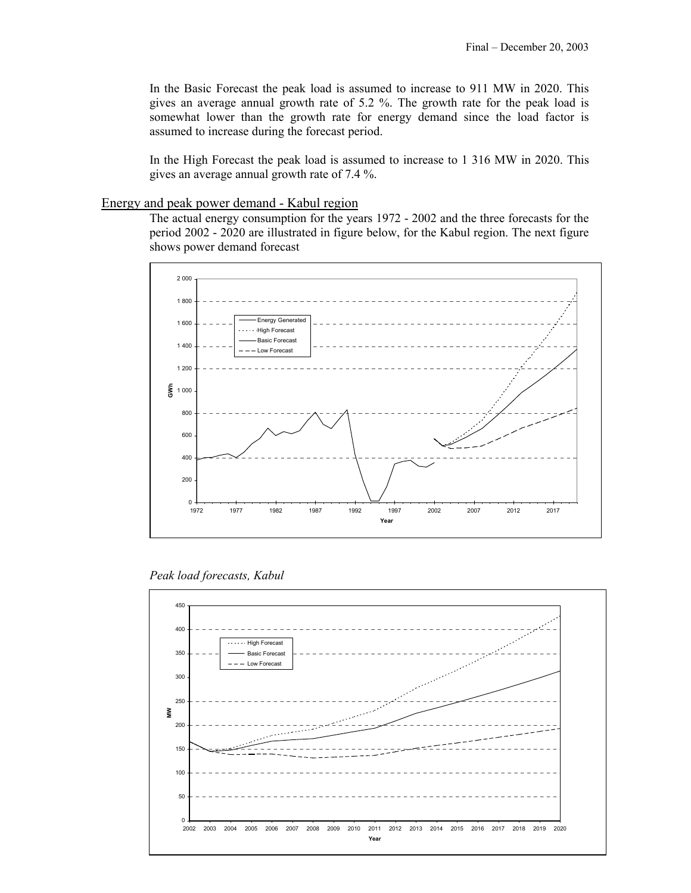In the Basic Forecast the peak load is assumed to increase to 911 MW in 2020. This gives an average annual growth rate of 5.2 %. The growth rate for the peak load is somewhat lower than the growth rate for energy demand since the load factor is assumed to increase during the forecast period.

In the High Forecast the peak load is assumed to increase to 1 316 MW in 2020. This gives an average annual growth rate of 7.4 %.

## Energy and peak power demand - Kabul region

The actual energy consumption for the years 1972 - 2002 and the three forecasts for the period 2002 - 2020 are illustrated in figure below, for the Kabul region. The next figure shows power demand forecast

*Peak load forecasts, Kabul*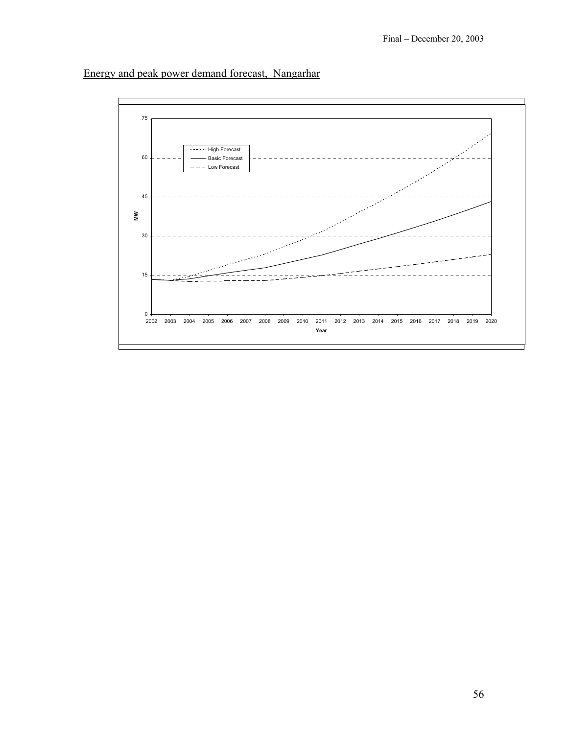Energy and peak power demand forecast, Nangarhar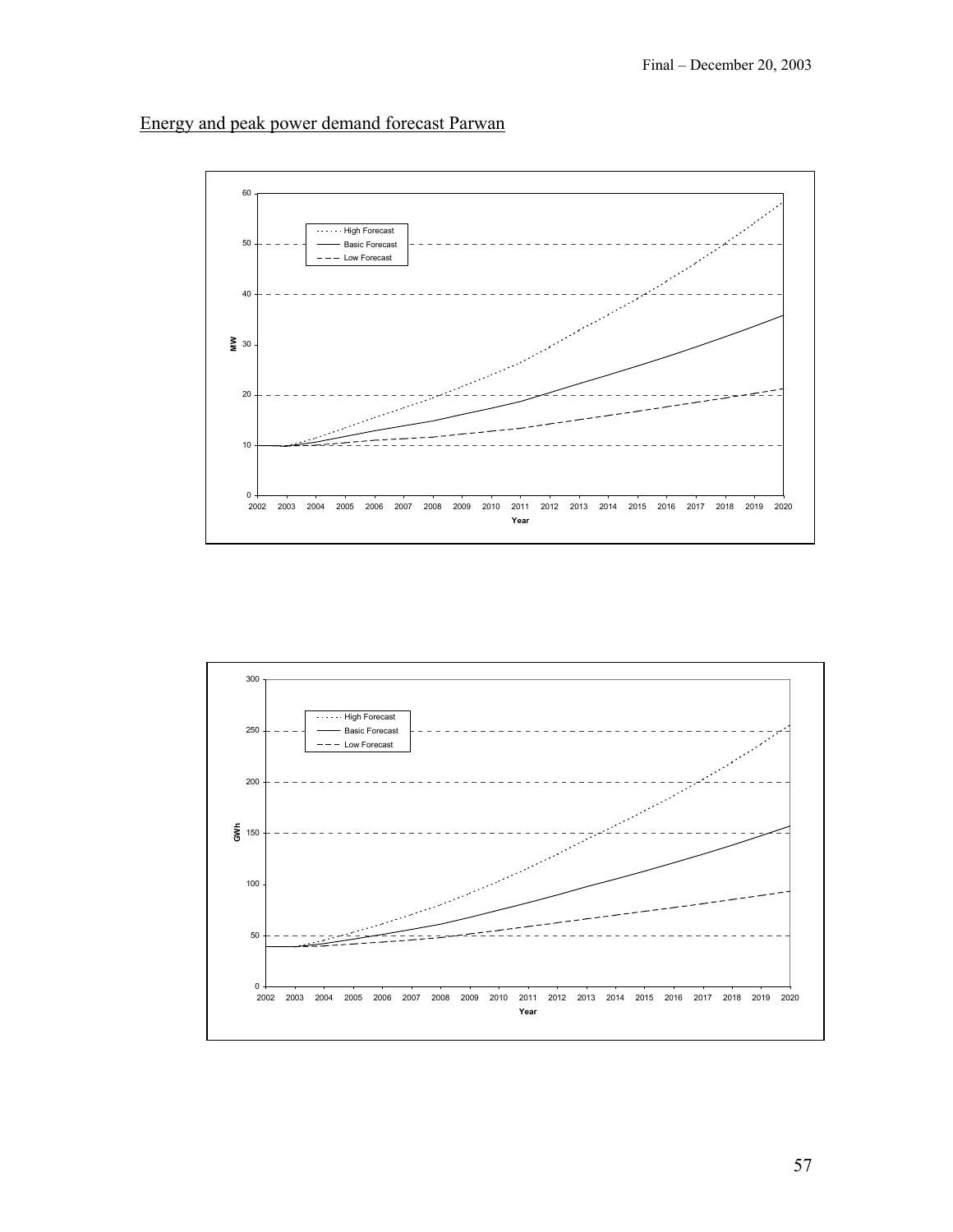## Energy and peak power demand forecast Parwan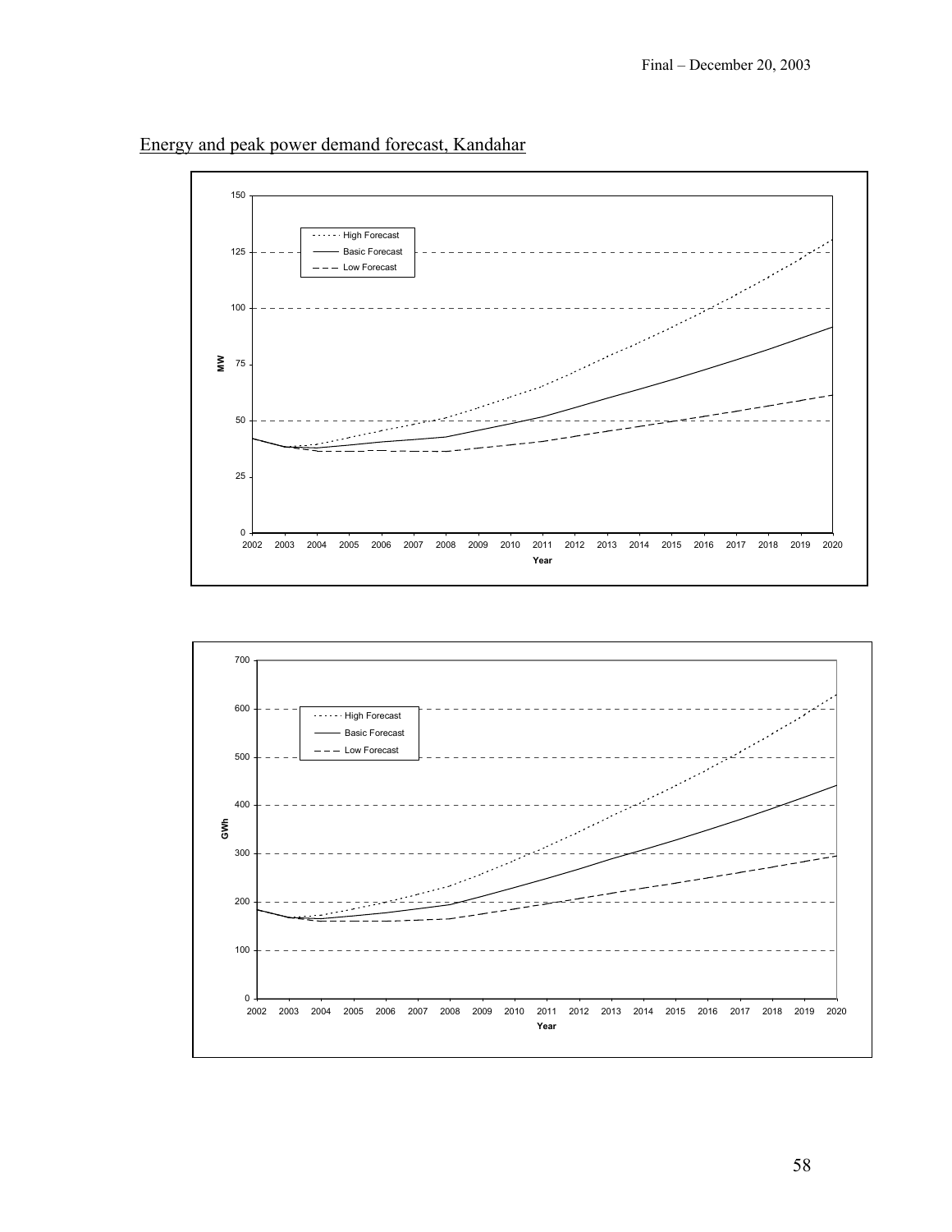Energy and peak power demand forecast, Kandahar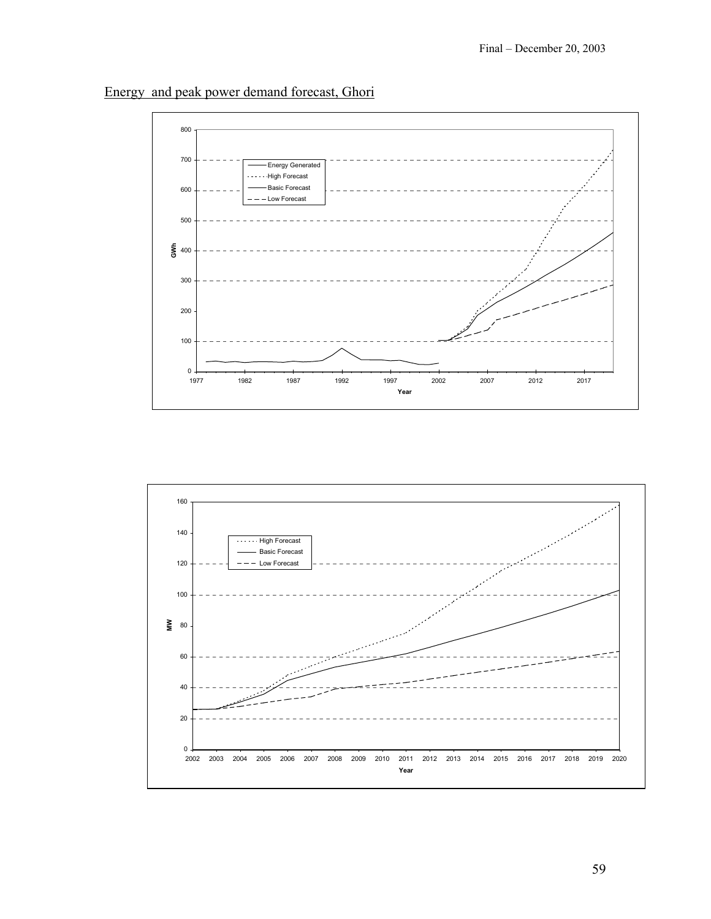Energy and peak power demand forecast, Ghori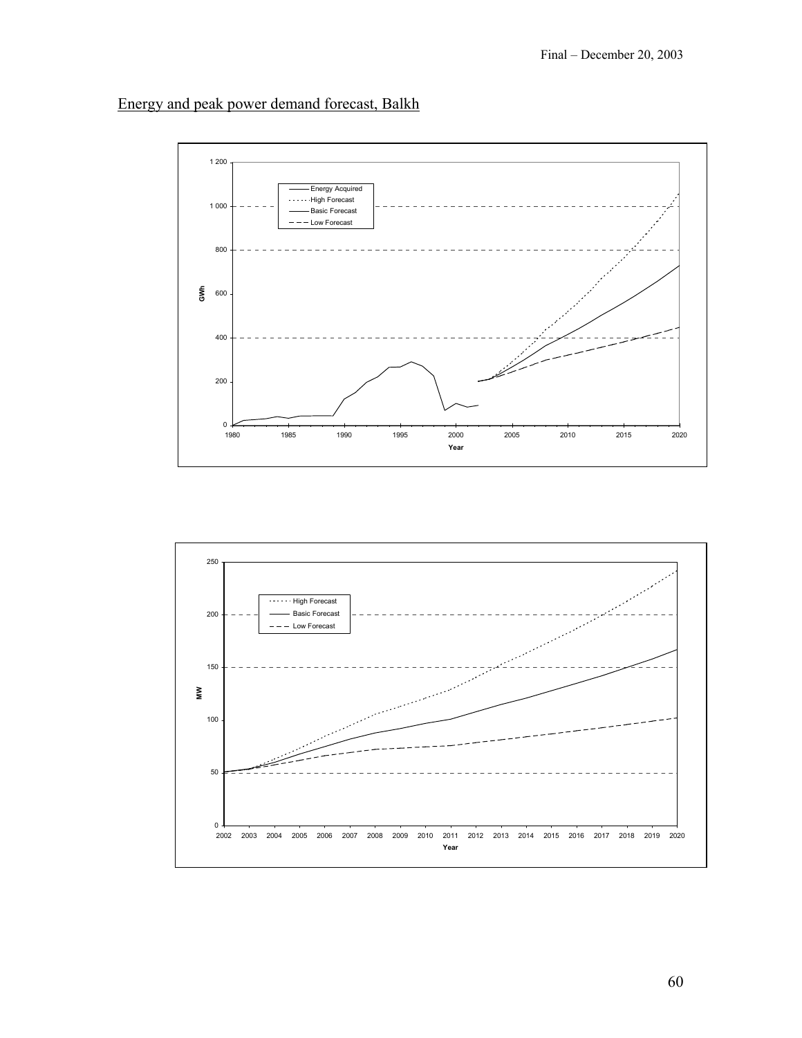Energy and peak power demand forecast, Balkh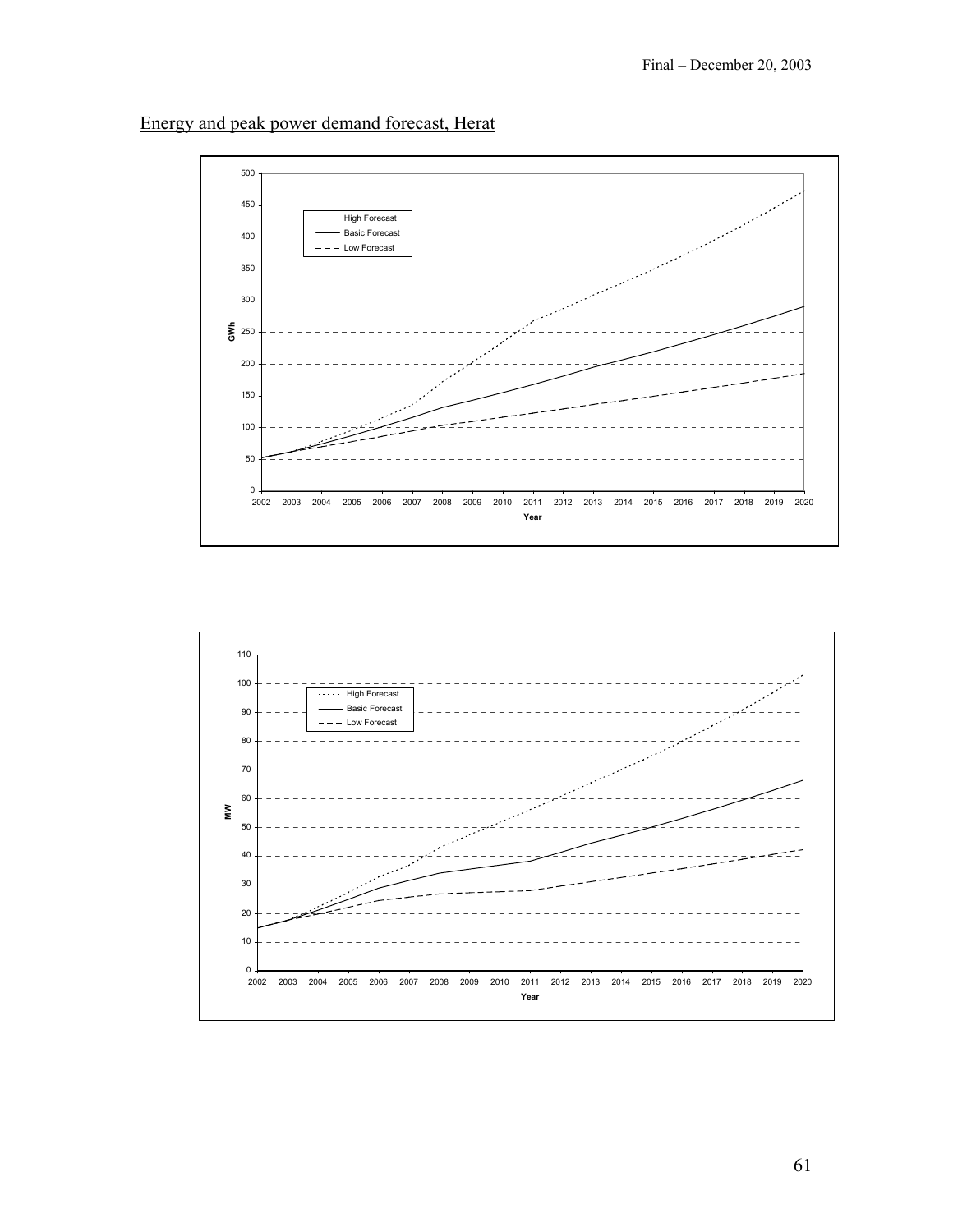Energy and peak power demand forecast, Herat

500
450
400
350
300
250
200
150
100
50
0

GWh

High Forecast
Basic Forecast
Low Forecast

2002 2003 2004 2005 2006 2007 2008 2009 2010 2011 2012 2013 2014 2015 2016 2017 2018 2019 2020

Year

110
100
90
80
70
60
50
40
30
20
10
0

MW

High Forecast
Basic Forecast
Low Forecast

2002 2003 2004 2005 2006 2007 2008 2009 2010 2011 2012 2013 2014 2015 2016 2017 2018 2019 2020

Year